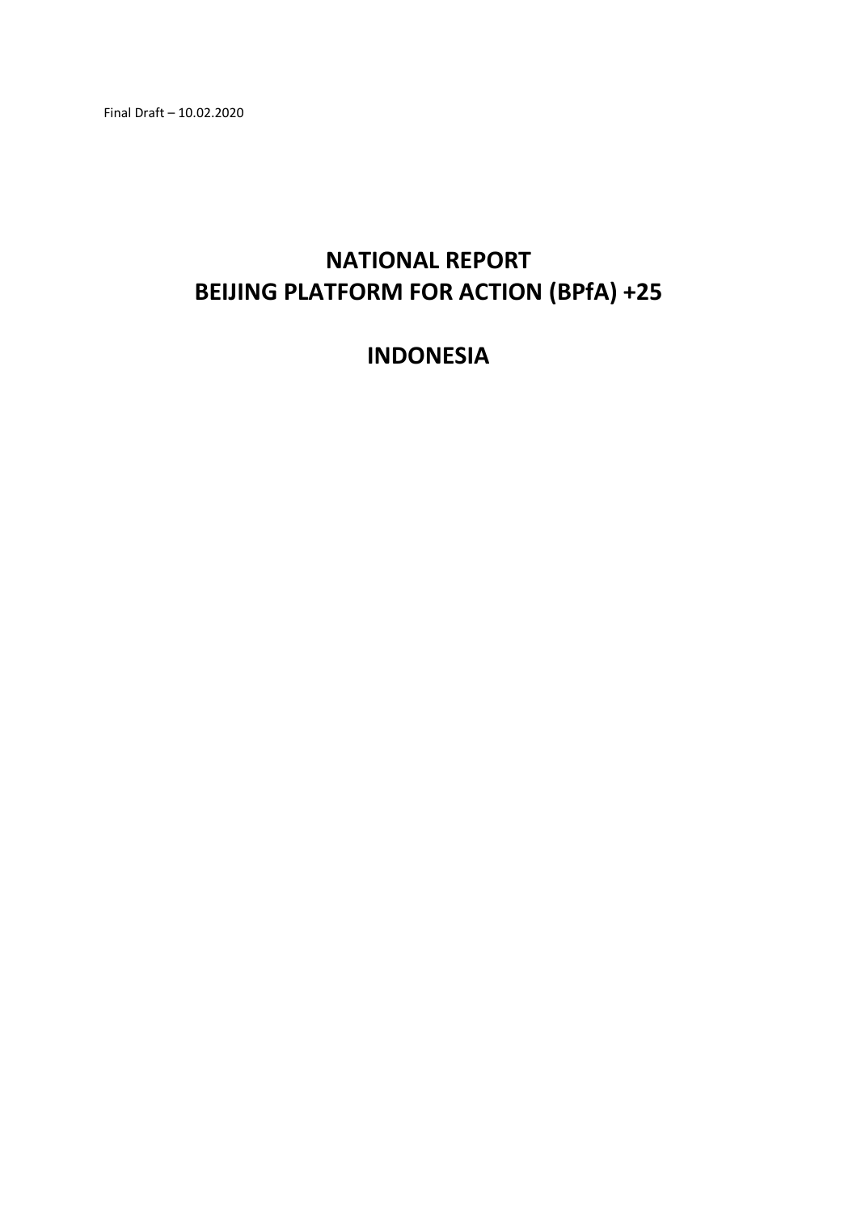Final Draft – 10.02.2020

# NATIONAL REPORT
# BEIJING PLATFORM FOR ACTION (BPfA) +25

# INDONESIA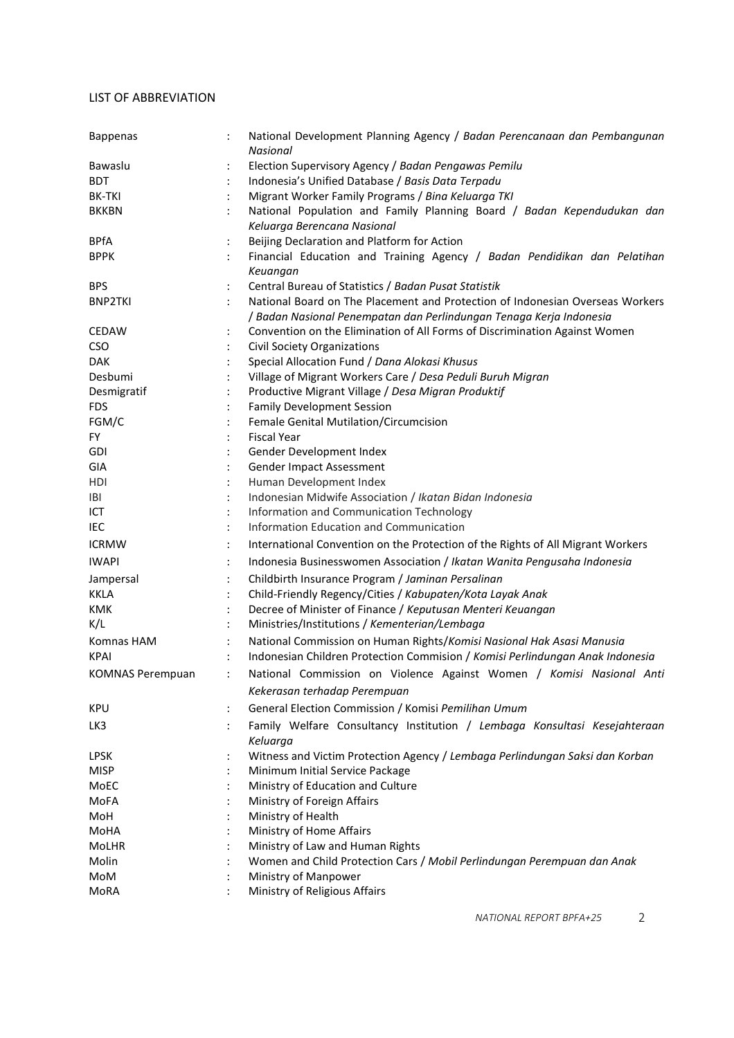LIST OF ABBREVIATION

| | | |
|---|---|---|
| Bappenas | : | National Development Planning Agency / *Badan Perencanaan dan Pembangunan Nasional* |
| Bawaslu | : | Election Supervisory Agency / *Badan Pengawas Pemilu* |
| BDT | : | Indonesia's Unified Database / *Basis Data Terpadu* |
| BK-TKI | : | Migrant Worker Family Programs / *Bina Keluarga TKI* |
| BKKBN | : | National Population and Family Planning Board / *Badan Kependudukan dan Keluarga Berencana Nasional* |
| BPfA | : | Beijing Declaration and Platform for Action |
| BPPK | : | Financial Education and Training Agency / *Badan Pendidikan dan Pelatihan Keuangan* |
| BPS | : | Central Bureau of Statistics / *Badan Pusat Statistik* |
| BNP2TKI | : | National Board on The Placement and Protection of Indonesian Overseas Workers / *Badan Nasional Penempatan dan Perlindungan Tenaga Kerja Indonesia* |
| CEDAW | : | Convention on the Elimination of All Forms of Discrimination Against Women |
| CSO | : | Civil Society Organizations |
| DAK | : | Special Allocation Fund / *Dana Alokasi Khusus* |
| Desbumi | : | Village of Migrant Workers Care / *Desa Peduli Buruh Migran* |
| Desmigratif | : | Productive Migrant Village / *Desa Migran Produktif* |
| FDS | : | Family Development Session |
| FGM/C | : | Female Genital Mutilation/Circumcision |
| FY | : | Fiscal Year |
| GDI | : | Gender Development Index |
| GIA | : | Gender Impact Assessment |
| HDI | : | Human Development Index |
| IBI | : | Indonesian Midwife Association / *Ikatan Bidan Indonesia* |
| ICT | : | Information and Communication Technology |
| IEC | : | Information Education and Communication |
| ICRMW | : | International Convention on the Protection of the Rights of All Migrant Workers |
| IWAPI | : | Indonesia Businesswomen Association / *Ikatan Wanita Pengusaha Indonesia* |
| Jampersal | : | Childbirth Insurance Program / *Jaminan Persalinan* |
| KKLA | : | Child-Friendly Regency/Cities / *Kabupaten/Kota Layak Anak* |
| KMK | : | Decree of Minister of Finance / *Keputusan Menteri Keuangan* |
| K/L | : | Ministries/Institutions / *Kementerian/Lembaga* |
| Komnas HAM | : | National Commission on Human Rights/*Komisi Nasional Hak Asasi Manusia* |
| KPAI | : | Indonesian Children Protection Commision / *Komisi Perlindungan Anak Indonesia* |
| KOMNAS Perempuan | : | National Commission on Violence Against Women / *Komisi Nasional Anti Kekerasan terhadap Perempuan* |
| KPU | : | General Election Commission / Komisi *Pemilihan Umum* |
| LK3 | : | Family Welfare Consultancy Institution / *Lembaga Konsultasi Kesejahteraan Keluarga* |
| LPSK | : | Witness and Victim Protection Agency / *Lembaga Perlindungan Saksi dan Korban* |
| MISP | : | Minimum Initial Service Package |
| MoEC | : | Ministry of Education and Culture |
| MoFA | : | Ministry of Foreign Affairs |
| MoH | : | Ministry of Health |
| MoHA | : | Ministry of Home Affairs |
| MoLHR | : | Ministry of Law and Human Rights |
| Molin | : | Women and Child Protection Cars / *Mobil Perlindungan Perempuan dan Anak* |
| MoM | : | Ministry of Manpower |
| MoRA | : | Ministry of Religious Affairs |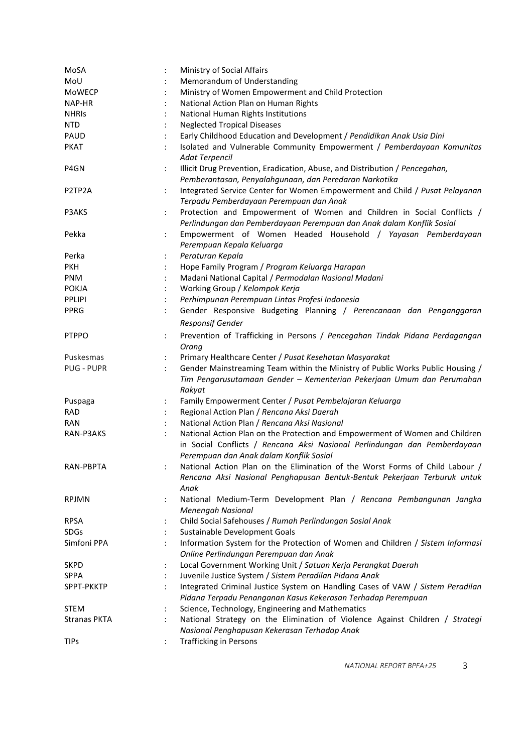| | | |
|---|---|---|
| MoSA | : | Ministry of Social Affairs |
| MoU | : | Memorandum of Understanding |
| MoWECP | : | Ministry of Women Empowerment and Child Protection |
| NAP-HR | : | National Action Plan on Human Rights |
| NHRIs | : | National Human Rights Institutions |
| NTD | : | Neglected Tropical Diseases |
| PAUD | : | Early Childhood Education and Development / *Pendidikan Anak Usia Dini* |
| PKAT | : | Isolated and Vulnerable Community Empowerment / *Pemberdayaan Komunitas Adat Terpencil* |
| P4GN | : | Illicit Drug Prevention, Eradication, Abuse, and Distribution / *Pencegahan, Pemberantasan, Penyalahgunaan, dan Peredaran Narkotika* |
| P2TP2A | : | Integrated Service Center for Women Empowerment and Child / *Pusat Pelayanan Terpadu Pemberdayaan Perempuan dan Anak* |
| P3AKS | : | Protection and Empowerment of Women and Children in Social Conflicts / *Perlindungan dan Pemberdayaan Perempuan dan Anak dalam Konflik Sosial* |
| Pekka | : | Empowerment of Women Headed Household / *Yayasan Pemberdayaan Perempuan Kepala Keluarga* |
| Perka | : | *Peraturan Kepala* |
| PKH | : | Hope Family Program / *Program Keluarga Harapan* |
| PNM | : | Madani National Capital / *Permodalan Nasional Madani* |
| POKJA | : | Working Group / *Kelompok Kerja* |
| PPLIPI | : | *Perhimpunan Perempuan Lintas Profesi Indonesia* |
| PPRG | : | Gender Responsive Budgeting Planning / *Perencanaan dan Penganggaran Responsif Gender* |
| PTPPO | : | Prevention of Trafficking in Persons / *Pencegahan Tindak Pidana Perdagangan Orang* |
| Puskesmas | : | Primary Healthcare Center / *Pusat Kesehatan Masyarakat* |
| PUG - PUPR | : | Gender Mainstreaming Team within the Ministry of Public Works Public Housing / *Tim Pengarusutamaan Gender – Kementerian Pekerjaan Umum dan Perumahan Rakyat* |
| Puspaga | : | Family Empowerment Center / *Pusat Pembelajaran Keluarga* |
| RAD | : | Regional Action Plan / *Rencana Aksi Daerah* |
| RAN | : | National Action Plan / *Rencana Aksi Nasional* |
| RAN-P3AKS | : | National Action Plan on the Protection and Empowerment of Women and Children in Social Conflicts / *Rencana Aksi Nasional Perlindungan dan Pemberdayaan Perempuan dan Anak dalam Konflik Sosial* |
| RAN-PBPTA | : | National Action Plan on the Elimination of the Worst Forms of Child Labour / *Rencana Aksi Nasional Penghapusan Bentuk-Bentuk Pekerjaan Terburuk untuk Anak* |
| RPJMN | : | National Medium-Term Development Plan / *Rencana Pembangunan Jangka Menengah Nasional* |
| RPSA | : | Child Social Safehouses / *Rumah Perlindungan Sosial Anak* |
| SDGs | : | Sustainable Development Goals |
| Simfoni PPA | : | Information System for the Protection of Women and Children / *Sistem Informasi Online Perlindungan Perempuan dan Anak* |
| SKPD | : | Local Government Working Unit / *Satuan Kerja Perangkat Daerah* |
| SPPA | : | Juvenile Justice System / *Sistem Peradilan Pidana Anak* |
| SPPT-PKKTP | : | Integrated Criminal Justice System on Handling Cases of VAW / *Sistem Peradilan Pidana Terpadu Penanganan Kasus Kekerasan Terhadap Perempuan* |
| STEM | : | Science, Technology, Engineering and Mathematics |
| Stranas PKTA | : | National Strategy on the Elimination of Violence Against Children / *Strategi Nasional Penghapusan Kekerasan Terhadap Anak* |
| TIPs | : | Trafficking in Persons |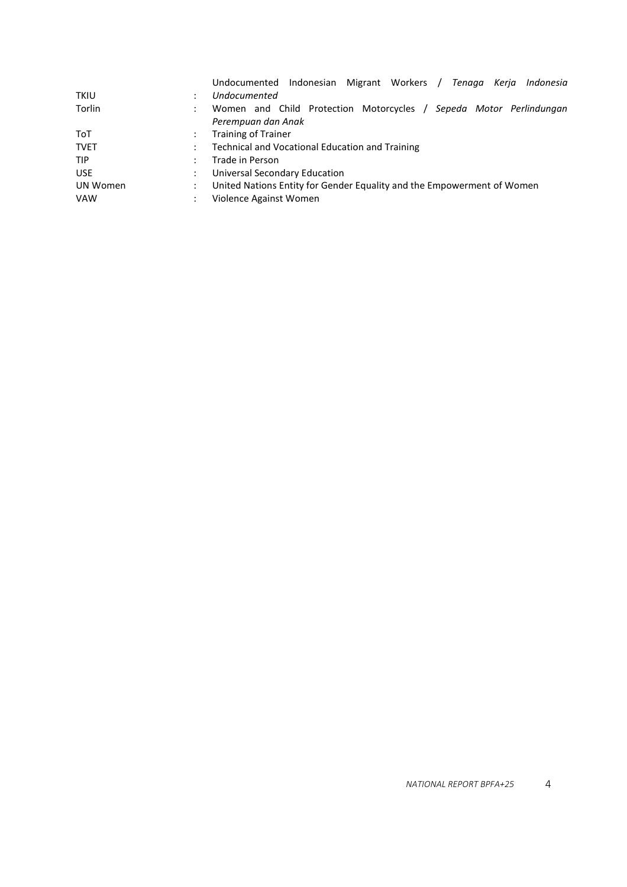| | | |
|---|---|---|
| TKIU | : | Undocumented Indonesian Migrant Workers / *Tenaga Kerja Indonesia Undocumented* |
| Torlin | : | Women and Child Protection Motorcycles / *Sepeda Motor Perlindungan Perempuan dan Anak* |
| ToT | : | Training of Trainer |
| TVET | : | Technical and Vocational Education and Training |
| TIP | : | Trade in Person |
| USE | : | Universal Secondary Education |
| UN Women | : | United Nations Entity for Gender Equality and the Empowerment of Women |
| VAW | : | Violence Against Women |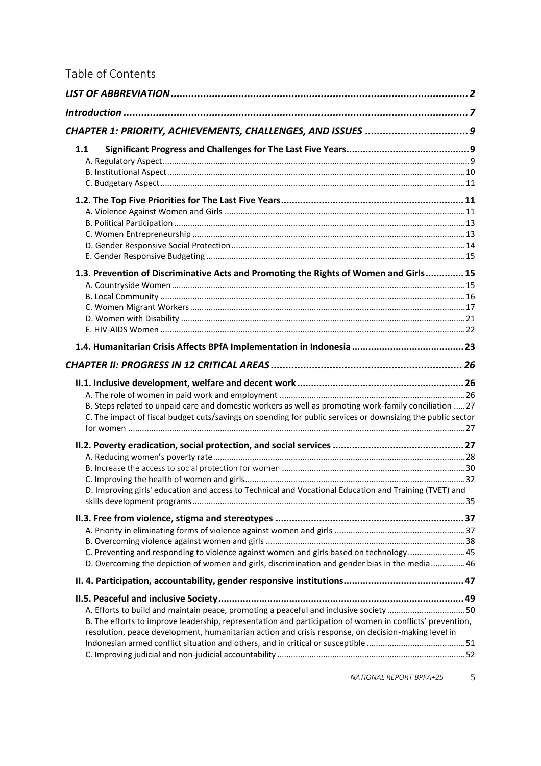# Table of Contents

***LIST OF ABBREVIATION*** ... **2**

***Introduction*** ... **7**

***CHAPTER 1: PRIORITY, ACHIEVEMENTS, CHALLENGES, AND ISSUES*** ... **9**

**1.1 Significant Progress and Challenges for The Last Five Years** ... **9**

A. Regulatory Aspect ... 9
B. Institutional Aspect ... 10
C. Budgetary Aspect ... 11

**1.2. The Top Five Priorities for The Last Five Years** ... **11**

A. Violence Against Women and Girls ... 11
B. Political Participation ... 13
C. Women Entrepreneurship ... 13
D. Gender Responsive Social Protection ... 14
E. Gender Responsive Budgeting ... 15

**1.3. Prevention of Discriminative Acts and Promoting the Rights of Women and Girls** ... **15**

A. Countryside Women ... 15
B. Local Community ... 16
C. Women Migrant Workers ... 17
D. Women with Disability ... 21
E. HIV-AIDS Women ... 22

**1.4. Humanitarian Crisis Affects BPfA Implementation in Indonesia** ... **23**

***CHAPTER II: PROGRESS IN 12 CRITICAL AREAS*** ... **26**

**II.1. Inclusive development, welfare and decent work** ... **26**

A. The role of women in paid work and employment ... 26
B. Steps related to unpaid care and domestic workers as well as promoting work-family conciliation ... 27
C. The impact of fiscal budget cuts/savings on spending for public services or downsizing the public sector for women ... 27

**II.2. Poverty eradication, social protection, and social services** ... **27**

A. Reducing women's poverty rate ... 28
B. Increase the access to social protection for women ... 30
C. Improving the health of women and girls ... 32
D. Improving girls' education and access to Technical and Vocational Education and Training (TVET) and skills development programs ... 35

**II.3. Free from violence, stigma and stereotypes** ... **37**

A. Priority in eliminating forms of violence against women and girls ... 37
B. Overcoming violence against women and girls ... 38
C. Preventing and responding to violence against women and girls based on technology ... 45
D. Overcoming the depiction of women and girls, discrimination and gender bias in the media ... 46

**II. 4. Participation, accountability, gender responsive institutions** ... **47**

**II.5. Peaceful and inclusive Society** ... **49**

A. Efforts to build and maintain peace, promoting a peaceful and inclusive society ... 50
B. The efforts to improve leadership, representation and participation of women in conflicts' prevention, resolution, peace development, humanitarian action and crisis response, on decision-making level in Indonesian armed conflict situation and others, and in critical or susceptible ... 51
C. Improving judicial and non-judicial accountability ... 52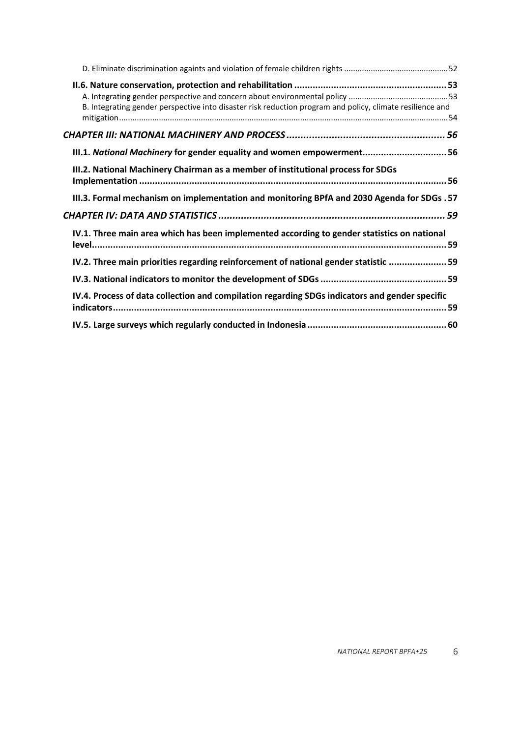D. Eliminate discrimination againts and violation of female children rights .............................................52

**II.6. Nature conservation, protection and rehabilitation ......................................................... 53**

A. Integrating gender perspective and concern about environmental policy ............................................53

B. Integrating gender perspective into disaster risk reduction program and policy, climate resilience and mitigation.................................................................................................................................................54

***CHAPTER III: NATIONAL MACHINERY AND PROCESS ....................................................... 56***

**III.1. *National Machinery* for gender equality and women empowerment............................... 56**

**III.2. National Machinery Chairman as a member of institutional process for SDGs Implementation ................................................................................................................. 56**

**III.3. Formal mechanism on implementation and monitoring BPfA and 2030 Agenda for SDGs . 57**

***CHAPTER IV: DATA AND STATISTICS ................................................................................ 59***

**IV.1. Three main area which has been implemented according to gender statistics on national level..................................................................................................................................... 59**

**IV.2. Three main priorities regarding reinforcement of national gender statistic ..................... 59**

**IV.3. National indicators to monitor the development of SDGs ............................................... 59**

**IV.4. Process of data collection and compilation regarding SDGs indicators and gender specific indicators............................................................................................................................ 59**

**IV.5. Large surveys which regularly conducted in Indonesia .................................................... 60**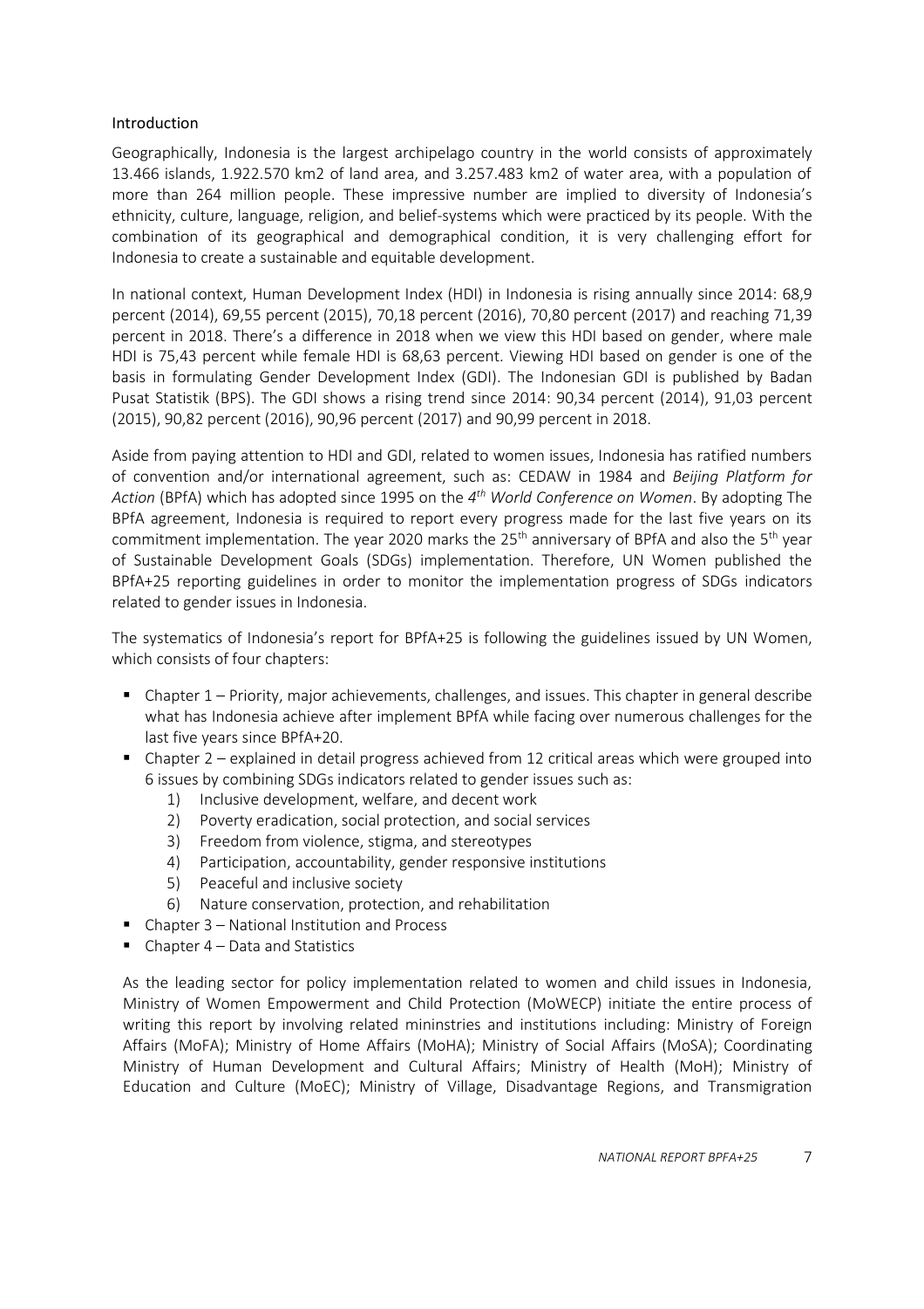## Introduction

Geographically, Indonesia is the largest archipelago country in the world consists of approximately 13.466 islands, 1.922.570 km2 of land area, and 3.257.483 km2 of water area, with a population of more than 264 million people. These impressive number are implied to diversity of Indonesia's ethnicity, culture, language, religion, and belief-systems which were practiced by its people. With the combination of its geographical and demographical condition, it is very challenging effort for Indonesia to create a sustainable and equitable development.

In national context, Human Development Index (HDI) in Indonesia is rising annually since 2014: 68,9 percent (2014), 69,55 percent (2015), 70,18 percent (2016), 70,80 percent (2017) and reaching 71,39 percent in 2018. There's a difference in 2018 when we view this HDI based on gender, where male HDI is 75,43 percent while female HDI is 68,63 percent. Viewing HDI based on gender is one of the basis in formulating Gender Development Index (GDI). The Indonesian GDI is published by Badan Pusat Statistik (BPS). The GDI shows a rising trend since 2014: 90,34 percent (2014), 91,03 percent (2015), 90,82 percent (2016), 90,96 percent (2017) and 90,99 percent in 2018.

Aside from paying attention to HDI and GDI, related to women issues, Indonesia has ratified numbers of convention and/or international agreement, such as: CEDAW in 1984 and *Beijing Platform for Action* (BPfA) which has adopted since 1995 on the *4th World Conference on Women*. By adopting The BPfA agreement, Indonesia is required to report every progress made for the last five years on its commitment implementation. The year 2020 marks the 25th anniversary of BPfA and also the 5th year of Sustainable Development Goals (SDGs) implementation. Therefore, UN Women published the BPfA+25 reporting guidelines in order to monitor the implementation progress of SDGs indicators related to gender issues in Indonesia.

The systematics of Indonesia's report for BPfA+25 is following the guidelines issued by UN Women, which consists of four chapters:

- Chapter 1 – Priority, major achievements, challenges, and issues. This chapter in general describe what has Indonesia achieve after implement BPfA while facing over numerous challenges for the last five years since BPfA+20.
- Chapter 2 – explained in detail progress achieved from 12 critical areas which were grouped into 6 issues by combining SDGs indicators related to gender issues such as:
  1) Inclusive development, welfare, and decent work
  2) Poverty eradication, social protection, and social services
  3) Freedom from violence, stigma, and stereotypes
  4) Participation, accountability, gender responsive institutions
  5) Peaceful and inclusive society
  6) Nature conservation, protection, and rehabilitation
- Chapter 3 – National Institution and Process
- Chapter 4 – Data and Statistics

As the leading sector for policy implementation related to women and child issues in Indonesia, Ministry of Women Empowerment and Child Protection (MoWECP) initiate the entire process of writing this report by involving related mininstries and institutions including: Ministry of Foreign Affairs (MoFA); Ministry of Home Affairs (MoHA); Ministry of Social Affairs (MoSA); Coordinating Ministry of Human Development and Cultural Affairs; Ministry of Health (MoH); Ministry of Education and Culture (MoEC); Ministry of Village, Disadvantage Regions, and Transmigration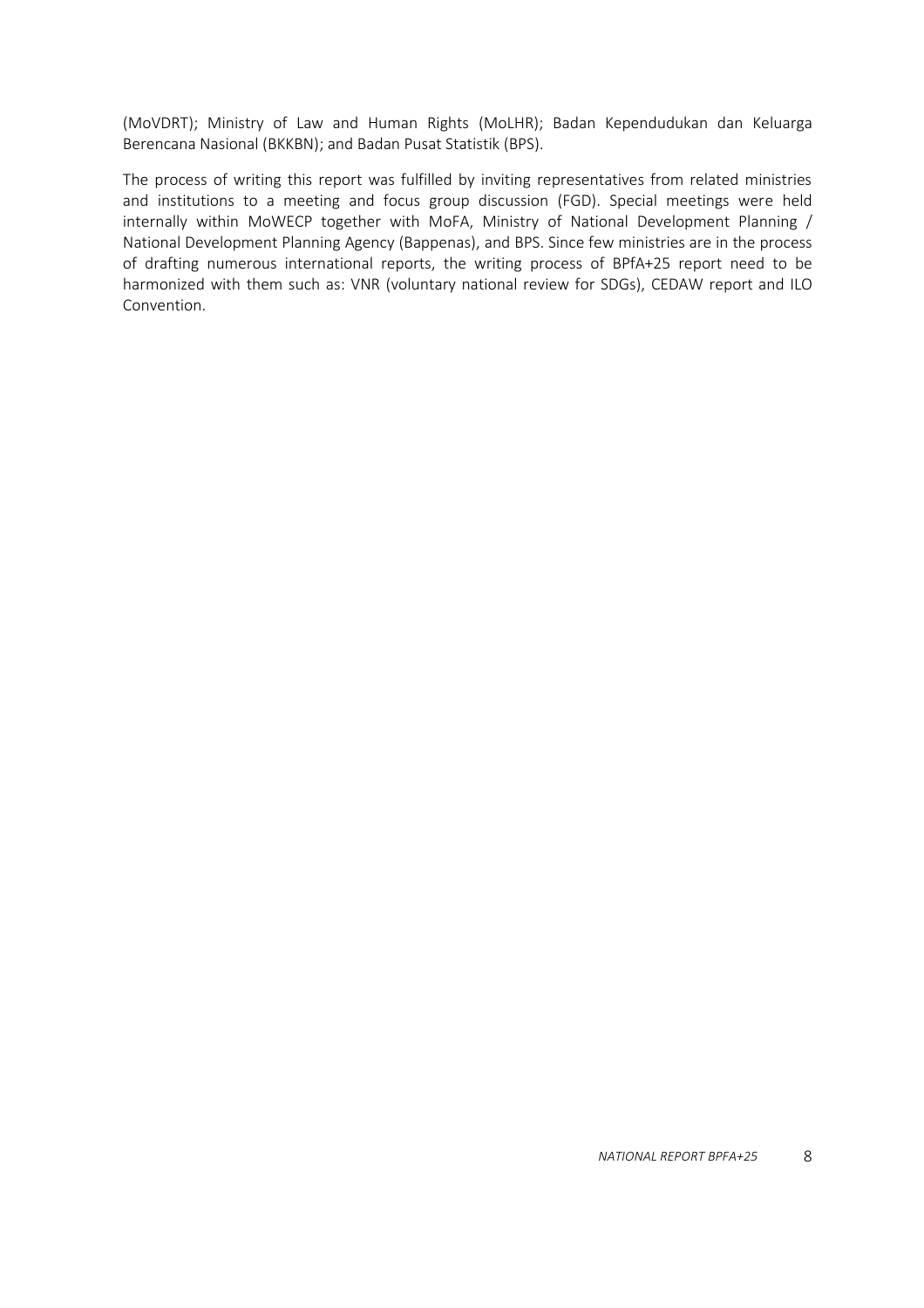(MoVDRT); Ministry of Law and Human Rights (MoLHR); Badan Kependudukan dan Keluarga Berencana Nasional (BKKBN); and Badan Pusat Statistik (BPS).

The process of writing this report was fulfilled by inviting representatives from related ministries and institutions to a meeting and focus group discussion (FGD). Special meetings were held internally within MoWECP together with MoFA, Ministry of National Development Planning / National Development Planning Agency (Bappenas), and BPS. Since few ministries are in the process of drafting numerous international reports, the writing process of BPfA+25 report need to be harmonized with them such as: VNR (voluntary national review for SDGs), CEDAW report and ILO Convention.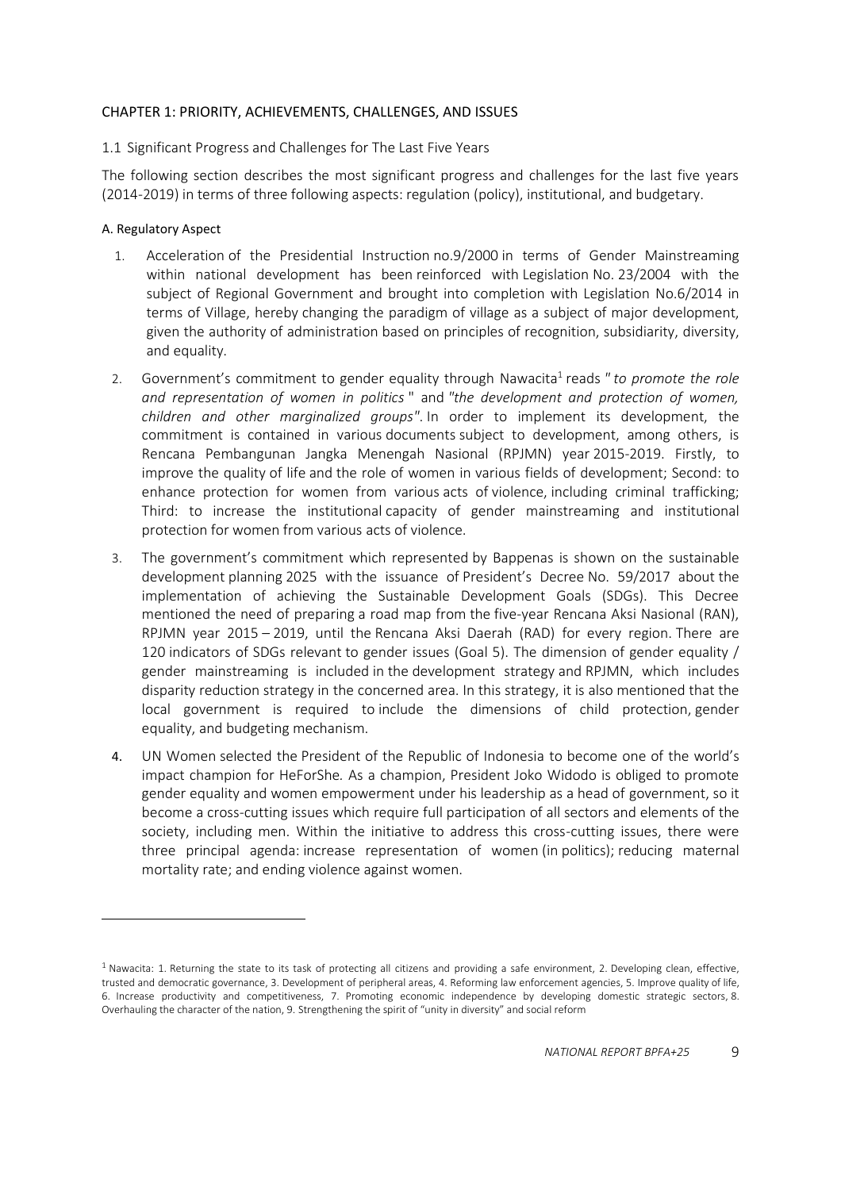## CHAPTER 1: PRIORITY, ACHIEVEMENTS, CHALLENGES, AND ISSUES

### 1.1 Significant Progress and Challenges for The Last Five Years

The following section describes the most significant progress and challenges for the last five years (2014-2019) in terms of three following aspects: regulation (policy), institutional, and budgetary.

#### A. Regulatory Aspect

1. Acceleration of the Presidential Instruction no.9/2000 in terms of Gender Mainstreaming within national development has been reinforced with Legislation No. 23/2004 with the subject of Regional Government and brought into completion with Legislation No.6/2014 in terms of Village, hereby changing the paradigm of village as a subject of major development, given the authority of administration based on principles of recognition, subsidiarity, diversity, and equality.
2. Government's commitment to gender equality through Nawacita[1] reads "*to promote the role and representation of women in politics*" and "*the development and protection of women, children and other marginalized groups"*. In order to implement its development, the commitment is contained in various documents subject to development, among others, is Rencana Pembangunan Jangka Menengah Nasional (RPJMN) year 2015-2019. Firstly, to improve the quality of life and the role of women in various fields of development; Second: to enhance protection for women from various acts of violence, including criminal trafficking; Third: to increase the institutional capacity of gender mainstreaming and institutional protection for women from various acts of violence.
3. The government's commitment which represented by Bappenas is shown on the sustainable development planning 2025 with the issuance of President's Decree No. 59/2017 about the implementation of achieving the Sustainable Development Goals (SDGs). This Decree mentioned the need of preparing a road map from the five-year Rencana Aksi Nasional (RAN), RPJMN year 2015 – 2019, until the Rencana Aksi Daerah (RAD) for every region. There are 120 indicators of SDGs relevant to gender issues (Goal 5). The dimension of gender equality / gender mainstreaming is included in the development strategy and RPJMN, which includes disparity reduction strategy in the concerned area. In this strategy, it is also mentioned that the local government is required to include the dimensions of child protection, gender equality, and budgeting mechanism.
4. UN Women selected the President of the Republic of Indonesia to become one of the world's impact champion for HeForShe*.* As a champion, President Joko Widodo is obliged to promote gender equality and women empowerment under his leadership as a head of government, so it become a cross-cutting issues which require full participation of all sectors and elements of the society, including men. Within the initiative to address this cross-cutting issues, there were three principal agenda: increase representation of women (in politics); reducing maternal mortality rate; and ending violence against women.

---

[1] Nawacita: 1. Returning the state to its task of protecting all citizens and providing a safe environment, 2. Developing clean, effective, trusted and democratic governance, 3. Development of peripheral areas, 4. Reforming law enforcement agencies, 5. Improve quality of life, 6. Increase productivity and competitiveness, 7. Promoting economic independence by developing domestic strategic sectors, 8. Overhauling the character of the nation, 9. Strengthening the spirit of "unity in diversity" and social reform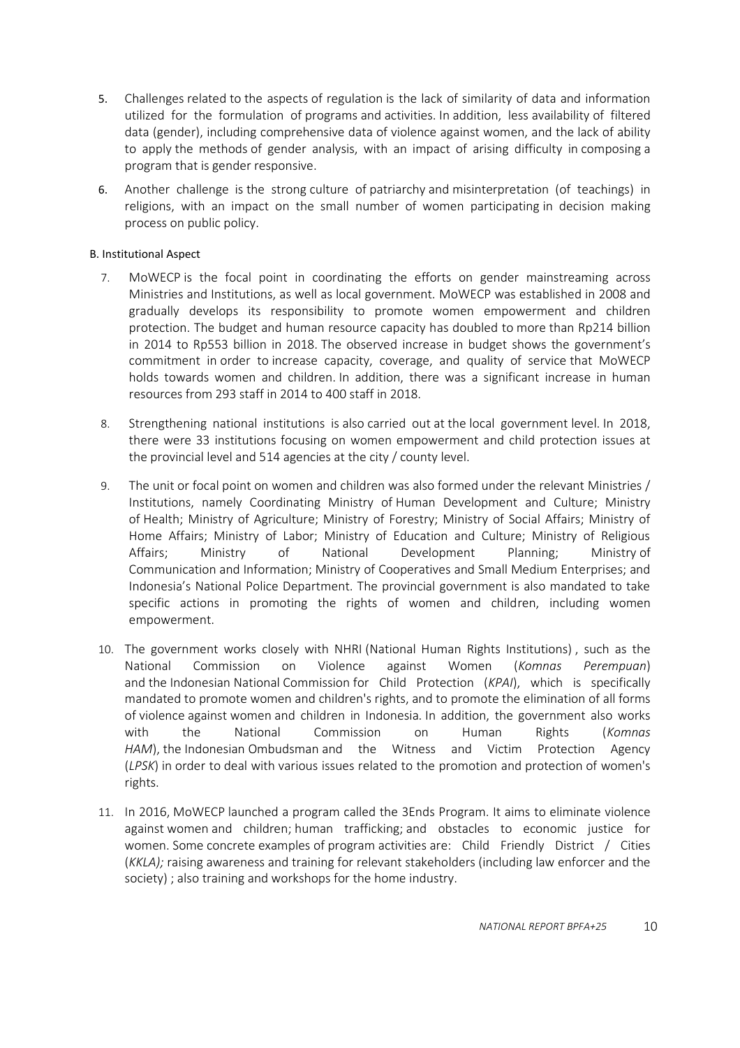5. Challenges related to the aspects of regulation is the lack of similarity of data and information utilized for the formulation of programs and activities. In addition, less availability of filtered data (gender), including comprehensive data of violence against women, and the lack of ability to apply the methods of gender analysis, with an impact of arising difficulty in composing a program that is gender responsive.

6. Another challenge is the strong culture of patriarchy and misinterpretation (of teachings) in religions, with an impact on the small number of women participating in decision making process on public policy.

#### B. Institutional Aspect

7. MoWECP is the focal point in coordinating the efforts on gender mainstreaming across Ministries and Institutions, as well as local government. MoWECP was established in 2008 and gradually develops its responsibility to promote women empowerment and children protection. The budget and human resource capacity has doubled to more than Rp214 billion in 2014 to Rp553 billion in 2018. The observed increase in budget shows the government's commitment in order to increase capacity, coverage, and quality of service that MoWECP holds towards women and children. In addition, there was a significant increase in human resources from 293 staff in 2014 to 400 staff in 2018.

8. Strengthening national institutions is also carried out at the local government level. In 2018, there were 33 institutions focusing on women empowerment and child protection issues at the provincial level and 514 agencies at the city / county level.

9. The unit or focal point on women and children was also formed under the relevant Ministries / Institutions, namely Coordinating Ministry of Human Development and Culture; Ministry of Health; Ministry of Agriculture; Ministry of Forestry; Ministry of Social Affairs; Ministry of Home Affairs; Ministry of Labor; Ministry of Education and Culture; Ministry of Religious Affairs; Ministry of National Development Planning; Ministry of Communication and Information; Ministry of Cooperatives and Small Medium Enterprises; and Indonesia's National Police Department. The provincial government is also mandated to take specific actions in promoting the rights of women and children, including women empowerment.

10. The government works closely with NHRI (National Human Rights Institutions) , such as the National Commission on Violence against Women (*Komnas Perempuan*) and the Indonesian National Commission for Child Protection (*KPAI*), which is specifically mandated to promote women and children's rights, and to promote the elimination of all forms of violence against women and children in Indonesia. In addition, the government also works with the National Commission on Human Rights (*Komnas HAM*), the Indonesian Ombudsman and the Witness and Victim Protection Agency (*LPSK*) in order to deal with various issues related to the promotion and protection of women's rights.

11. In 2016, MoWECP launched a program called the 3Ends Program. It aims to eliminate violence against women and children; human trafficking; and obstacles to economic justice for women. Some concrete examples of program activities are: Child Friendly District / Cities (*KKLA);* raising awareness and training for relevant stakeholders (including law enforcer and the society) ; also training and workshops for the home industry.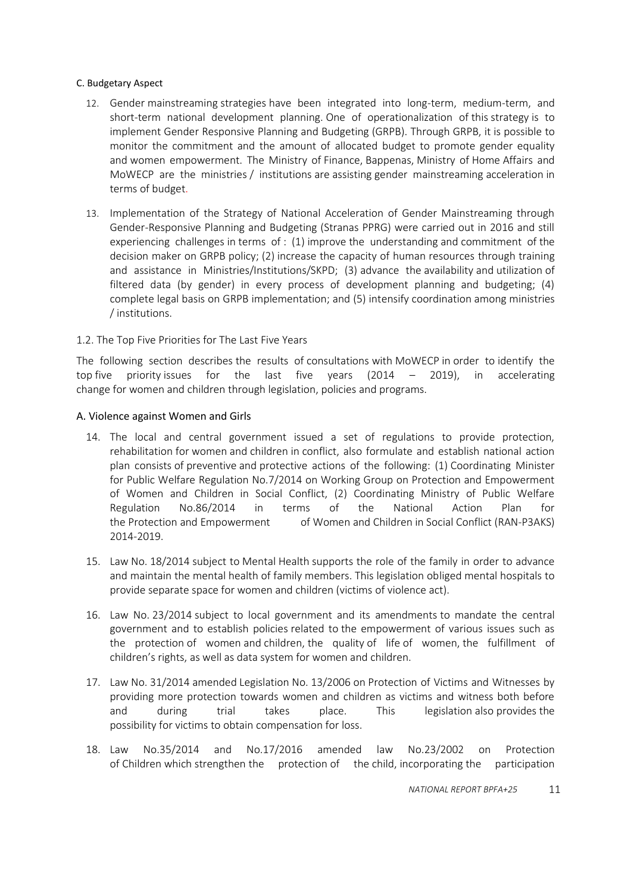C. Budgetary Aspect

12. Gender mainstreaming strategies have been integrated into long-term, medium-term, and short-term national development planning. One of operationalization of this strategy is to implement Gender Responsive Planning and Budgeting (GRPB). Through GRPB, it is possible to monitor the commitment and the amount of allocated budget to promote gender equality and women empowerment. The Ministry of Finance, Bappenas, Ministry of Home Affairs and MoWECP are the ministries / institutions are assisting gender mainstreaming acceleration in terms of budget.

13. Implementation of the Strategy of National Acceleration of Gender Mainstreaming through Gender-Responsive Planning and Budgeting (Stranas PPRG) were carried out in 2016 and still experiencing challenges in terms of : (1) improve the understanding and commitment of the decision maker on GRPB policy; (2) increase the capacity of human resources through training and assistance in Ministries/Institutions/SKPD; (3) advance the availability and utilization of filtered data (by gender) in every process of development planning and budgeting; (4) complete legal basis on GRPB implementation; and (5) intensify coordination among ministries / institutions.

## 1.2. The Top Five Priorities for The Last Five Years

The following section describes the results of consultations with MoWECP in order to identify the top five priority issues for the last five years (2014 – 2019), in accelerating change for women and children through legislation, policies and programs.

### A. Violence against Women and Girls

14. The local and central government issued a set of regulations to provide protection, rehabilitation for women and children in conflict, also formulate and establish national action plan consists of preventive and protective actions of the following: (1) Coordinating Minister for Public Welfare Regulation No.7/2014 on Working Group on Protection and Empowerment of Women and Children in Social Conflict, (2) Coordinating Ministry of Public Welfare Regulation No.86/2014 in terms of the National Action Plan for the Protection and Empowerment of Women and Children in Social Conflict (RAN-P3AKS) 2014-2019.

15. Law No. 18/2014 subject to Mental Health supports the role of the family in order to advance and maintain the mental health of family members. This legislation obliged mental hospitals to provide separate space for women and children (victims of violence act).

16. Law No. 23/2014 subject to local government and its amendments to mandate the central government and to establish policies related to the empowerment of various issues such as the protection of women and children, the quality of life of women, the fulfillment of children's rights, as well as data system for women and children.

17. Law No. 31/2014 amended Legislation No. 13/2006 on Protection of Victims and Witnesses by providing more protection towards women and children as victims and witness both before and during trial takes place. This legislation also provides the possibility for victims to obtain compensation for loss.

18. Law No.35/2014 and No.17/2016 amended law No.23/2002 on Protection of Children which strengthen the protection of the child, incorporating the participation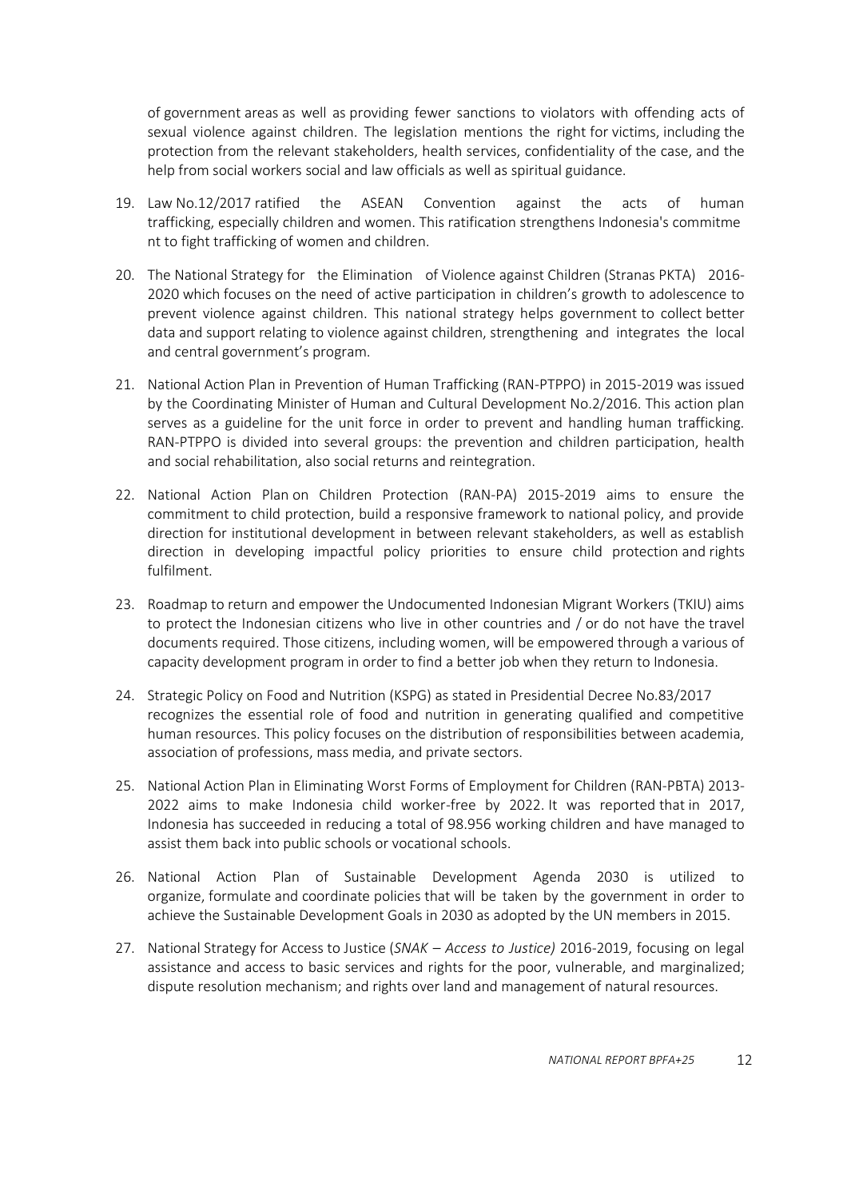of government areas as well as providing fewer sanctions to violators with offending acts of sexual violence against children. The legislation mentions the right for victims, including the protection from the relevant stakeholders, health services, confidentiality of the case, and the help from social workers social and law officials as well as spiritual guidance.

19. Law No.12/2017 ratified the ASEAN Convention against the acts of human trafficking, especially children and women. This ratification strengthens Indonesia's commitme nt to fight trafficking of women and children.

20. The National Strategy for the Elimination of Violence against Children (Stranas PKTA) 2016-2020 which focuses on the need of active participation in children's growth to adolescence to prevent violence against children. This national strategy helps government to collect better data and support relating to violence against children, strengthening and integrates the local and central government's program.

21. National Action Plan in Prevention of Human Trafficking (RAN-PTPPO) in 2015-2019 was issued by the Coordinating Minister of Human and Cultural Development No.2/2016. This action plan serves as a guideline for the unit force in order to prevent and handling human trafficking. RAN-PTPPO is divided into several groups: the prevention and children participation, health and social rehabilitation, also social returns and reintegration.

22. National Action Plan on Children Protection (RAN-PA) 2015-2019 aims to ensure the commitment to child protection, build a responsive framework to national policy, and provide direction for institutional development in between relevant stakeholders, as well as establish direction in developing impactful policy priorities to ensure child protection and rights fulfilment.

23. Roadmap to return and empower the Undocumented Indonesian Migrant Workers (TKIU) aims to protect the Indonesian citizens who live in other countries and / or do not have the travel documents required. Those citizens, including women, will be empowered through a various of capacity development program in order to find a better job when they return to Indonesia.

24. Strategic Policy on Food and Nutrition (KSPG) as stated in Presidential Decree No.83/2017 recognizes the essential role of food and nutrition in generating qualified and competitive human resources. This policy focuses on the distribution of responsibilities between academia, association of professions, mass media, and private sectors.

25. National Action Plan in Eliminating Worst Forms of Employment for Children (RAN-PBTA) 2013-2022 aims to make Indonesia child worker-free by 2022. It was reported that in 2017, Indonesia has succeeded in reducing a total of 98.956 working children and have managed to assist them back into public schools or vocational schools.

26. National Action Plan of Sustainable Development Agenda 2030 is utilized to organize, formulate and coordinate policies that will be taken by the government in order to achieve the Sustainable Development Goals in 2030 as adopted by the UN members in 2015.

27. National Strategy for Access to Justice (*SNAK – Access to Justice)* 2016-2019, focusing on legal assistance and access to basic services and rights for the poor, vulnerable, and marginalized; dispute resolution mechanism; and rights over land and management of natural resources.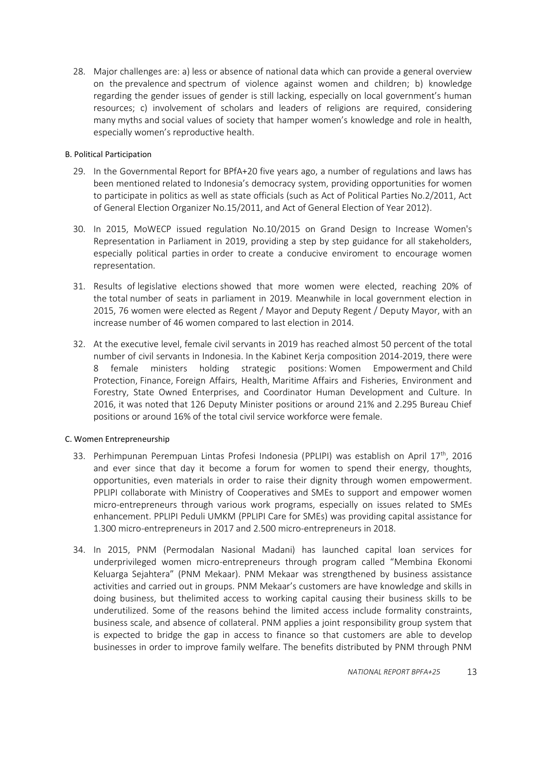28. Major challenges are: a) less or absence of national data which can provide a general overview on the prevalence and spectrum of violence against women and children; b) knowledge regarding the gender issues of gender is still lacking, especially on local government's human resources; c) involvement of scholars and leaders of religions are required, considering many myths and social values of society that hamper women's knowledge and role in health, especially women's reproductive health.

### B. Political Participation

29. In the Governmental Report for BPfA+20 five years ago, a number of regulations and laws has been mentioned related to Indonesia's democracy system, providing opportunities for women to participate in politics as well as state officials (such as Act of Political Parties No.2/2011, Act of General Election Organizer No.15/2011, and Act of General Election of Year 2012).

30. In 2015, MoWECP issued regulation No.10/2015 on Grand Design to Increase Women's Representation in Parliament in 2019, providing a step by step guidance for all stakeholders, especially political parties in order to create a conducive enviroment to encourage women representation.

31. Results of legislative elections showed that more women were elected, reaching 20% of the total number of seats in parliament in 2019. Meanwhile in local government election in 2015, 76 women were elected as Regent / Mayor and Deputy Regent / Deputy Mayor, with an increase number of 46 women compared to last election in 2014.

32. At the executive level, female civil servants in 2019 has reached almost 50 percent of the total number of civil servants in Indonesia. In the Kabinet Kerja composition 2014-2019, there were 8 female ministers holding strategic positions: Women Empowerment and Child Protection, Finance, Foreign Affairs, Health, Maritime Affairs and Fisheries, Environment and Forestry, State Owned Enterprises, and Coordinator Human Development and Culture. In 2016, it was noted that 126 Deputy Minister positions or around 21% and 2.295 Bureau Chief positions or around 16% of the total civil service workforce were female.

### C. Women Entrepreneurship

33. Perhimpunan Perempuan Lintas Profesi Indonesia (PPLIPI) was establish on April 17th, 2016 and ever since that day it become a forum for women to spend their energy, thoughts, opportunities, even materials in order to raise their dignity through women empowerment. PPLIPI collaborate with Ministry of Cooperatives and SMEs to support and empower women micro-entrepreneurs through various work programs, especially on issues related to SMEs enhancement. PPLIPI Peduli UMKM (PPLIPI Care for SMEs) was providing capital assistance for 1.300 micro-entrepreneurs in 2017 and 2.500 micro-entrepreneurs in 2018.

34. In 2015, PNM (Permodalan Nasional Madani) has launched capital loan services for underprivileged women micro-entrepreneurs through program called "Membina Ekonomi Keluarga Sejahtera" (PNM Mekaar). PNM Mekaar was strengthened by business assistance activities and carried out in groups. PNM Mekaar's customers are have knowledge and skills in doing business, but thelimited access to working capital causing their business skills to be underutilized. Some of the reasons behind the limited access include formality constraints, business scale, and absence of collateral. PNM applies a joint responsibility group system that is expected to bridge the gap in access to finance so that customers are able to develop businesses in order to improve family welfare. The benefits distributed by PNM through PNM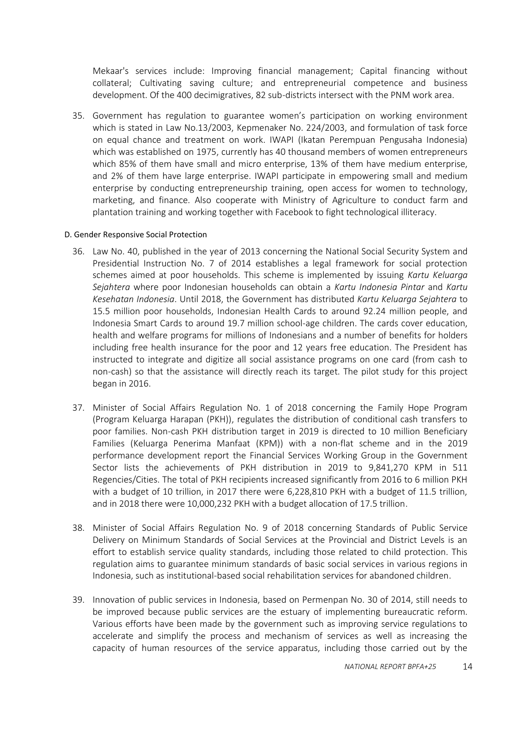Mekaar's services include: Improving financial management; Capital financing without collateral; Cultivating saving culture; and entrepreneurial competence and business development. Of the 400 decimigratives, 82 sub-districts intersect with the PNM work area.

35. Government has regulation to guarantee women's participation on working environment which is stated in Law No.13/2003, Kepmenaker No. 224/2003, and formulation of task force on equal chance and treatment on work. IWAPI (Ikatan Perempuan Pengusaha Indonesia) which was established on 1975, currently has 40 thousand members of women entrepreneurs which 85% of them have small and micro enterprise, 13% of them have medium enterprise, and 2% of them have large enterprise. IWAPI participate in empowering small and medium enterprise by conducting entrepreneurship training, open access for women to technology, marketing, and finance. Also cooperate with Ministry of Agriculture to conduct farm and plantation training and working together with Facebook to fight technological illiteracy.

D. Gender Responsive Social Protection

36. Law No. 40, published in the year of 2013 concerning the National Social Security System and Presidential Instruction No. 7 of 2014 establishes a legal framework for social protection schemes aimed at poor households. This scheme is implemented by issuing *Kartu Keluarga Sejahtera* where poor Indonesian households can obtain a *Kartu Indonesia Pintar* and *Kartu Kesehatan Indonesia*. Until 2018, the Government has distributed *Kartu Keluarga Sejahtera* to 15.5 million poor households, Indonesian Health Cards to around 92.24 million people, and Indonesia Smart Cards to around 19.7 million school-age children. The cards cover education, health and welfare programs for millions of Indonesians and a number of benefits for holders including free health insurance for the poor and 12 years free education. The President has instructed to integrate and digitize all social assistance programs on one card (from cash to non-cash) so that the assistance will directly reach its target. The pilot study for this project began in 2016.

37. Minister of Social Affairs Regulation No. 1 of 2018 concerning the Family Hope Program (Program Keluarga Harapan (PKH)), regulates the distribution of conditional cash transfers to poor families. Non-cash PKH distribution target in 2019 is directed to 10 million Beneficiary Families (Keluarga Penerima Manfaat (KPM)) with a non-flat scheme and in the 2019 performance development report the Financial Services Working Group in the Government Sector lists the achievements of PKH distribution in 2019 to 9,841,270 KPM in 511 Regencies/Cities. The total of PKH recipients increased significantly from 2016 to 6 million PKH with a budget of 10 trillion, in 2017 there were 6,228,810 PKH with a budget of 11.5 trillion, and in 2018 there were 10,000,232 PKH with a budget allocation of 17.5 trillion.

38. Minister of Social Affairs Regulation No. 9 of 2018 concerning Standards of Public Service Delivery on Minimum Standards of Social Services at the Provincial and District Levels is an effort to establish service quality standards, including those related to child protection. This regulation aims to guarantee minimum standards of basic social services in various regions in Indonesia, such as institutional-based social rehabilitation services for abandoned children.

39. Innovation of public services in Indonesia, based on Permenpan No. 30 of 2014, still needs to be improved because public services are the estuary of implementing bureaucratic reform. Various efforts have been made by the government such as improving service regulations to accelerate and simplify the process and mechanism of services as well as increasing the capacity of human resources of the service apparatus, including those carried out by the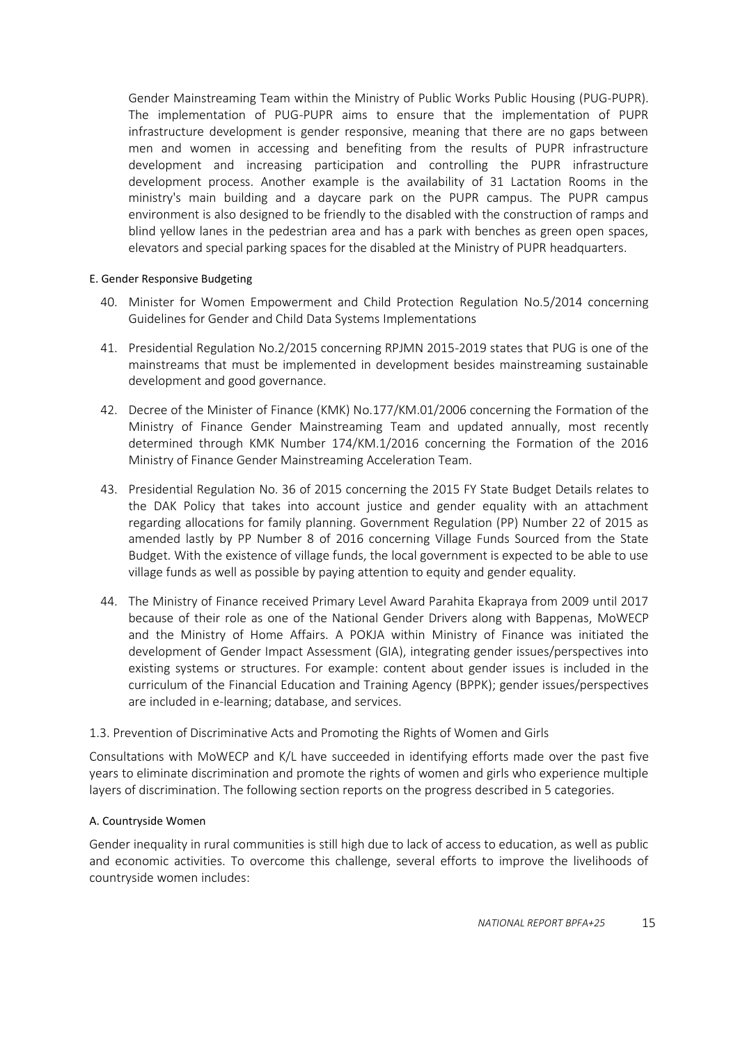Gender Mainstreaming Team within the Ministry of Public Works Public Housing (PUG-PUPR). The implementation of PUG-PUPR aims to ensure that the implementation of PUPR infrastructure development is gender responsive, meaning that there are no gaps between men and women in accessing and benefiting from the results of PUPR infrastructure development and increasing participation and controlling the PUPR infrastructure development process. Another example is the availability of 31 Lactation Rooms in the ministry's main building and a daycare park on the PUPR campus. The PUPR campus environment is also designed to be friendly to the disabled with the construction of ramps and blind yellow lanes in the pedestrian area and has a park with benches as green open spaces, elevators and special parking spaces for the disabled at the Ministry of PUPR headquarters.

#### E. Gender Responsive Budgeting

40. Minister for Women Empowerment and Child Protection Regulation No.5/2014 concerning Guidelines for Gender and Child Data Systems Implementations

41. Presidential Regulation No.2/2015 concerning RPJMN 2015-2019 states that PUG is one of the mainstreams that must be implemented in development besides mainstreaming sustainable development and good governance.

42. Decree of the Minister of Finance (KMK) No.177/KM.01/2006 concerning the Formation of the Ministry of Finance Gender Mainstreaming Team and updated annually, most recently determined through KMK Number 174/KM.1/2016 concerning the Formation of the 2016 Ministry of Finance Gender Mainstreaming Acceleration Team.

43. Presidential Regulation No. 36 of 2015 concerning the 2015 FY State Budget Details relates to the DAK Policy that takes into account justice and gender equality with an attachment regarding allocations for family planning. Government Regulation (PP) Number 22 of 2015 as amended lastly by PP Number 8 of 2016 concerning Village Funds Sourced from the State Budget. With the existence of village funds, the local government is expected to be able to use village funds as well as possible by paying attention to equity and gender equality.

44. The Ministry of Finance received Primary Level Award Parahita Ekapraya from 2009 until 2017 because of their role as one of the National Gender Drivers along with Bappenas, MoWECP and the Ministry of Home Affairs. A POKJA within Ministry of Finance was initiated the development of Gender Impact Assessment (GIA), integrating gender issues/perspectives into existing systems or structures. For example: content about gender issues is included in the curriculum of the Financial Education and Training Agency (BPPK); gender issues/perspectives are included in e-learning; database, and services.

### 1.3. Prevention of Discriminative Acts and Promoting the Rights of Women and Girls

Consultations with MoWECP and K/L have succeeded in identifying efforts made over the past five years to eliminate discrimination and promote the rights of women and girls who experience multiple layers of discrimination. The following section reports on the progress described in 5 categories.

#### A. Countryside Women

Gender inequality in rural communities is still high due to lack of access to education, as well as public and economic activities. To overcome this challenge, several efforts to improve the livelihoods of countryside women includes: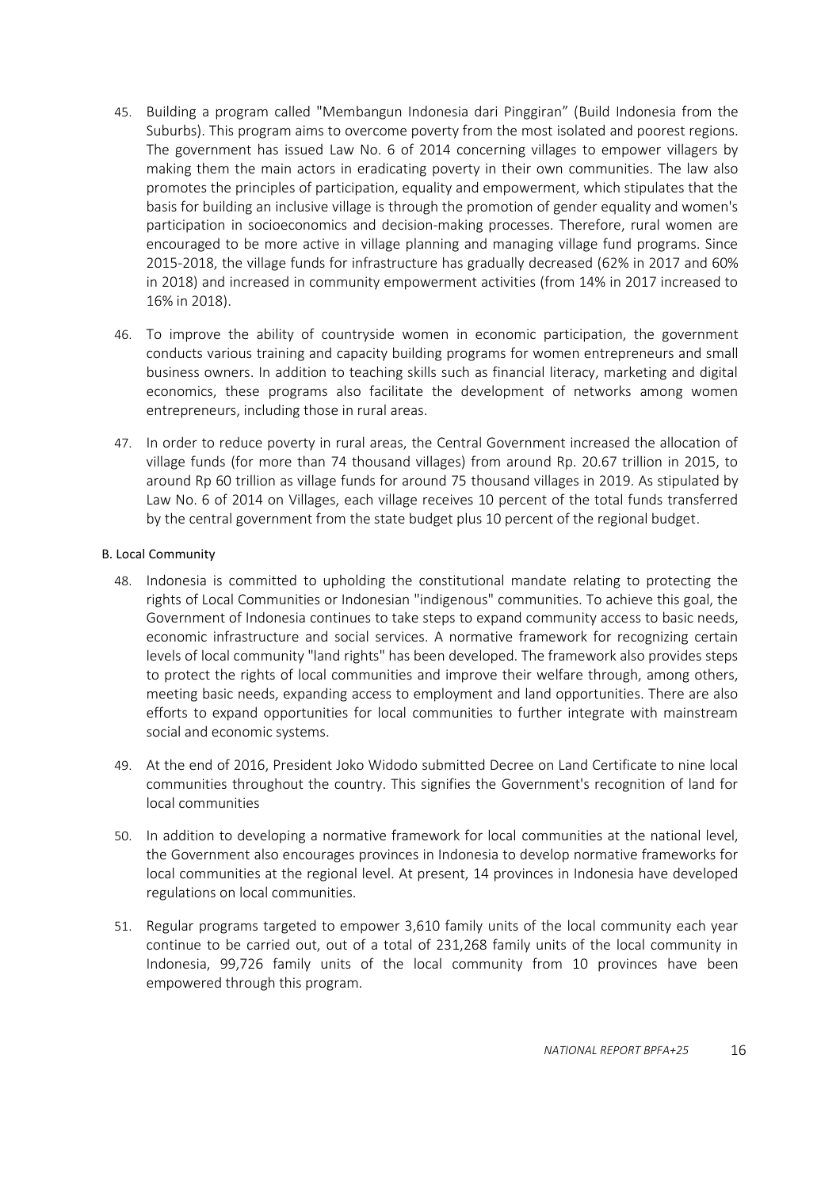45. Building a program called "Membangun Indonesia dari Pinggiran" (Build Indonesia from the Suburbs). This program aims to overcome poverty from the most isolated and poorest regions. The government has issued Law No. 6 of 2014 concerning villages to empower villagers by making them the main actors in eradicating poverty in their own communities. The law also promotes the principles of participation, equality and empowerment, which stipulates that the basis for building an inclusive village is through the promotion of gender equality and women's participation in socioeconomics and decision-making processes. Therefore, rural women are encouraged to be more active in village planning and managing village fund programs. Since 2015-2018, the village funds for infrastructure has gradually decreased (62% in 2017 and 60% in 2018) and increased in community empowerment activities (from 14% in 2017 increased to 16% in 2018).

46. To improve the ability of countryside women in economic participation, the government conducts various training and capacity building programs for women entrepreneurs and small business owners. In addition to teaching skills such as financial literacy, marketing and digital economics, these programs also facilitate the development of networks among women entrepreneurs, including those in rural areas.

47. In order to reduce poverty in rural areas, the Central Government increased the allocation of village funds (for more than 74 thousand villages) from around Rp. 20.67 trillion in 2015, to around Rp 60 trillion as village funds for around 75 thousand villages in 2019. As stipulated by Law No. 6 of 2014 on Villages, each village receives 10 percent of the total funds transferred by the central government from the state budget plus 10 percent of the regional budget.

B. Local Community

48. Indonesia is committed to upholding the constitutional mandate relating to protecting the rights of Local Communities or Indonesian "indigenous" communities. To achieve this goal, the Government of Indonesia continues to take steps to expand community access to basic needs, economic infrastructure and social services. A normative framework for recognizing certain levels of local community "land rights" has been developed. The framework also provides steps to protect the rights of local communities and improve their welfare through, among others, meeting basic needs, expanding access to employment and land opportunities. There are also efforts to expand opportunities for local communities to further integrate with mainstream social and economic systems.

49. At the end of 2016, President Joko Widodo submitted Decree on Land Certificate to nine local communities throughout the country. This signifies the Government's recognition of land for local communities

50. In addition to developing a normative framework for local communities at the national level, the Government also encourages provinces in Indonesia to develop normative frameworks for local communities at the regional level. At present, 14 provinces in Indonesia have developed regulations on local communities.

51. Regular programs targeted to empower 3,610 family units of the local community each year continue to be carried out, out of a total of 231,268 family units of the local community in Indonesia, 99,726 family units of the local community from 10 provinces have been empowered through this program.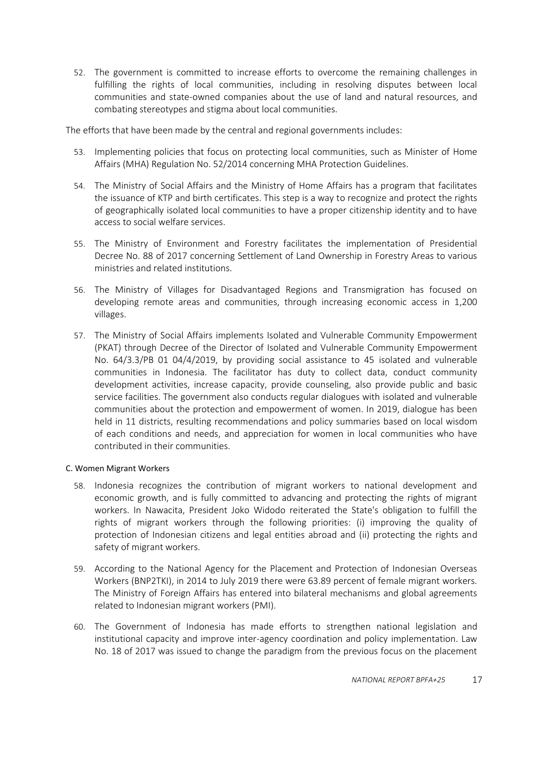52. The government is committed to increase efforts to overcome the remaining challenges in fulfilling the rights of local communities, including in resolving disputes between local communities and state-owned companies about the use of land and natural resources, and combating stereotypes and stigma about local communities.

The efforts that have been made by the central and regional governments includes:

53. Implementing policies that focus on protecting local communities, such as Minister of Home Affairs (MHA) Regulation No. 52/2014 concerning MHA Protection Guidelines.

54. The Ministry of Social Affairs and the Ministry of Home Affairs has a program that facilitates the issuance of KTP and birth certificates. This step is a way to recognize and protect the rights of geographically isolated local communities to have a proper citizenship identity and to have access to social welfare services.

55. The Ministry of Environment and Forestry facilitates the implementation of Presidential Decree No. 88 of 2017 concerning Settlement of Land Ownership in Forestry Areas to various ministries and related institutions.

56. The Ministry of Villages for Disadvantaged Regions and Transmigration has focused on developing remote areas and communities, through increasing economic access in 1,200 villages.

57. The Ministry of Social Affairs implements Isolated and Vulnerable Community Empowerment (PKAT) through Decree of the Director of Isolated and Vulnerable Community Empowerment No. 64/3.3/PB 01 04/4/2019, by providing social assistance to 45 isolated and vulnerable communities in Indonesia. The facilitator has duty to collect data, conduct community development activities, increase capacity, provide counseling, also provide public and basic service facilities. The government also conducts regular dialogues with isolated and vulnerable communities about the protection and empowerment of women. In 2019, dialogue has been held in 11 districts, resulting recommendations and policy summaries based on local wisdom of each conditions and needs, and appreciation for women in local communities who have contributed in their communities.

#### C. Women Migrant Workers

58. Indonesia recognizes the contribution of migrant workers to national development and economic growth, and is fully committed to advancing and protecting the rights of migrant workers. In Nawacita, President Joko Widodo reiterated the State's obligation to fulfill the rights of migrant workers through the following priorities: (i) improving the quality of protection of Indonesian citizens and legal entities abroad and (ii) protecting the rights and safety of migrant workers.

59. According to the National Agency for the Placement and Protection of Indonesian Overseas Workers (BNP2TKI), in 2014 to July 2019 there were 63.89 percent of female migrant workers. The Ministry of Foreign Affairs has entered into bilateral mechanisms and global agreements related to Indonesian migrant workers (PMI).

60. The Government of Indonesia has made efforts to strengthen national legislation and institutional capacity and improve inter-agency coordination and policy implementation. Law No. 18 of 2017 was issued to change the paradigm from the previous focus on the placement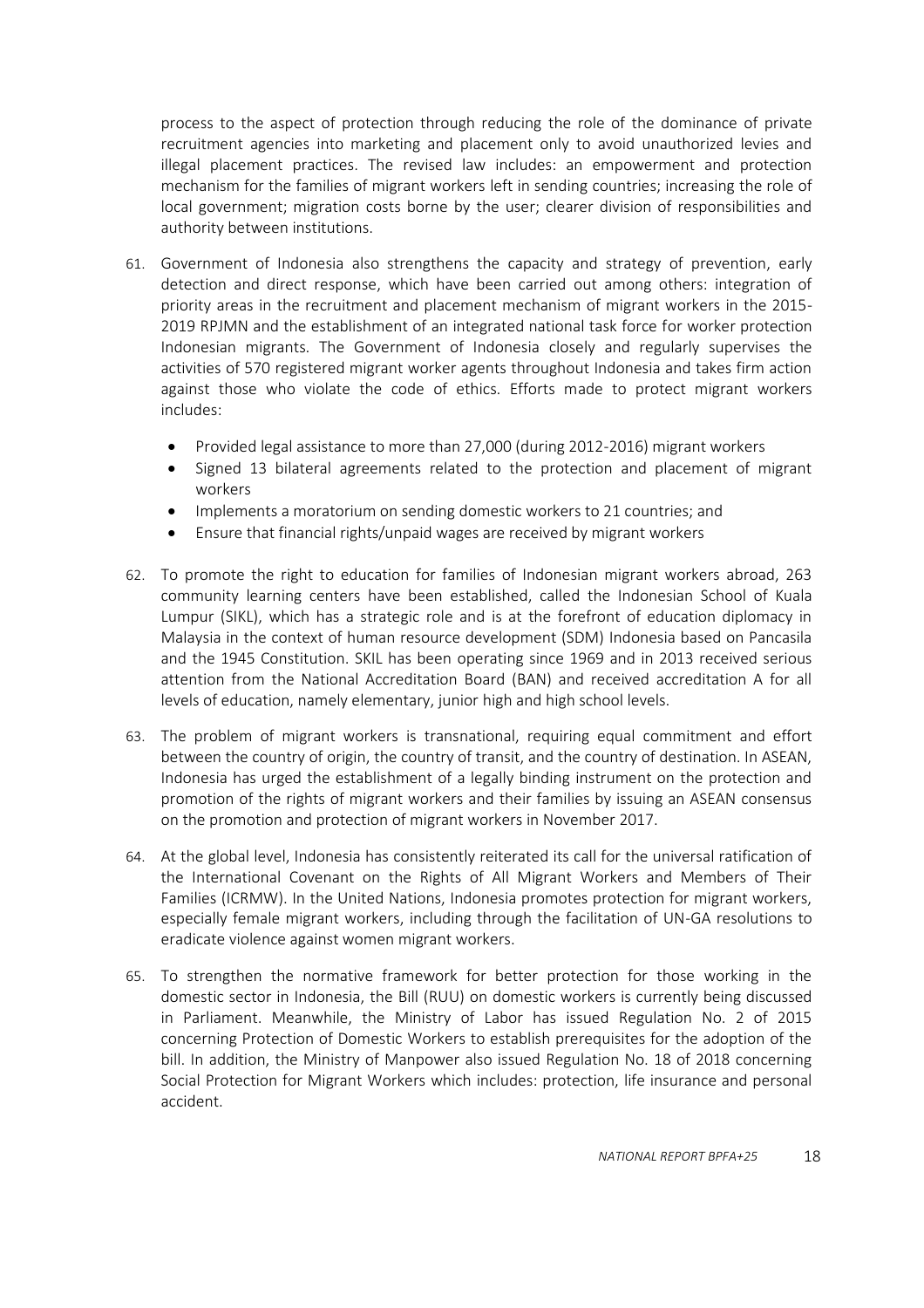process to the aspect of protection through reducing the role of the dominance of private recruitment agencies into marketing and placement only to avoid unauthorized levies and illegal placement practices. The revised law includes: an empowerment and protection mechanism for the families of migrant workers left in sending countries; increasing the role of local government; migration costs borne by the user; clearer division of responsibilities and authority between institutions.

61. Government of Indonesia also strengthens the capacity and strategy of prevention, early detection and direct response, which have been carried out among others: integration of priority areas in the recruitment and placement mechanism of migrant workers in the 2015-2019 RPJMN and the establishment of an integrated national task force for worker protection Indonesian migrants. The Government of Indonesia closely and regularly supervises the activities of 570 registered migrant worker agents throughout Indonesia and takes firm action against those who violate the code of ethics. Efforts made to protect migrant workers includes:

    - Provided legal assistance to more than 27,000 (during 2012-2016) migrant workers
    - Signed 13 bilateral agreements related to the protection and placement of migrant workers
    - Implements a moratorium on sending domestic workers to 21 countries; and
    - Ensure that financial rights/unpaid wages are received by migrant workers

62. To promote the right to education for families of Indonesian migrant workers abroad, 263 community learning centers have been established, called the Indonesian School of Kuala Lumpur (SIKL), which has a strategic role and is at the forefront of education diplomacy in Malaysia in the context of human resource development (SDM) Indonesia based on Pancasila and the 1945 Constitution. SKIL has been operating since 1969 and in 2013 received serious attention from the National Accreditation Board (BAN) and received accreditation A for all levels of education, namely elementary, junior high and high school levels.

63. The problem of migrant workers is transnational, requiring equal commitment and effort between the country of origin, the country of transit, and the country of destination. In ASEAN, Indonesia has urged the establishment of a legally binding instrument on the protection and promotion of the rights of migrant workers and their families by issuing an ASEAN consensus on the promotion and protection of migrant workers in November 2017.

64. At the global level, Indonesia has consistently reiterated its call for the universal ratification of the International Covenant on the Rights of All Migrant Workers and Members of Their Families (ICRMW). In the United Nations, Indonesia promotes protection for migrant workers, especially female migrant workers, including through the facilitation of UN-GA resolutions to eradicate violence against women migrant workers.

65. To strengthen the normative framework for better protection for those working in the domestic sector in Indonesia, the Bill (RUU) on domestic workers is currently being discussed in Parliament. Meanwhile, the Ministry of Labor has issued Regulation No. 2 of 2015 concerning Protection of Domestic Workers to establish prerequisites for the adoption of the bill. In addition, the Ministry of Manpower also issued Regulation No. 18 of 2018 concerning Social Protection for Migrant Workers which includes: protection, life insurance and personal accident.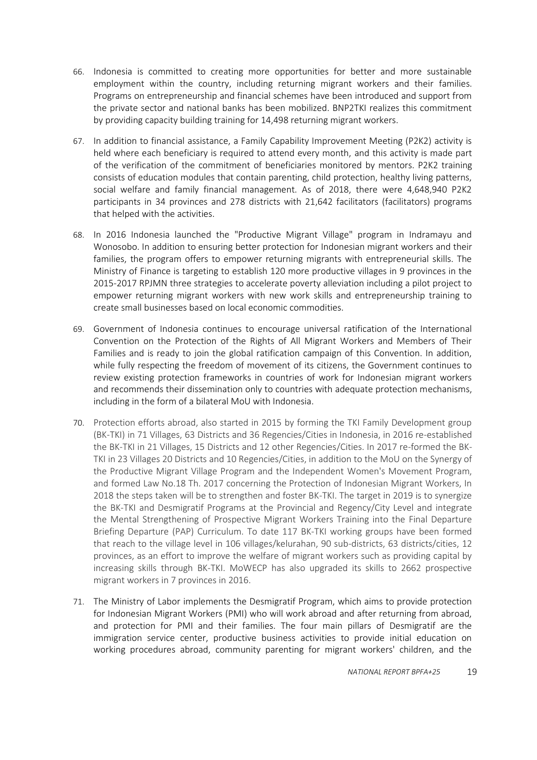66. Indonesia is committed to creating more opportunities for better and more sustainable employment within the country, including returning migrant workers and their families. Programs on entrepreneurship and financial schemes have been introduced and support from the private sector and national banks has been mobilized. BNP2TKI realizes this commitment by providing capacity building training for 14,498 returning migrant workers.

67. In addition to financial assistance, a Family Capability Improvement Meeting (P2K2) activity is held where each beneficiary is required to attend every month, and this activity is made part of the verification of the commitment of beneficiaries monitored by mentors. P2K2 training consists of education modules that contain parenting, child protection, healthy living patterns, social welfare and family financial management. As of 2018, there were 4,648,940 P2K2 participants in 34 provinces and 278 districts with 21,642 facilitators (facilitators) programs that helped with the activities.

68. In 2016 Indonesia launched the "Productive Migrant Village" program in Indramayu and Wonosobo. In addition to ensuring better protection for Indonesian migrant workers and their families, the program offers to empower returning migrants with entrepreneurial skills. The Ministry of Finance is targeting to establish 120 more productive villages in 9 provinces in the 2015-2017 RPJMN three strategies to accelerate poverty alleviation including a pilot project to empower returning migrant workers with new work skills and entrepreneurship training to create small businesses based on local economic commodities.

69. Government of Indonesia continues to encourage universal ratification of the International Convention on the Protection of the Rights of All Migrant Workers and Members of Their Families and is ready to join the global ratification campaign of this Convention. In addition, while fully respecting the freedom of movement of its citizens, the Government continues to review existing protection frameworks in countries of work for Indonesian migrant workers and recommends their dissemination only to countries with adequate protection mechanisms, including in the form of a bilateral MoU with Indonesia.

70. Protection efforts abroad, also started in 2015 by forming the TKI Family Development group (BK-TKI) in 71 Villages, 63 Districts and 36 Regencies/Cities in Indonesia, in 2016 re-established the BK-TKI in 21 Villages, 15 Districts and 12 other Regencies/Cities. In 2017 re-formed the BK-TKI in 23 Villages 20 Districts and 10 Regencies/Cities, in addition to the MoU on the Synergy of the Productive Migrant Village Program and the Independent Women's Movement Program, and formed Law No.18 Th. 2017 concerning the Protection of Indonesian Migrant Workers, In 2018 the steps taken will be to strengthen and foster BK-TKI. The target in 2019 is to synergize the BK-TKI and Desmigratif Programs at the Provincial and Regency/City Level and integrate the Mental Strengthening of Prospective Migrant Workers Training into the Final Departure Briefing Departure (PAP) Curriculum. To date 117 BK-TKI working groups have been formed that reach to the village level in 106 villages/kelurahan, 90 sub-districts, 63 districts/cities, 12 provinces, as an effort to improve the welfare of migrant workers such as providing capital by increasing skills through BK-TKI. MoWECP has also upgraded its skills to 2662 prospective migrant workers in 7 provinces in 2016.

71. The Ministry of Labor implements the Desmigratif Program, which aims to provide protection for Indonesian Migrant Workers (PMI) who will work abroad and after returning from abroad, and protection for PMI and their families. The four main pillars of Desmigratif are the immigration service center, productive business activities to provide initial education on working procedures abroad, community parenting for migrant workers' children, and the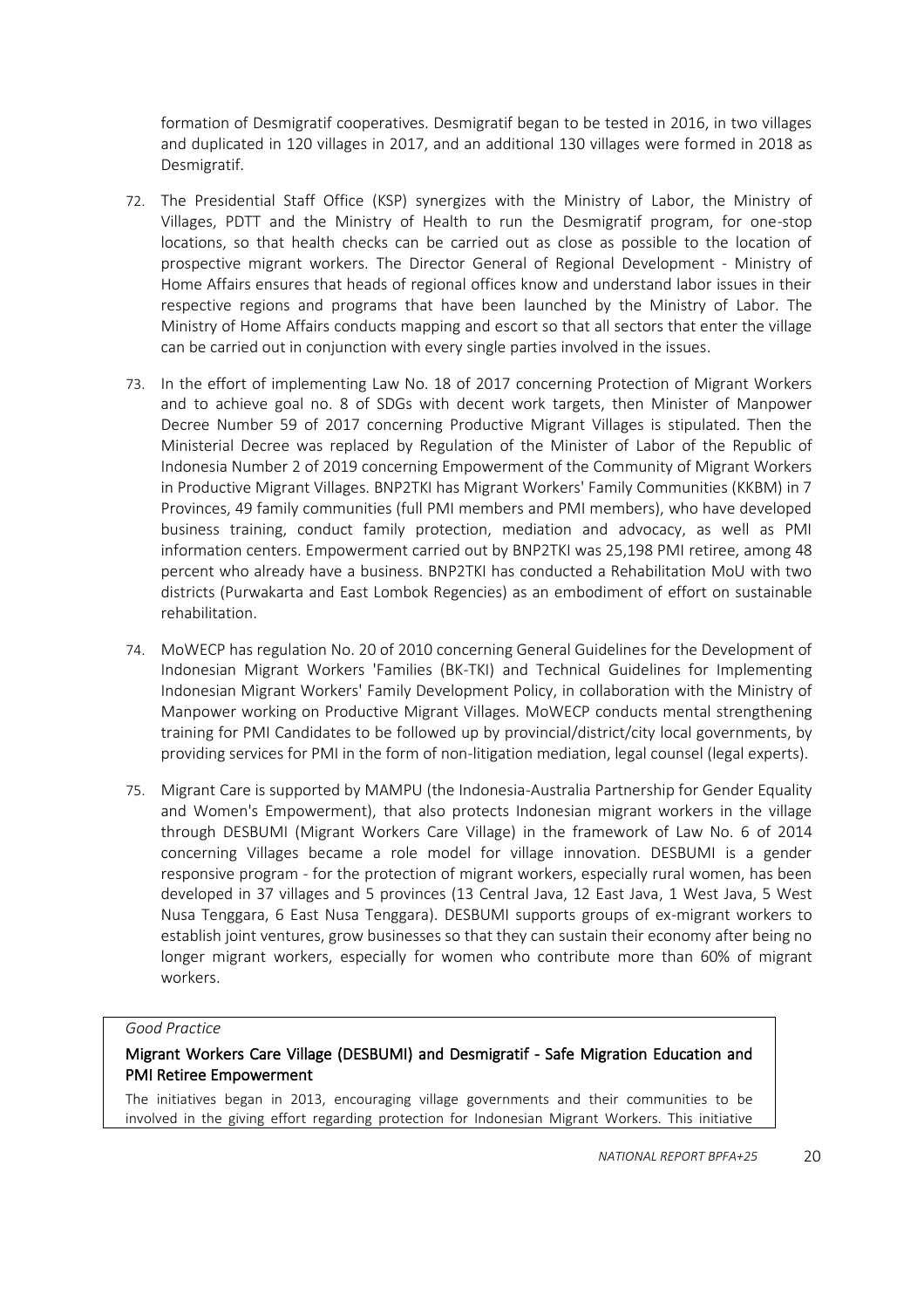formation of Desmigratif cooperatives. Desmigratif began to be tested in 2016, in two villages and duplicated in 120 villages in 2017, and an additional 130 villages were formed in 2018 as Desmigratif.

72. The Presidential Staff Office (KSP) synergizes with the Ministry of Labor, the Ministry of Villages, PDTT and the Ministry of Health to run the Desmigratif program, for one-stop locations, so that health checks can be carried out as close as possible to the location of prospective migrant workers. The Director General of Regional Development - Ministry of Home Affairs ensures that heads of regional offices know and understand labor issues in their respective regions and programs that have been launched by the Ministry of Labor. The Ministry of Home Affairs conducts mapping and escort so that all sectors that enter the village can be carried out in conjunction with every single parties involved in the issues.

73. In the effort of implementing Law No. 18 of 2017 concerning Protection of Migrant Workers and to achieve goal no. 8 of SDGs with decent work targets, then Minister of Manpower Decree Number 59 of 2017 concerning Productive Migrant Villages is stipulated. Then the Ministerial Decree was replaced by Regulation of the Minister of Labor of the Republic of Indonesia Number 2 of 2019 concerning Empowerment of the Community of Migrant Workers in Productive Migrant Villages. BNP2TKI has Migrant Workers' Family Communities (KKBM) in 7 Provinces, 49 family communities (full PMI members and PMI members), who have developed business training, conduct family protection, mediation and advocacy, as well as PMI information centers. Empowerment carried out by BNP2TKI was 25,198 PMI retiree, among 48 percent who already have a business. BNP2TKI has conducted a Rehabilitation MoU with two districts (Purwakarta and East Lombok Regencies) as an embodiment of effort on sustainable rehabilitation.

74. MoWECP has regulation No. 20 of 2010 concerning General Guidelines for the Development of Indonesian Migrant Workers 'Families (BK-TKI) and Technical Guidelines for Implementing Indonesian Migrant Workers' Family Development Policy, in collaboration with the Ministry of Manpower working on Productive Migrant Villages. MoWECP conducts mental strengthening training for PMI Candidates to be followed up by provincial/district/city local governments, by providing services for PMI in the form of non-litigation mediation, legal counsel (legal experts).

75. Migrant Care is supported by MAMPU (the Indonesia-Australia Partnership for Gender Equality and Women's Empowerment), that also protects Indonesian migrant workers in the village through DESBUMI (Migrant Workers Care Village) in the framework of Law No. 6 of 2014 concerning Villages became a role model for village innovation. DESBUMI is a gender responsive program - for the protection of migrant workers, especially rural women, has been developed in 37 villages and 5 provinces (13 Central Java, 12 East Java, 1 West Java, 5 West Nusa Tenggara, 6 East Nusa Tenggara). DESBUMI supports groups of ex-migrant workers to establish joint ventures, grow businesses so that they can sustain their economy after being no longer migrant workers, especially for women who contribute more than 60% of migrant workers.

*Good Practice*

**Migrant Workers Care Village (DESBUMI) and Desmigratif - Safe Migration Education and PMI Retiree Empowerment**

The initiatives began in 2013, encouraging village governments and their communities to be involved in the giving effort regarding protection for Indonesian Migrant Workers. This initiative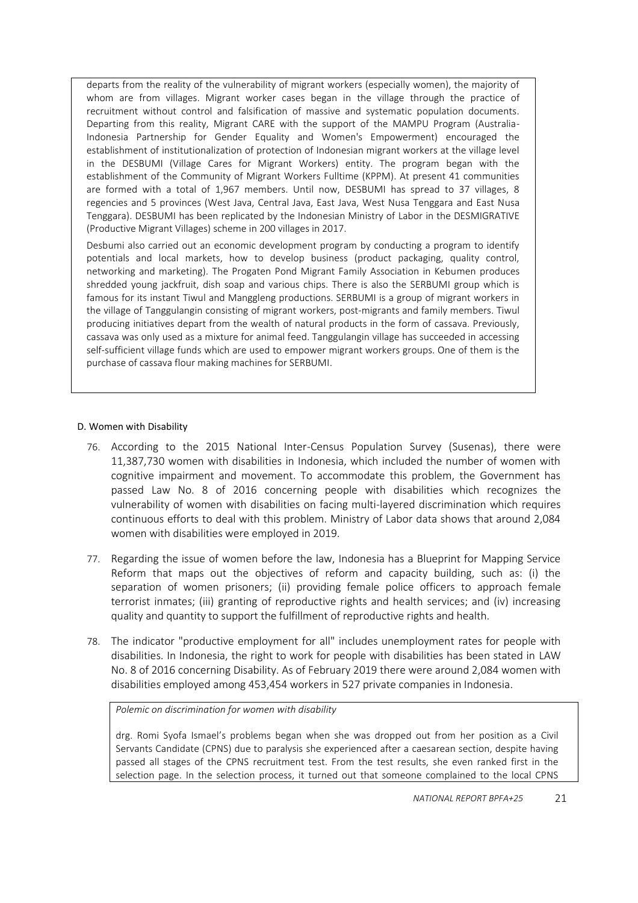departs from the reality of the vulnerability of migrant workers (especially women), the majority of whom are from villages. Migrant worker cases began in the village through the practice of recruitment without control and falsification of massive and systematic population documents. Departing from this reality, Migrant CARE with the support of the MAMPU Program (Australia-Indonesia Partnership for Gender Equality and Women's Empowerment) encouraged the establishment of institutionalization of protection of Indonesian migrant workers at the village level in the DESBUMI (Village Cares for Migrant Workers) entity. The program began with the establishment of the Community of Migrant Workers Fulltime (KPPM). At present 41 communities are formed with a total of 1,967 members. Until now, DESBUMI has spread to 37 villages, 8 regencies and 5 provinces (West Java, Central Java, East Java, West Nusa Tenggara and East Nusa Tenggara). DESBUMI has been replicated by the Indonesian Ministry of Labor in the DESMIGRATIVE (Productive Migrant Villages) scheme in 200 villages in 2017.

Desbumi also carried out an economic development program by conducting a program to identify potentials and local markets, how to develop business (product packaging, quality control, networking and marketing). The Progaten Pond Migrant Family Association in Kebumen produces shredded young jackfruit, dish soap and various chips. There is also the SERBUMI group which is famous for its instant Tiwul and Manggleng productions. SERBUMI is a group of migrant workers in the village of Tanggulangin consisting of migrant workers, post-migrants and family members. Tiwul producing initiatives depart from the wealth of natural products in the form of cassava. Previously, cassava was only used as a mixture for animal feed. Tanggulangin village has succeeded in accessing self-sufficient village funds which are used to empower migrant workers groups. One of them is the purchase of cassava flour making machines for SERBUMI.

#### D. Women with Disability

76. According to the 2015 National Inter-Census Population Survey (Susenas), there were 11,387,730 women with disabilities in Indonesia, which included the number of women with cognitive impairment and movement. To accommodate this problem, the Government has passed Law No. 8 of 2016 concerning people with disabilities which recognizes the vulnerability of women with disabilities on facing multi-layered discrimination which requires continuous efforts to deal with this problem. Ministry of Labor data shows that around 2,084 women with disabilities were employed in 2019.

77. Regarding the issue of women before the law, Indonesia has a Blueprint for Mapping Service Reform that maps out the objectives of reform and capacity building, such as: (i) the separation of women prisoners; (ii) providing female police officers to approach female terrorist inmates; (iii) granting of reproductive rights and health services; and (iv) increasing quality and quantity to support the fulfillment of reproductive rights and health.

78. The indicator "productive employment for all" includes unemployment rates for people with disabilities. In Indonesia, the right to work for people with disabilities has been stated in LAW No. 8 of 2016 concerning Disability. As of February 2019 there were around 2,084 women with disabilities employed among 453,454 workers in 527 private companies in Indonesia.

*Polemic on discrimination for women with disability*

drg. Romi Syofa Ismael's problems began when she was dropped out from her position as a Civil Servants Candidate (CPNS) due to paralysis she experienced after a caesarean section, despite having passed all stages of the CPNS recruitment test. From the test results, she even ranked first in the selection page. In the selection process, it turned out that someone complained to the local CPNS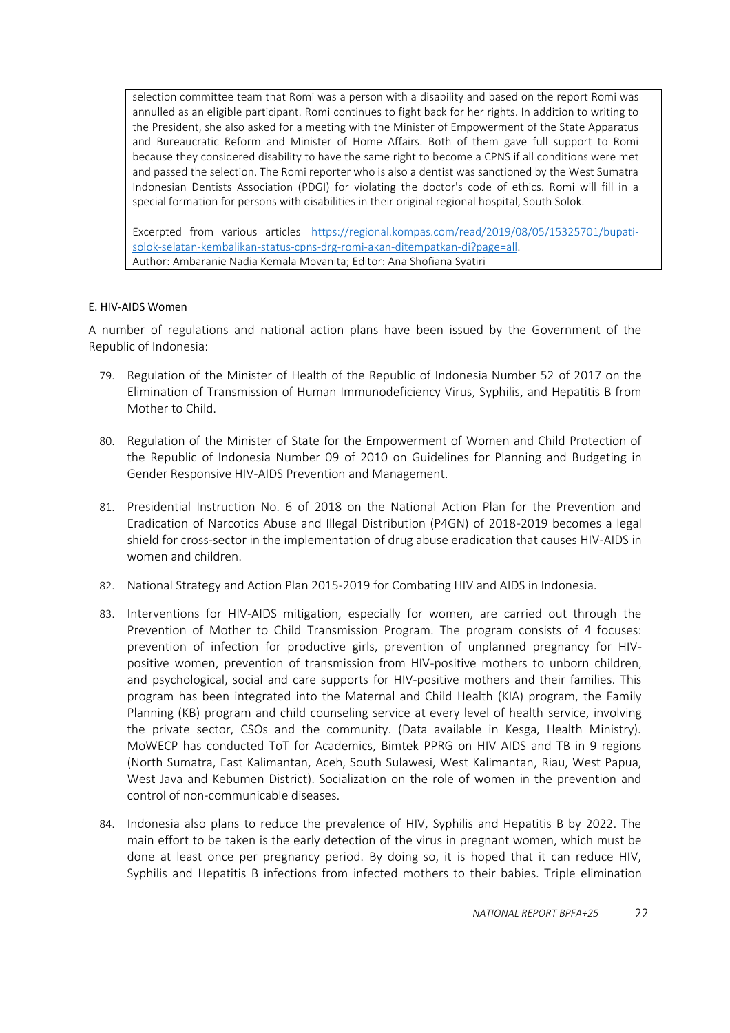selection committee team that Romi was a person with a disability and based on the report Romi was annulled as an eligible participant. Romi continues to fight back for her rights. In addition to writing to the President, she also asked for a meeting with the Minister of Empowerment of the State Apparatus and Bureaucratic Reform and Minister of Home Affairs. Both of them gave full support to Romi because they considered disability to have the same right to become a CPNS if all conditions were met and passed the selection. The Romi reporter who is also a dentist was sanctioned by the West Sumatra Indonesian Dentists Association (PDGI) for violating the doctor's code of ethics. Romi will fill in a special formation for persons with disabilities in their original regional hospital, South Solok.

Excerpted from various articles [https://regional.kompas.com/read/2019/08/05/15325701/bupati-solok-selatan-kembalikan-status-cpns-drg-romi-akan-ditempatkan-di?page=all](https://regional.kompas.com/read/2019/08/05/15325701/bupati-solok-selatan-kembalikan-status-cpns-drg-romi-akan-ditempatkan-di?page=all).
Author: Ambaranie Nadia Kemala Movanita; Editor: Ana Shofiana Syatiri

#### E. HIV-AIDS Women

A number of regulations and national action plans have been issued by the Government of the Republic of Indonesia:

79. Regulation of the Minister of Health of the Republic of Indonesia Number 52 of 2017 on the Elimination of Transmission of Human Immunodeficiency Virus, Syphilis, and Hepatitis B from Mother to Child.

80. Regulation of the Minister of State for the Empowerment of Women and Child Protection of the Republic of Indonesia Number 09 of 2010 on Guidelines for Planning and Budgeting in Gender Responsive HIV-AIDS Prevention and Management.

81. Presidential Instruction No. 6 of 2018 on the National Action Plan for the Prevention and Eradication of Narcotics Abuse and Illegal Distribution (P4GN) of 2018-2019 becomes a legal shield for cross-sector in the implementation of drug abuse eradication that causes HIV-AIDS in women and children.

82. National Strategy and Action Plan 2015-2019 for Combating HIV and AIDS in Indonesia.

83. Interventions for HIV-AIDS mitigation, especially for women, are carried out through the Prevention of Mother to Child Transmission Program. The program consists of 4 focuses: prevention of infection for productive girls, prevention of unplanned pregnancy for HIV-positive women, prevention of transmission from HIV-positive mothers to unborn children, and psychological, social and care supports for HIV-positive mothers and their families. This program has been integrated into the Maternal and Child Health (KIA) program, the Family Planning (KB) program and child counseling service at every level of health service, involving the private sector, CSOs and the community. (Data available in Kesga, Health Ministry). MoWECP has conducted ToT for Academics, Bimtek PPRG on HIV AIDS and TB in 9 regions (North Sumatra, East Kalimantan, Aceh, South Sulawesi, West Kalimantan, Riau, West Papua, West Java and Kebumen District). Socialization on the role of women in the prevention and control of non-communicable diseases.

84. Indonesia also plans to reduce the prevalence of HIV, Syphilis and Hepatitis B by 2022. The main effort to be taken is the early detection of the virus in pregnant women, which must be done at least once per pregnancy period. By doing so, it is hoped that it can reduce HIV, Syphilis and Hepatitis B infections from infected mothers to their babies. Triple elimination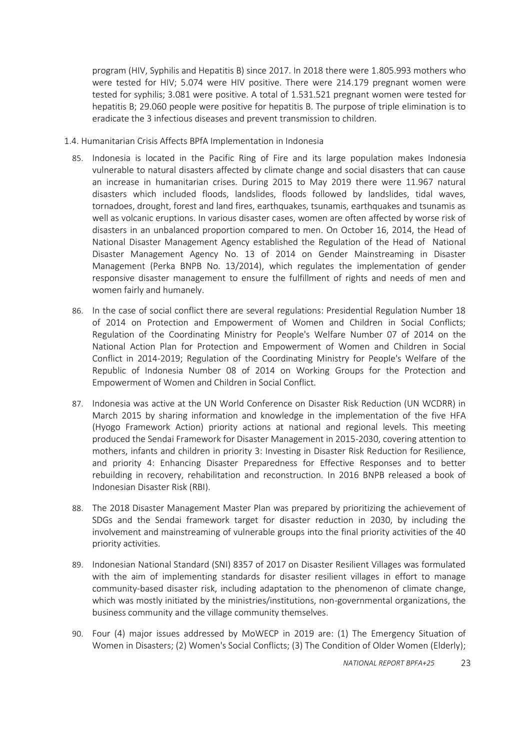program (HIV, Syphilis and Hepatitis B) since 2017. In 2018 there were 1.805.993 mothers who were tested for HIV; 5.074 were HIV positive. There were 214.179 pregnant women were tested for syphilis; 3.081 were positive. A total of 1.531.521 pregnant women were tested for hepatitis B; 29.060 people were positive for hepatitis B. The purpose of triple elimination is to eradicate the 3 infectious diseases and prevent transmission to children.

1.4. Humanitarian Crisis Affects BPfA Implementation in Indonesia

85. Indonesia is located in the Pacific Ring of Fire and its large population makes Indonesia vulnerable to natural disasters affected by climate change and social disasters that can cause an increase in humanitarian crises. During 2015 to May 2019 there were 11.967 natural disasters which included floods, landslides, floods followed by landslides, tidal waves, tornadoes, drought, forest and land fires, earthquakes, tsunamis, earthquakes and tsunamis as well as volcanic eruptions. In various disaster cases, women are often affected by worse risk of disasters in an unbalanced proportion compared to men. On October 16, 2014, the Head of National Disaster Management Agency established the Regulation of the Head of National Disaster Management Agency No. 13 of 2014 on Gender Mainstreaming in Disaster Management (Perka BNPB No. 13/2014), which regulates the implementation of gender responsive disaster management to ensure the fulfillment of rights and needs of men and women fairly and humanely.

86. In the case of social conflict there are several regulations: Presidential Regulation Number 18 of 2014 on Protection and Empowerment of Women and Children in Social Conflicts; Regulation of the Coordinating Ministry for People's Welfare Number 07 of 2014 on the National Action Plan for Protection and Empowerment of Women and Children in Social Conflict in 2014-2019; Regulation of the Coordinating Ministry for People's Welfare of the Republic of Indonesia Number 08 of 2014 on Working Groups for the Protection and Empowerment of Women and Children in Social Conflict.

87. Indonesia was active at the UN World Conference on Disaster Risk Reduction (UN WCDRR) in March 2015 by sharing information and knowledge in the implementation of the five HFA (Hyogo Framework Action) priority actions at national and regional levels. This meeting produced the Sendai Framework for Disaster Management in 2015-2030, covering attention to mothers, infants and children in priority 3: Investing in Disaster Risk Reduction for Resilience, and priority 4: Enhancing Disaster Preparedness for Effective Responses and to better rebuilding in recovery, rehabilitation and reconstruction. In 2016 BNPB released a book of Indonesian Disaster Risk (RBI).

88. The 2018 Disaster Management Master Plan was prepared by prioritizing the achievement of SDGs and the Sendai framework target for disaster reduction in 2030, by including the involvement and mainstreaming of vulnerable groups into the final priority activities of the 40 priority activities.

89. Indonesian National Standard (SNI) 8357 of 2017 on Disaster Resilient Villages was formulated with the aim of implementing standards for disaster resilient villages in effort to manage community-based disaster risk, including adaptation to the phenomenon of climate change, which was mostly initiated by the ministries/institutions, non-governmental organizations, the business community and the village community themselves.

90. Four (4) major issues addressed by MoWECP in 2019 are: (1) The Emergency Situation of Women in Disasters; (2) Women's Social Conflicts; (3) The Condition of Older Women (Elderly);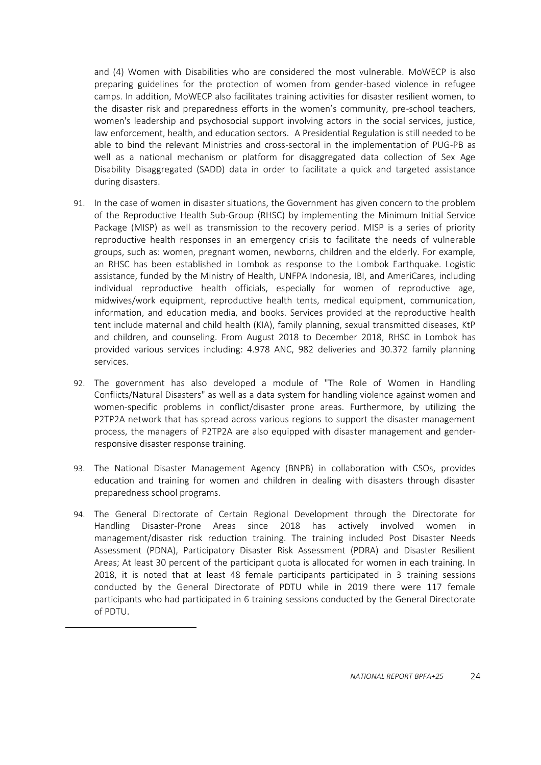and (4) Women with Disabilities who are considered the most vulnerable. MoWECP is also preparing guidelines for the protection of women from gender-based violence in refugee camps. In addition, MoWECP also facilitates training activities for disaster resilient women, to the disaster risk and preparedness efforts in the women's community, pre-school teachers, women's leadership and psychosocial support involving actors in the social services, justice, law enforcement, health, and education sectors. A Presidential Regulation is still needed to be able to bind the relevant Ministries and cross-sectoral in the implementation of PUG-PB as well as a national mechanism or platform for disaggregated data collection of Sex Age Disability Disaggregated (SADD) data in order to facilitate a quick and targeted assistance during disasters.

91. In the case of women in disaster situations, the Government has given concern to the problem of the Reproductive Health Sub-Group (RHSC) by implementing the Minimum Initial Service Package (MISP) as well as transmission to the recovery period. MISP is a series of priority reproductive health responses in an emergency crisis to facilitate the needs of vulnerable groups, such as: women, pregnant women, newborns, children and the elderly. For example, an RHSC has been established in Lombok as response to the Lombok Earthquake. Logistic assistance, funded by the Ministry of Health, UNFPA Indonesia, IBI, and AmeriCares, including individual reproductive health officials, especially for women of reproductive age, midwives/work equipment, reproductive health tents, medical equipment, communication, information, and education media, and books. Services provided at the reproductive health tent include maternal and child health (KIA), family planning, sexual transmitted diseases, KtP and children, and counseling. From August 2018 to December 2018, RHSC in Lombok has provided various services including: 4.978 ANC, 982 deliveries and 30.372 family planning services.

92. The government has also developed a module of "The Role of Women in Handling Conflicts/Natural Disasters" as well as a data system for handling violence against women and women-specific problems in conflict/disaster prone areas. Furthermore, by utilizing the P2TP2A network that has spread across various regions to support the disaster management process, the managers of P2TP2A are also equipped with disaster management and gender-responsive disaster response training.

93. The National Disaster Management Agency (BNPB) in collaboration with CSOs, provides education and training for women and children in dealing with disasters through disaster preparedness school programs.

94. The General Directorate of Certain Regional Development through the Directorate for Handling Disaster-Prone Areas since 2018 has actively involved women in management/disaster risk reduction training. The training included Post Disaster Needs Assessment (PDNA), Participatory Disaster Risk Assessment (PDRA) and Disaster Resilient Areas; At least 30 percent of the participant quota is allocated for women in each training. In 2018, it is noted that at least 48 female participants participated in 3 training sessions conducted by the General Directorate of PDTU while in 2019 there were 117 female participants who had participated in 6 training sessions conducted by the General Directorate of PDTU.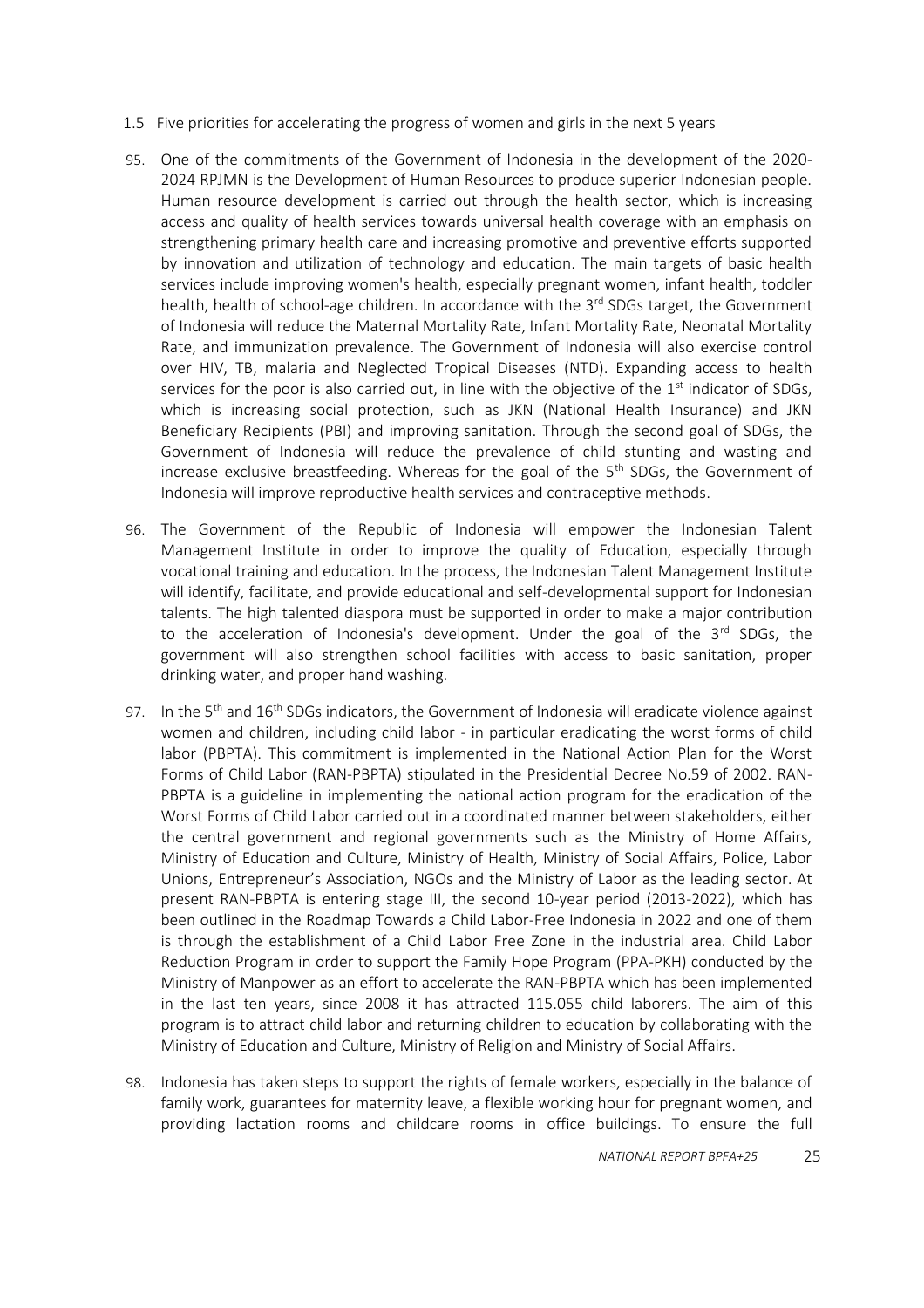1.5 Five priorities for accelerating the progress of women and girls in the next 5 years

95. One of the commitments of the Government of Indonesia in the development of the 2020-2024 RPJMN is the Development of Human Resources to produce superior Indonesian people. Human resource development is carried out through the health sector, which is increasing access and quality of health services towards universal health coverage with an emphasis on strengthening primary health care and increasing promotive and preventive efforts supported by innovation and utilization of technology and education. The main targets of basic health services include improving women's health, especially pregnant women, infant health, toddler health, health of school-age children. In accordance with the 3rd SDGs target, the Government of Indonesia will reduce the Maternal Mortality Rate, Infant Mortality Rate, Neonatal Mortality Rate, and immunization prevalence. The Government of Indonesia will also exercise control over HIV, TB, malaria and Neglected Tropical Diseases (NTD). Expanding access to health services for the poor is also carried out, in line with the objective of the 1st indicator of SDGs, which is increasing social protection, such as JKN (National Health Insurance) and JKN Beneficiary Recipients (PBI) and improving sanitation. Through the second goal of SDGs, the Government of Indonesia will reduce the prevalence of child stunting and wasting and increase exclusive breastfeeding. Whereas for the goal of the 5th SDGs, the Government of Indonesia will improve reproductive health services and contraceptive methods.

96. The Government of the Republic of Indonesia will empower the Indonesian Talent Management Institute in order to improve the quality of Education, especially through vocational training and education. In the process, the Indonesian Talent Management Institute will identify, facilitate, and provide educational and self-developmental support for Indonesian talents. The high talented diaspora must be supported in order to make a major contribution to the acceleration of Indonesia's development. Under the goal of the 3rd SDGs, the government will also strengthen school facilities with access to basic sanitation, proper drinking water, and proper hand washing.

97. In the 5th and 16th SDGs indicators, the Government of Indonesia will eradicate violence against women and children, including child labor - in particular eradicating the worst forms of child labor (PBPTA). This commitment is implemented in the National Action Plan for the Worst Forms of Child Labor (RAN-PBPTA) stipulated in the Presidential Decree No.59 of 2002. RAN-PBPTA is a guideline in implementing the national action program for the eradication of the Worst Forms of Child Labor carried out in a coordinated manner between stakeholders, either the central government and regional governments such as the Ministry of Home Affairs, Ministry of Education and Culture, Ministry of Health, Ministry of Social Affairs, Police, Labor Unions, Entrepreneur's Association, NGOs and the Ministry of Labor as the leading sector. At present RAN-PBPTA is entering stage III, the second 10-year period (2013-2022), which has been outlined in the Roadmap Towards a Child Labor-Free Indonesia in 2022 and one of them is through the establishment of a Child Labor Free Zone in the industrial area. Child Labor Reduction Program in order to support the Family Hope Program (PPA-PKH) conducted by the Ministry of Manpower as an effort to accelerate the RAN-PBPTA which has been implemented in the last ten years, since 2008 it has attracted 115.055 child laborers. The aim of this program is to attract child labor and returning children to education by collaborating with the Ministry of Education and Culture, Ministry of Religion and Ministry of Social Affairs.

98. Indonesia has taken steps to support the rights of female workers, especially in the balance of family work, guarantees for maternity leave, a flexible working hour for pregnant women, and providing lactation rooms and childcare rooms in office buildings. To ensure the full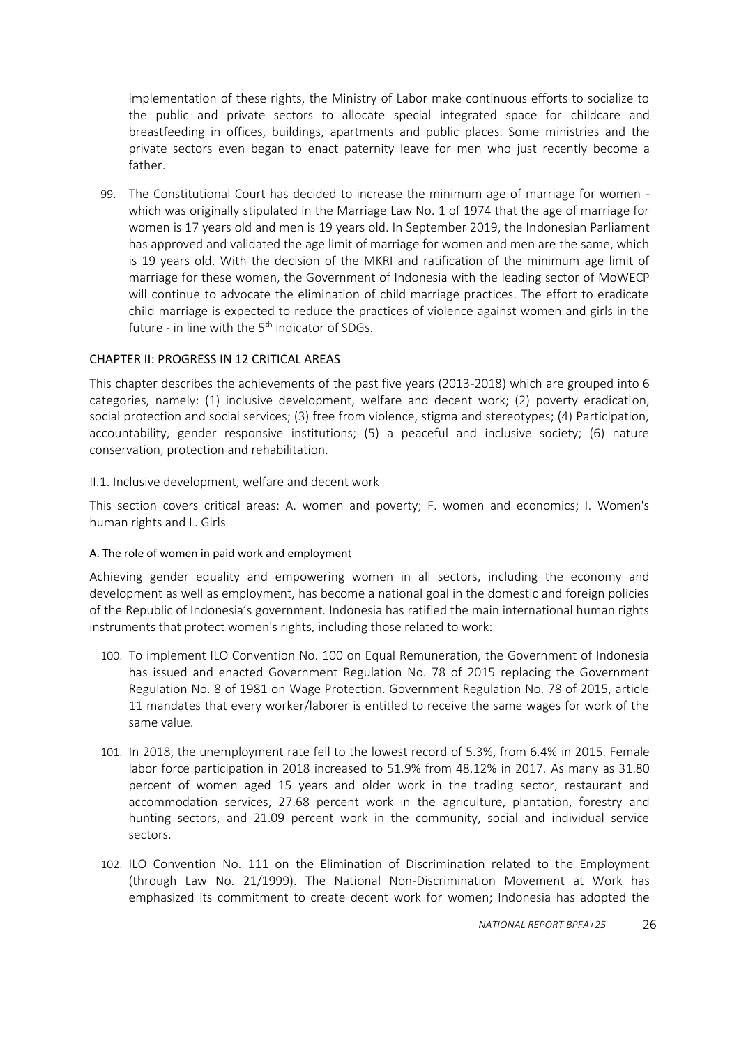implementation of these rights, the Ministry of Labor make continuous efforts to socialize to the public and private sectors to allocate special integrated space for childcare and breastfeeding in offices, buildings, apartments and public places. Some ministries and the private sectors even began to enact paternity leave for men who just recently become a father.

99. The Constitutional Court has decided to increase the minimum age of marriage for women - which was originally stipulated in the Marriage Law No. 1 of 1974 that the age of marriage for women is 17 years old and men is 19 years old. In September 2019, the Indonesian Parliament has approved and validated the age limit of marriage for women and men are the same, which is 19 years old. With the decision of the MKRI and ratification of the minimum age limit of marriage for these women, the Government of Indonesia with the leading sector of MoWECP will continue to advocate the elimination of child marriage practices. The effort to eradicate child marriage is expected to reduce the practices of violence against women and girls in the future - in line with the 5th indicator of SDGs.

## CHAPTER II: PROGRESS IN 12 CRITICAL AREAS

This chapter describes the achievements of the past five years (2013-2018) which are grouped into 6 categories, namely: (1) inclusive development, welfare and decent work; (2) poverty eradication, social protection and social services; (3) free from violence, stigma and stereotypes; (4) Participation, accountability, gender responsive institutions; (5) a peaceful and inclusive society; (6) nature conservation, protection and rehabilitation.

### II.1. Inclusive development, welfare and decent work

This section covers critical areas: A. women and poverty; F. women and economics; I. Women's human rights and L. Girls

#### A. The role of women in paid work and employment

Achieving gender equality and empowering women in all sectors, including the economy and development as well as employment, has become a national goal in the domestic and foreign policies of the Republic of Indonesia's government. Indonesia has ratified the main international human rights instruments that protect women's rights, including those related to work:

100. To implement ILO Convention No. 100 on Equal Remuneration, the Government of Indonesia has issued and enacted Government Regulation No. 78 of 2015 replacing the Government Regulation No. 8 of 1981 on Wage Protection. Government Regulation No. 78 of 2015, article 11 mandates that every worker/laborer is entitled to receive the same wages for work of the same value.

101. In 2018, the unemployment rate fell to the lowest record of 5.3%, from 6.4% in 2015. Female labor force participation in 2018 increased to 51.9% from 48.12% in 2017. As many as 31.80 percent of women aged 15 years and older work in the trading sector, restaurant and accommodation services, 27.68 percent work in the agriculture, plantation, forestry and hunting sectors, and 21.09 percent work in the community, social and individual service sectors.

102. ILO Convention No. 111 on the Elimination of Discrimination related to the Employment (through Law No. 21/1999). The National Non-Discrimination Movement at Work has emphasized its commitment to create decent work for women; Indonesia has adopted the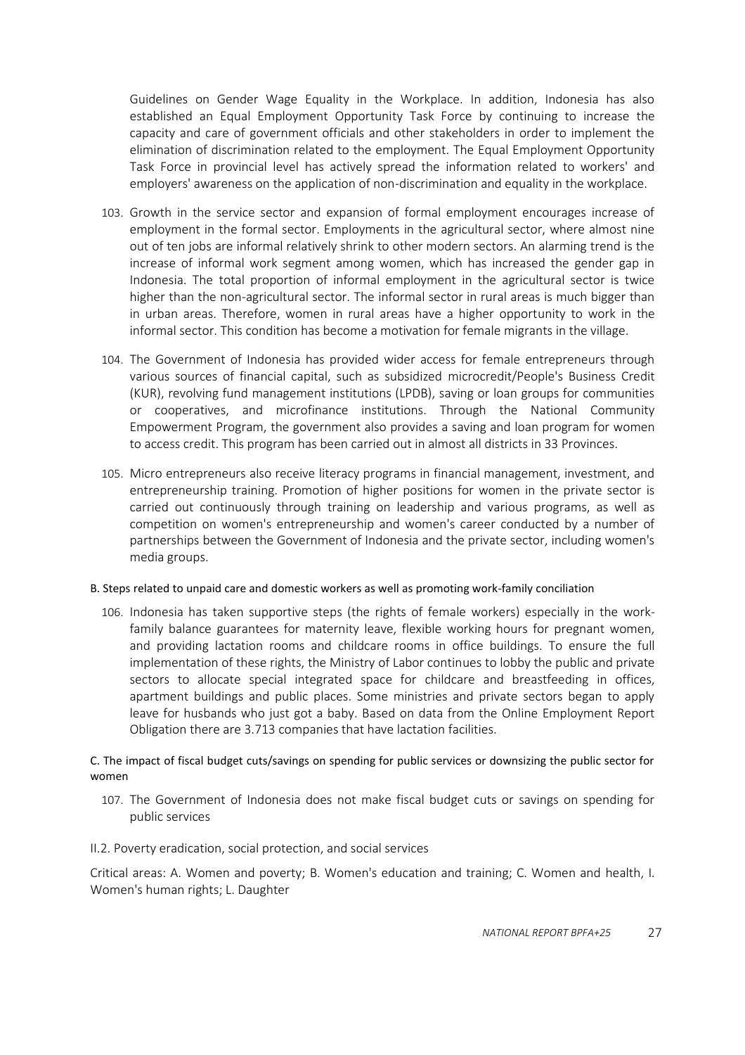Guidelines on Gender Wage Equality in the Workplace. In addition, Indonesia has also established an Equal Employment Opportunity Task Force by continuing to increase the capacity and care of government officials and other stakeholders in order to implement the elimination of discrimination related to the employment. The Equal Employment Opportunity Task Force in provincial level has actively spread the information related to workers' and employers' awareness on the application of non-discrimination and equality in the workplace.

103. Growth in the service sector and expansion of formal employment encourages increase of employment in the formal sector. Employments in the agricultural sector, where almost nine out of ten jobs are informal relatively shrink to other modern sectors. An alarming trend is the increase of informal work segment among women, which has increased the gender gap in Indonesia. The total proportion of informal employment in the agricultural sector is twice higher than the non-agricultural sector. The informal sector in rural areas is much bigger than in urban areas. Therefore, women in rural areas have a higher opportunity to work in the informal sector. This condition has become a motivation for female migrants in the village.

104. The Government of Indonesia has provided wider access for female entrepreneurs through various sources of financial capital, such as subsidized microcredit/People's Business Credit (KUR), revolving fund management institutions (LPDB), saving or loan groups for communities or cooperatives, and microfinance institutions. Through the National Community Empowerment Program, the government also provides a saving and loan program for women to access credit. This program has been carried out in almost all districts in 33 Provinces.

105. Micro entrepreneurs also receive literacy programs in financial management, investment, and entrepreneurship training. Promotion of higher positions for women in the private sector is carried out continuously through training on leadership and various programs, as well as competition on women's entrepreneurship and women's career conducted by a number of partnerships between the Government of Indonesia and the private sector, including women's media groups.

#### B. Steps related to unpaid care and domestic workers as well as promoting work-family conciliation

106. Indonesia has taken supportive steps (the rights of female workers) especially in the work-family balance guarantees for maternity leave, flexible working hours for pregnant women, and providing lactation rooms and childcare rooms in office buildings. To ensure the full implementation of these rights, the Ministry of Labor continues to lobby the public and private sectors to allocate special integrated space for childcare and breastfeeding in offices, apartment buildings and public places. Some ministries and private sectors began to apply leave for husbands who just got a baby. Based on data from the Online Employment Report Obligation there are 3.713 companies that have lactation facilities.

#### C. The impact of fiscal budget cuts/savings on spending for public services or downsizing the public sector for women

107. The Government of Indonesia does not make fiscal budget cuts or savings on spending for public services

### II.2. Poverty eradication, social protection, and social services

Critical areas: A. Women and poverty; B. Women's education and training; C. Women and health, I. Women's human rights; L. Daughter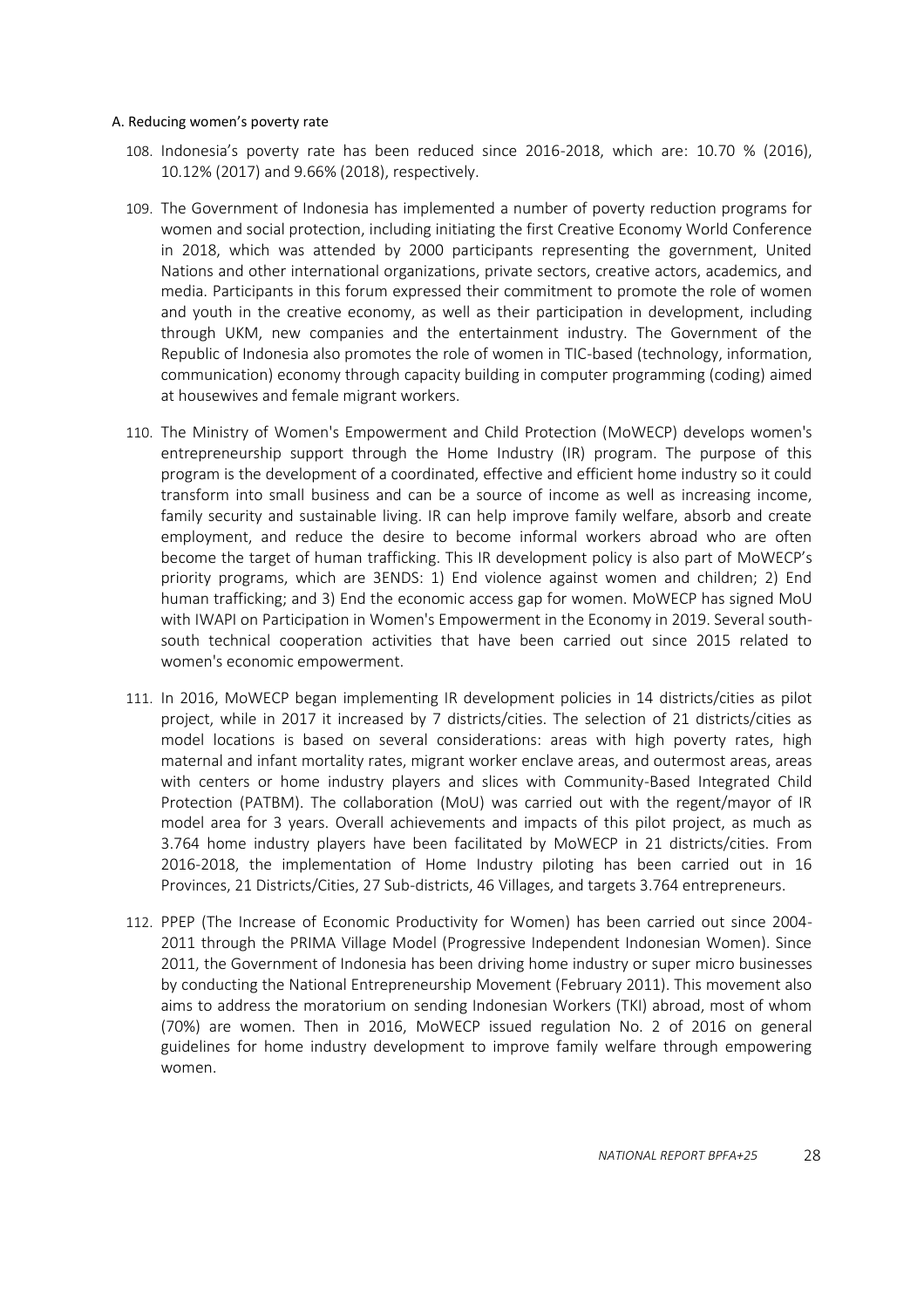### A. Reducing women's poverty rate

108. Indonesia's poverty rate has been reduced since 2016-2018, which are: 10.70 % (2016), 10.12% (2017) and 9.66% (2018), respectively.

109. The Government of Indonesia has implemented a number of poverty reduction programs for women and social protection, including initiating the first Creative Economy World Conference in 2018, which was attended by 2000 participants representing the government, United Nations and other international organizations, private sectors, creative actors, academics, and media. Participants in this forum expressed their commitment to promote the role of women and youth in the creative economy, as well as their participation in development, including through UKM, new companies and the entertainment industry. The Government of the Republic of Indonesia also promotes the role of women in TIC-based (technology, information, communication) economy through capacity building in computer programming (coding) aimed at housewives and female migrant workers.

110. The Ministry of Women's Empowerment and Child Protection (MoWECP) develops women's entrepreneurship support through the Home Industry (IR) program. The purpose of this program is the development of a coordinated, effective and efficient home industry so it could transform into small business and can be a source of income as well as increasing income, family security and sustainable living. IR can help improve family welfare, absorb and create employment, and reduce the desire to become informal workers abroad who are often become the target of human trafficking. This IR development policy is also part of MoWECP's priority programs, which are 3ENDS: 1) End violence against women and children; 2) End human trafficking; and 3) End the economic access gap for women. MoWECP has signed MoU with IWAPI on Participation in Women's Empowerment in the Economy in 2019. Several south-south technical cooperation activities that have been carried out since 2015 related to women's economic empowerment.

111. In 2016, MoWECP began implementing IR development policies in 14 districts/cities as pilot project, while in 2017 it increased by 7 districts/cities. The selection of 21 districts/cities as model locations is based on several considerations: areas with high poverty rates, high maternal and infant mortality rates, migrant worker enclave areas, and outermost areas, areas with centers or home industry players and slices with Community-Based Integrated Child Protection (PATBM). The collaboration (MoU) was carried out with the regent/mayor of IR model area for 3 years. Overall achievements and impacts of this pilot project, as much as 3.764 home industry players have been facilitated by MoWECP in 21 districts/cities. From 2016-2018, the implementation of Home Industry piloting has been carried out in 16 Provinces, 21 Districts/Cities, 27 Sub-districts, 46 Villages, and targets 3.764 entrepreneurs.

112. PPEP (The Increase of Economic Productivity for Women) has been carried out since 2004-2011 through the PRIMA Village Model (Progressive Independent Indonesian Women). Since 2011, the Government of Indonesia has been driving home industry or super micro businesses by conducting the National Entrepreneurship Movement (February 2011). This movement also aims to address the moratorium on sending Indonesian Workers (TKI) abroad, most of whom (70%) are women. Then in 2016, MoWECP issued regulation No. 2 of 2016 on general guidelines for home industry development to improve family welfare through empowering women.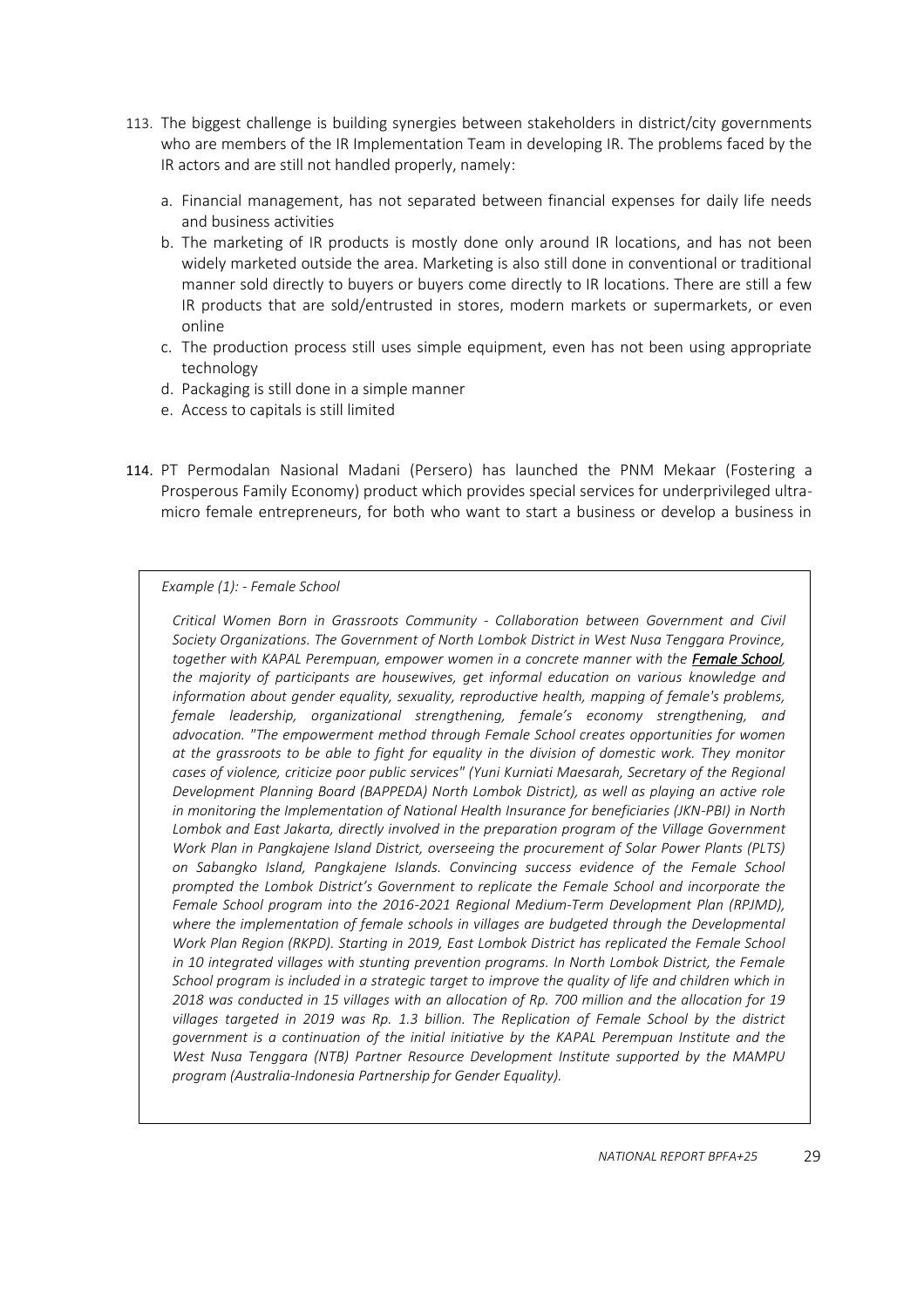113. The biggest challenge is building synergies between stakeholders in district/city governments who are members of the IR Implementation Team in developing IR. The problems faced by the IR actors and are still not handled properly, namely:

    a. Financial management, has not separated between financial expenses for daily life needs and business activities
    b. The marketing of IR products is mostly done only around IR locations, and has not been widely marketed outside the area. Marketing is also still done in conventional or traditional manner sold directly to buyers or buyers come directly to IR locations. There are still a few IR products that are sold/entrusted in stores, modern markets or supermarkets, or even online
    c. The production process still uses simple equipment, even has not been using appropriate technology
    d. Packaging is still done in a simple manner
    e. Access to capitals is still limited

114. PT Permodalan Nasional Madani (Persero) has launched the PNM Mekaar (Fostering a Prosperous Family Economy) product which provides special services for underprivileged ultra-micro female entrepreneurs, for both who want to start a business or develop a business in

> *Example (1): - Female School*
>
> *Critical Women Born in Grassroots Community - Collaboration between Government and Civil Society Organizations. The Government of North Lombok District in West Nusa Tenggara Province, together with KAPAL Perempuan, empower women in a concrete manner with the **Female School**, the majority of participants are housewives, get informal education on various knowledge and information about gender equality, sexuality, reproductive health, mapping of female's problems, female leadership, organizational strengthening, female's economy strengthening, and advocation. "The empowerment method through Female School creates opportunities for women at the grassroots to be able to fight for equality in the division of domestic work. They monitor cases of violence, criticize poor public services" (Yuni Kurniati Maesarah, Secretary of the Regional Development Planning Board (BAPPEDA) North Lombok District), as well as playing an active role in monitoring the Implementation of National Health Insurance for beneficiaries (JKN-PBI) in North Lombok and East Jakarta, directly involved in the preparation program of the Village Government Work Plan in Pangkajene Island District, overseeing the procurement of Solar Power Plants (PLTS) on Sabangko Island, Pangkajene Islands. Convincing success evidence of the Female School prompted the Lombok District's Government to replicate the Female School and incorporate the Female School program into the 2016-2021 Regional Medium-Term Development Plan (RPJMD), where the implementation of female schools in villages are budgeted through the Developmental Work Plan Region (RKPD). Starting in 2019, East Lombok District has replicated the Female School in 10 integrated villages with stunting prevention programs. In North Lombok District, the Female School program is included in a strategic target to improve the quality of life and children which in 2018 was conducted in 15 villages with an allocation of Rp. 700 million and the allocation for 19 villages targeted in 2019 was Rp. 1.3 billion. The Replication of Female School by the district government is a continuation of the initial initiative by the KAPAL Perempuan Institute and the West Nusa Tenggara (NTB) Partner Resource Development Institute supported by the MAMPU program (Australia-Indonesia Partnership for Gender Equality).*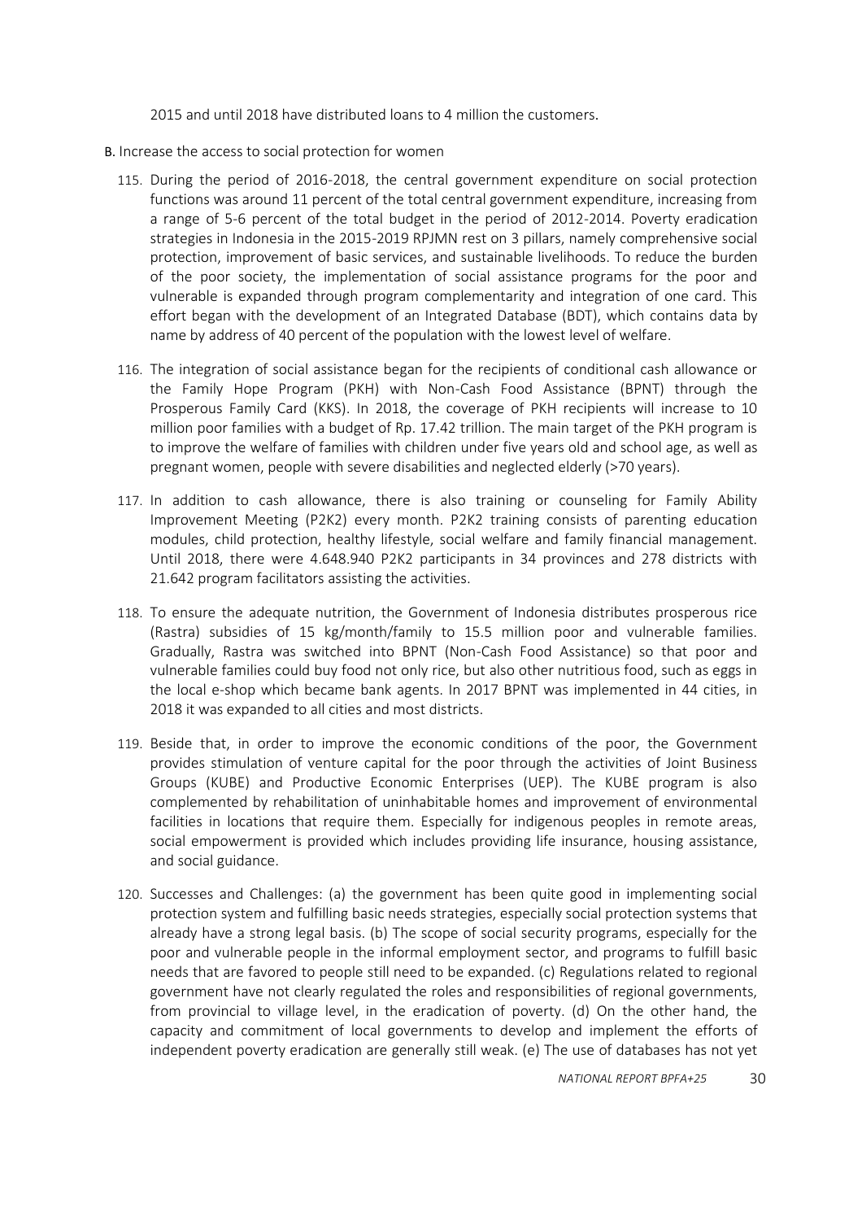2015 and until 2018 have distributed loans to 4 million the customers.

B. Increase the access to social protection for women

115. During the period of 2016-2018, the central government expenditure on social protection functions was around 11 percent of the total central government expenditure, increasing from a range of 5-6 percent of the total budget in the period of 2012-2014. Poverty eradication strategies in Indonesia in the 2015-2019 RPJMN rest on 3 pillars, namely comprehensive social protection, improvement of basic services, and sustainable livelihoods. To reduce the burden of the poor society, the implementation of social assistance programs for the poor and vulnerable is expanded through program complementarity and integration of one card. This effort began with the development of an Integrated Database (BDT), which contains data by name by address of 40 percent of the population with the lowest level of welfare.

116. The integration of social assistance began for the recipients of conditional cash allowance or the Family Hope Program (PKH) with Non-Cash Food Assistance (BPNT) through the Prosperous Family Card (KKS). In 2018, the coverage of PKH recipients will increase to 10 million poor families with a budget of Rp. 17.42 trillion. The main target of the PKH program is to improve the welfare of families with children under five years old and school age, as well as pregnant women, people with severe disabilities and neglected elderly (>70 years).

117. In addition to cash allowance, there is also training or counseling for Family Ability Improvement Meeting (P2K2) every month. P2K2 training consists of parenting education modules, child protection, healthy lifestyle, social welfare and family financial management. Until 2018, there were 4.648.940 P2K2 participants in 34 provinces and 278 districts with 21.642 program facilitators assisting the activities.

118. To ensure the adequate nutrition, the Government of Indonesia distributes prosperous rice (Rastra) subsidies of 15 kg/month/family to 15.5 million poor and vulnerable families. Gradually, Rastra was switched into BPNT (Non-Cash Food Assistance) so that poor and vulnerable families could buy food not only rice, but also other nutritious food, such as eggs in the local e-shop which became bank agents. In 2017 BPNT was implemented in 44 cities, in 2018 it was expanded to all cities and most districts.

119. Beside that, in order to improve the economic conditions of the poor, the Government provides stimulation of venture capital for the poor through the activities of Joint Business Groups (KUBE) and Productive Economic Enterprises (UEP). The KUBE program is also complemented by rehabilitation of uninhabitable homes and improvement of environmental facilities in locations that require them. Especially for indigenous peoples in remote areas, social empowerment is provided which includes providing life insurance, housing assistance, and social guidance.

120. Successes and Challenges: (a) the government has been quite good in implementing social protection system and fulfilling basic needs strategies, especially social protection systems that already have a strong legal basis. (b) The scope of social security programs, especially for the poor and vulnerable people in the informal employment sector, and programs to fulfill basic needs that are favored to people still need to be expanded. (c) Regulations related to regional government have not clearly regulated the roles and responsibilities of regional governments, from provincial to village level, in the eradication of poverty. (d) On the other hand, the capacity and commitment of local governments to develop and implement the efforts of independent poverty eradication are generally still weak. (e) The use of databases has not yet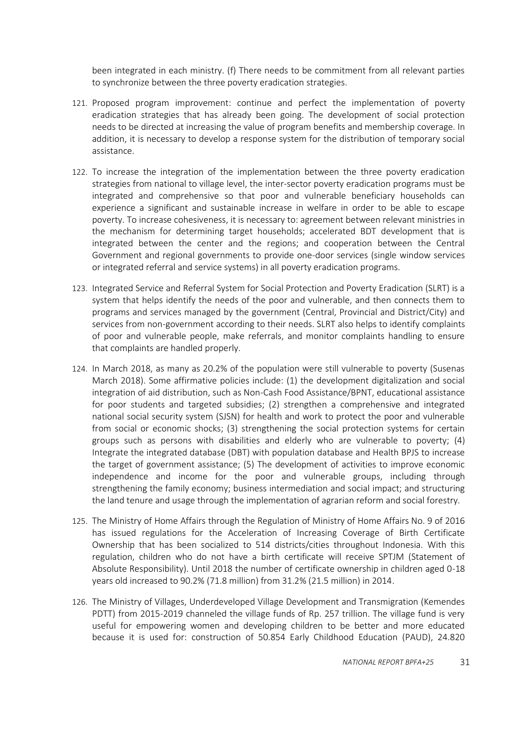been integrated in each ministry. (f) There needs to be commitment from all relevant parties to synchronize between the three poverty eradication strategies.

121. Proposed program improvement: continue and perfect the implementation of poverty eradication strategies that has already been going. The development of social protection needs to be directed at increasing the value of program benefits and membership coverage. In addition, it is necessary to develop a response system for the distribution of temporary social assistance.

122. To increase the integration of the implementation between the three poverty eradication strategies from national to village level, the inter-sector poverty eradication programs must be integrated and comprehensive so that poor and vulnerable beneficiary households can experience a significant and sustainable increase in welfare in order to be able to escape poverty. To increase cohesiveness, it is necessary to: agreement between relevant ministries in the mechanism for determining target households; accelerated BDT development that is integrated between the center and the regions; and cooperation between the Central Government and regional governments to provide one-door services (single window services or integrated referral and service systems) in all poverty eradication programs.

123. Integrated Service and Referral System for Social Protection and Poverty Eradication (SLRT) is a system that helps identify the needs of the poor and vulnerable, and then connects them to programs and services managed by the government (Central, Provincial and District/City) and services from non-government according to their needs. SLRT also helps to identify complaints of poor and vulnerable people, make referrals, and monitor complaints handling to ensure that complaints are handled properly.

124. In March 2018, as many as 20.2% of the population were still vulnerable to poverty (Susenas March 2018). Some affirmative policies include: (1) the development digitalization and social integration of aid distribution, such as Non-Cash Food Assistance/BPNT, educational assistance for poor students and targeted subsidies; (2) strengthen a comprehensive and integrated national social security system (SJSN) for health and work to protect the poor and vulnerable from social or economic shocks; (3) strengthening the social protection systems for certain groups such as persons with disabilities and elderly who are vulnerable to poverty; (4) Integrate the integrated database (DBT) with population database and Health BPJS to increase the target of government assistance; (5) The development of activities to improve economic independence and income for the poor and vulnerable groups, including through strengthening the family economy; business intermediation and social impact; and structuring the land tenure and usage through the implementation of agrarian reform and social forestry.

125. The Ministry of Home Affairs through the Regulation of Ministry of Home Affairs No. 9 of 2016 has issued regulations for the Acceleration of Increasing Coverage of Birth Certificate Ownership that has been socialized to 514 districts/cities throughout Indonesia. With this regulation, children who do not have a birth certificate will receive SPTJM (Statement of Absolute Responsibility). Until 2018 the number of certificate ownership in children aged 0-18 years old increased to 90.2% (71.8 million) from 31.2% (21.5 million) in 2014.

126. The Ministry of Villages, Underdeveloped Village Development and Transmigration (Kemendes PDTT) from 2015-2019 channeled the village funds of Rp. 257 trillion. The village fund is very useful for empowering women and developing children to be better and more educated because it is used for: construction of 50.854 Early Childhood Education (PAUD), 24.820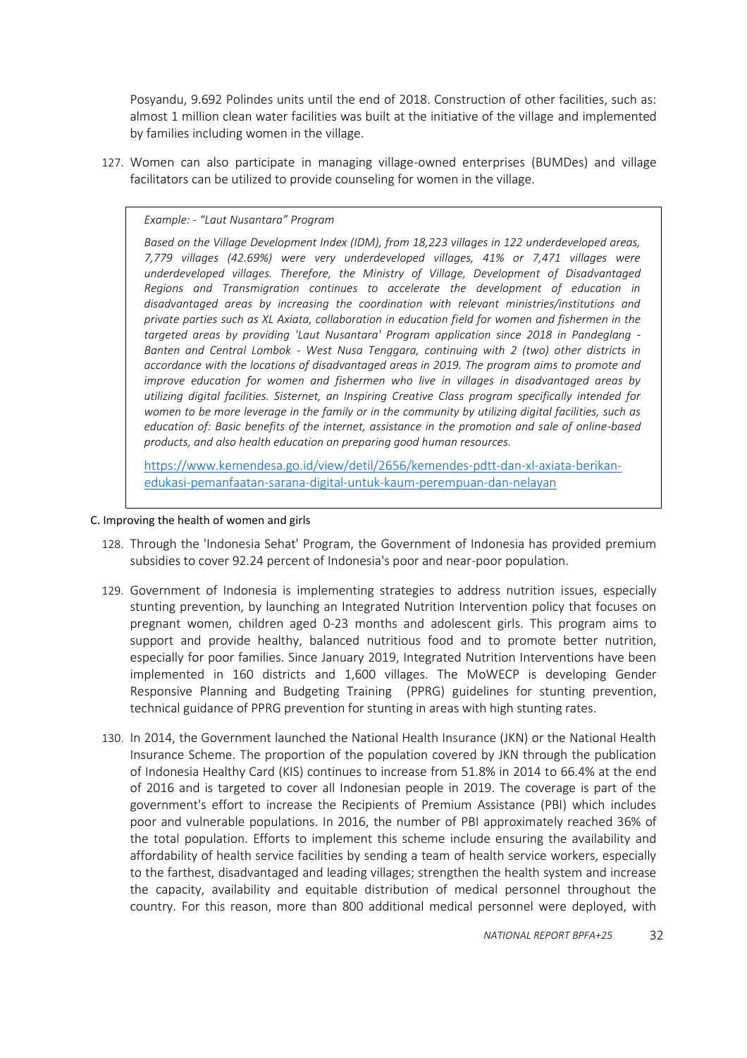Posyandu, 9.692 Polindes units until the end of 2018. Construction of other facilities, such as: almost 1 million clean water facilities was built at the initiative of the village and implemented by families including women in the village.

127. Women can also participate in managing village-owned enterprises (BUMDes) and village facilitators can be utilized to provide counseling for women in the village.

> *Example: - "Laut Nusantara" Program*
>
> *Based on the Village Development Index (IDM), from 18,223 villages in 122 underdeveloped areas, 7,779 villages (42.69%) were very underdeveloped villages, 41% or 7,471 villages were underdeveloped villages. Therefore, the Ministry of Village, Development of Disadvantaged Regions and Transmigration continues to accelerate the development of education in disadvantaged areas by increasing the coordination with relevant ministries/institutions and private parties such as XL Axiata, collaboration in education field for women and fishermen in the targeted areas by providing 'Laut Nusantara' Program application since 2018 in Pandeglang - Banten and Central Lombok - West Nusa Tenggara, continuing with 2 (two) other districts in accordance with the locations of disadvantaged areas in 2019. The program aims to promote and improve education for women and fishermen who live in villages in disadvantaged areas by utilizing digital facilities. Sisternet, an Inspiring Creative Class program specifically intended for women to be more leverage in the family or in the community by utilizing digital facilities, such as education of: Basic benefits of the internet, assistance in the promotion and sale of online-based products, and also health education on preparing good human resources.*
>
> https://www.kemendesa.go.id/view/detil/2656/kemendes-pdtt-dan-xl-axiata-berikan-edukasi-pemanfaatan-sarana-digital-untuk-kaum-perempuan-dan-nelayan

C. Improving the health of women and girls

128. Through the 'Indonesia Sehat' Program, the Government of Indonesia has provided premium subsidies to cover 92.24 percent of Indonesia's poor and near-poor population.

129. Government of Indonesia is implementing strategies to address nutrition issues, especially stunting prevention, by launching an Integrated Nutrition Intervention policy that focuses on pregnant women, children aged 0-23 months and adolescent girls. This program aims to support and provide healthy, balanced nutritious food and to promote better nutrition, especially for poor families. Since January 2019, Integrated Nutrition Interventions have been implemented in 160 districts and 1,600 villages. The MoWECP is developing Gender Responsive Planning and Budgeting Training (PPRG) guidelines for stunting prevention, technical guidance of PPRG prevention for stunting in areas with high stunting rates.

130. In 2014, the Government launched the National Health Insurance (JKN) or the National Health Insurance Scheme. The proportion of the population covered by JKN through the publication of Indonesia Healthy Card (KIS) continues to increase from 51.8% in 2014 to 66.4% at the end of 2016 and is targeted to cover all Indonesian people in 2019. The coverage is part of the government's effort to increase the Recipients of Premium Assistance (PBI) which includes poor and vulnerable populations. In 2016, the number of PBI approximately reached 36% of the total population. Efforts to implement this scheme include ensuring the availability and affordability of health service facilities by sending a team of health service workers, especially to the farthest, disadvantaged and leading villages; strengthen the health system and increase the capacity, availability and equitable distribution of medical personnel throughout the country. For this reason, more than 800 additional medical personnel were deployed, with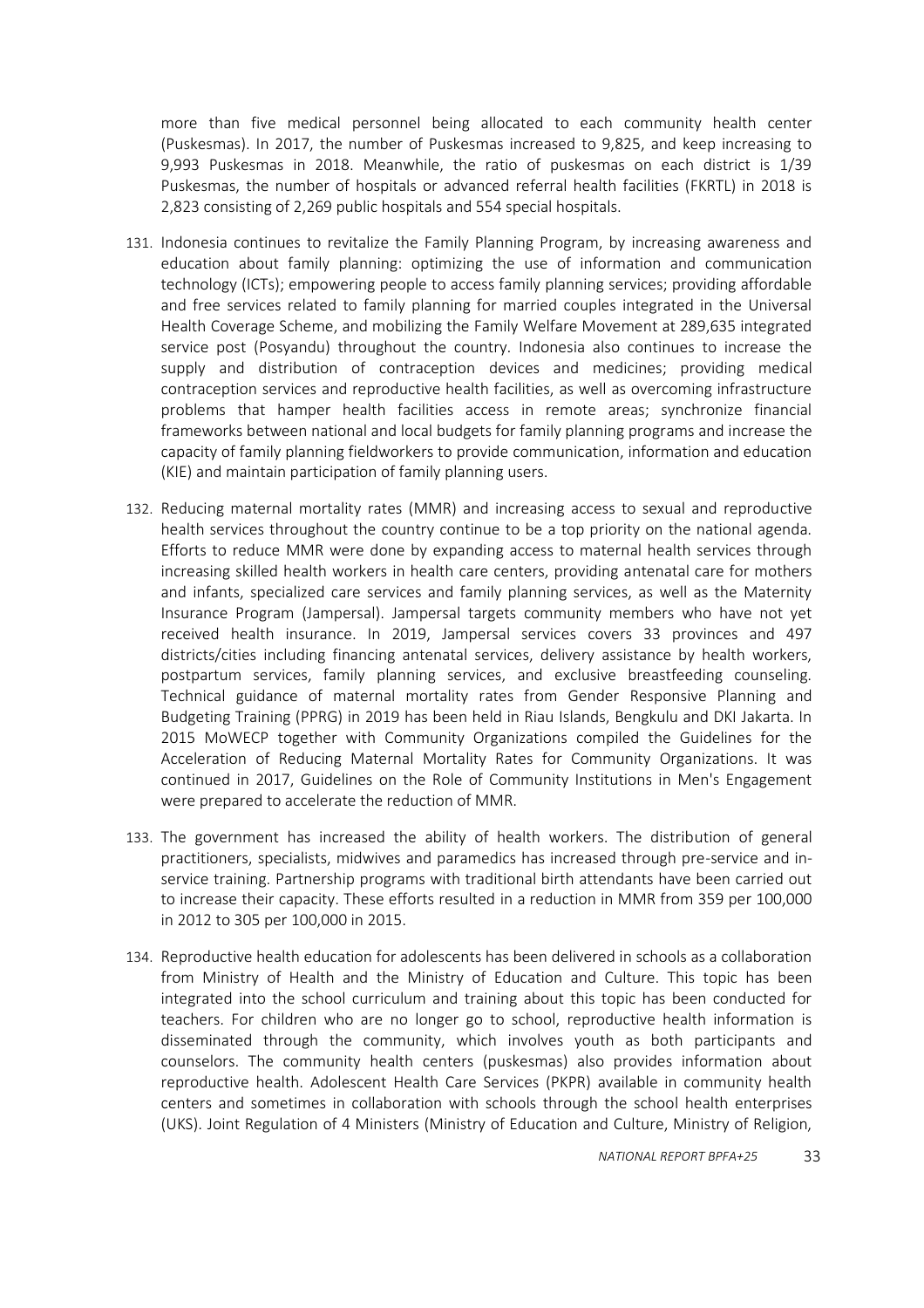more than five medical personnel being allocated to each community health center (Puskesmas). In 2017, the number of Puskesmas increased to 9,825, and keep increasing to 9,993 Puskesmas in 2018. Meanwhile, the ratio of puskesmas on each district is 1/39 Puskesmas, the number of hospitals or advanced referral health facilities (FKRTL) in 2018 is 2,823 consisting of 2,269 public hospitals and 554 special hospitals.

131. Indonesia continues to revitalize the Family Planning Program, by increasing awareness and education about family planning: optimizing the use of information and communication technology (ICTs); empowering people to access family planning services; providing affordable and free services related to family planning for married couples integrated in the Universal Health Coverage Scheme, and mobilizing the Family Welfare Movement at 289,635 integrated service post (Posyandu) throughout the country. Indonesia also continues to increase the supply and distribution of contraception devices and medicines; providing medical contraception services and reproductive health facilities, as well as overcoming infrastructure problems that hamper health facilities access in remote areas; synchronize financial frameworks between national and local budgets for family planning programs and increase the capacity of family planning fieldworkers to provide communication, information and education (KIE) and maintain participation of family planning users.

132. Reducing maternal mortality rates (MMR) and increasing access to sexual and reproductive health services throughout the country continue to be a top priority on the national agenda. Efforts to reduce MMR were done by expanding access to maternal health services through increasing skilled health workers in health care centers, providing antenatal care for mothers and infants, specialized care services and family planning services, as well as the Maternity Insurance Program (Jampersal). Jampersal targets community members who have not yet received health insurance. In 2019, Jampersal services covers 33 provinces and 497 districts/cities including financing antenatal services, delivery assistance by health workers, postpartum services, family planning services, and exclusive breastfeeding counseling. Technical guidance of maternal mortality rates from Gender Responsive Planning and Budgeting Training (PPRG) in 2019 has been held in Riau Islands, Bengkulu and DKI Jakarta. In 2015 MoWECP together with Community Organizations compiled the Guidelines for the Acceleration of Reducing Maternal Mortality Rates for Community Organizations. It was continued in 2017, Guidelines on the Role of Community Institutions in Men's Engagement were prepared to accelerate the reduction of MMR.

133. The government has increased the ability of health workers. The distribution of general practitioners, specialists, midwives and paramedics has increased through pre-service and in-service training. Partnership programs with traditional birth attendants have been carried out to increase their capacity. These efforts resulted in a reduction in MMR from 359 per 100,000 in 2012 to 305 per 100,000 in 2015.

134. Reproductive health education for adolescents has been delivered in schools as a collaboration from Ministry of Health and the Ministry of Education and Culture. This topic has been integrated into the school curriculum and training about this topic has been conducted for teachers. For children who are no longer go to school, reproductive health information is disseminated through the community, which involves youth as both participants and counselors. The community health centers (puskesmas) also provides information about reproductive health. Adolescent Health Care Services (PKPR) available in community health centers and sometimes in collaboration with schools through the school health enterprises (UKS). Joint Regulation of 4 Ministers (Ministry of Education and Culture, Ministry of Religion,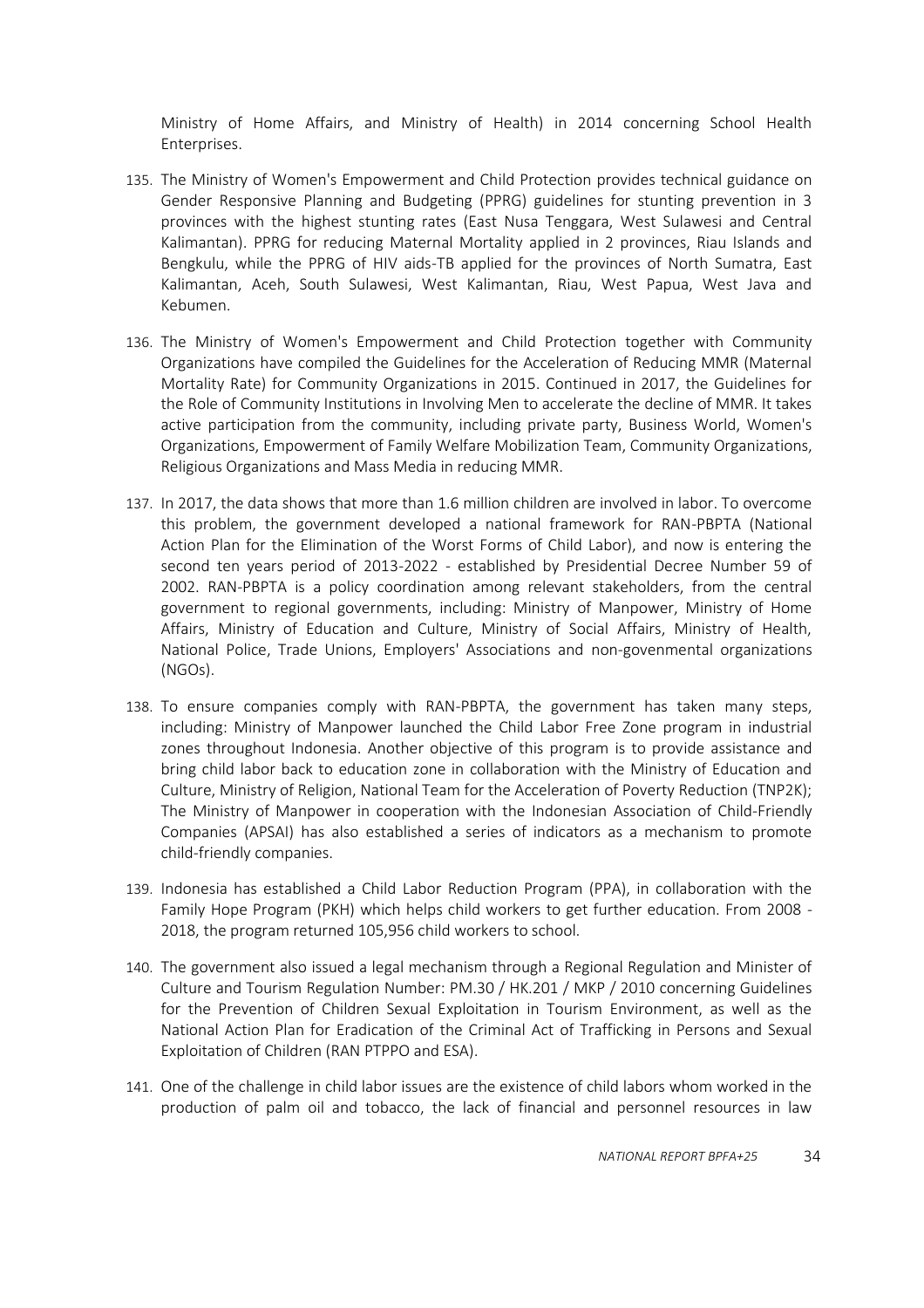Ministry of Home Affairs, and Ministry of Health) in 2014 concerning School Health Enterprises.

135. The Ministry of Women's Empowerment and Child Protection provides technical guidance on Gender Responsive Planning and Budgeting (PPRG) guidelines for stunting prevention in 3 provinces with the highest stunting rates (East Nusa Tenggara, West Sulawesi and Central Kalimantan). PPRG for reducing Maternal Mortality applied in 2 provinces, Riau Islands and Bengkulu, while the PPRG of HIV aids-TB applied for the provinces of North Sumatra, East Kalimantan, Aceh, South Sulawesi, West Kalimantan, Riau, West Papua, West Java and Kebumen.

136. The Ministry of Women's Empowerment and Child Protection together with Community Organizations have compiled the Guidelines for the Acceleration of Reducing MMR (Maternal Mortality Rate) for Community Organizations in 2015. Continued in 2017, the Guidelines for the Role of Community Institutions in Involving Men to accelerate the decline of MMR. It takes active participation from the community, including private party, Business World, Women's Organizations, Empowerment of Family Welfare Mobilization Team, Community Organizations, Religious Organizations and Mass Media in reducing MMR.

137. In 2017, the data shows that more than 1.6 million children are involved in labor. To overcome this problem, the government developed a national framework for RAN-PBPTA (National Action Plan for the Elimination of the Worst Forms of Child Labor), and now is entering the second ten years period of 2013-2022 - established by Presidential Decree Number 59 of 2002. RAN-PBPTA is a policy coordination among relevant stakeholders, from the central government to regional governments, including: Ministry of Manpower, Ministry of Home Affairs, Ministry of Education and Culture, Ministry of Social Affairs, Ministry of Health, National Police, Trade Unions, Employers' Associations and non-govenmental organizations (NGOs).

138. To ensure companies comply with RAN-PBPTA, the government has taken many steps, including: Ministry of Manpower launched the Child Labor Free Zone program in industrial zones throughout Indonesia. Another objective of this program is to provide assistance and bring child labor back to education zone in collaboration with the Ministry of Education and Culture, Ministry of Religion, National Team for the Acceleration of Poverty Reduction (TNP2K); The Ministry of Manpower in cooperation with the Indonesian Association of Child-Friendly Companies (APSAI) has also established a series of indicators as a mechanism to promote child-friendly companies.

139. Indonesia has established a Child Labor Reduction Program (PPA), in collaboration with the Family Hope Program (PKH) which helps child workers to get further education. From 2008 - 2018, the program returned 105,956 child workers to school.

140. The government also issued a legal mechanism through a Regional Regulation and Minister of Culture and Tourism Regulation Number: PM.30 / HK.201 / MKP / 2010 concerning Guidelines for the Prevention of Children Sexual Exploitation in Tourism Environment, as well as the National Action Plan for Eradication of the Criminal Act of Trafficking in Persons and Sexual Exploitation of Children (RAN PTPPO and ESA).

141. One of the challenge in child labor issues are the existence of child labors whom worked in the production of palm oil and tobacco, the lack of financial and personnel resources in law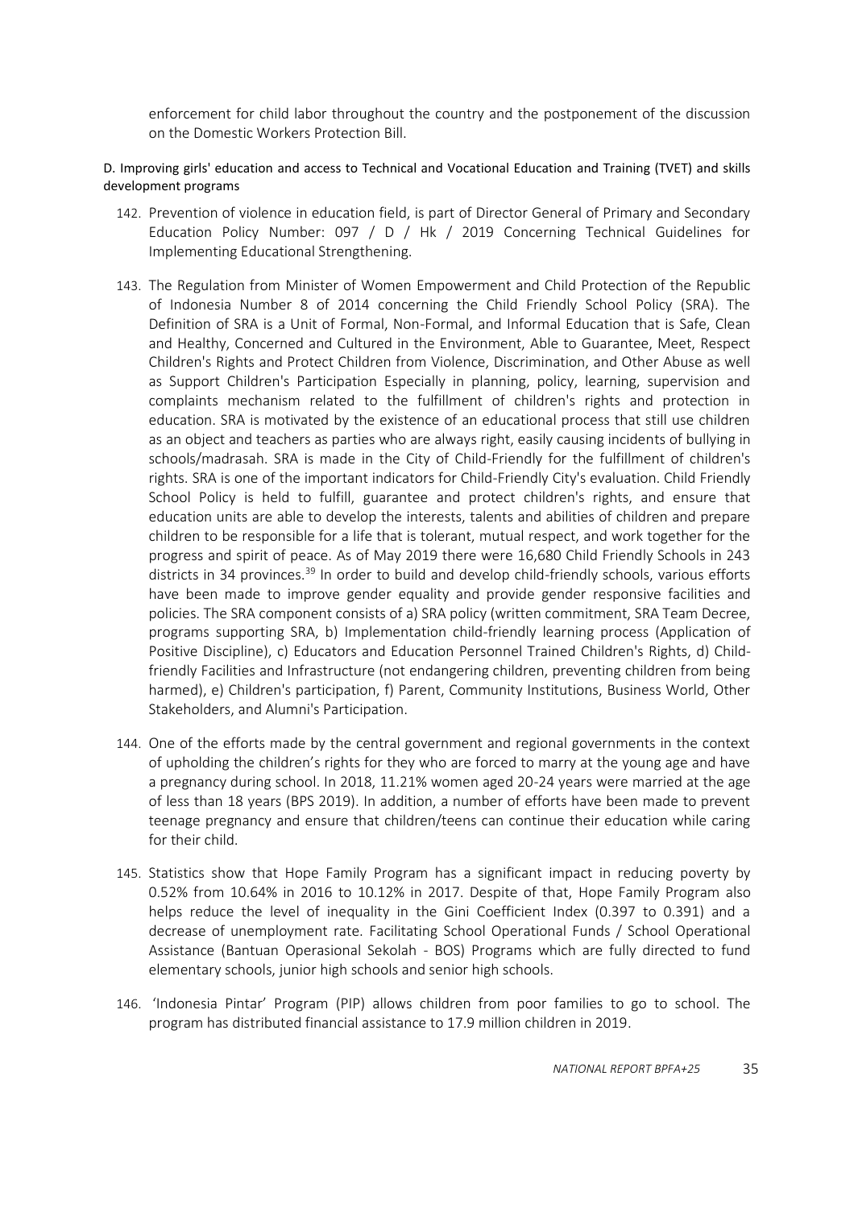enforcement for child labor throughout the country and the postponement of the discussion on the Domestic Workers Protection Bill.

D. Improving girls' education and access to Technical and Vocational Education and Training (TVET) and skills development programs

142. Prevention of violence in education field, is part of Director General of Primary and Secondary Education Policy Number: 097 / D / Hk / 2019 Concerning Technical Guidelines for Implementing Educational Strengthening.

143. The Regulation from Minister of Women Empowerment and Child Protection of the Republic of Indonesia Number 8 of 2014 concerning the Child Friendly School Policy (SRA). The Definition of SRA is a Unit of Formal, Non-Formal, and Informal Education that is Safe, Clean and Healthy, Concerned and Cultured in the Environment, Able to Guarantee, Meet, Respect Children's Rights and Protect Children from Violence, Discrimination, and Other Abuse as well as Support Children's Participation Especially in planning, policy, learning, supervision and complaints mechanism related to the fulfillment of children's rights and protection in education. SRA is motivated by the existence of an educational process that still use children as an object and teachers as parties who are always right, easily causing incidents of bullying in schools/madrasah. SRA is made in the City of Child-Friendly for the fulfillment of children's rights. SRA is one of the important indicators for Child-Friendly City's evaluation. Child Friendly School Policy is held to fulfill, guarantee and protect children's rights, and ensure that education units are able to develop the interests, talents and abilities of children and prepare children to be responsible for a life that is tolerant, mutual respect, and work together for the progress and spirit of peace. As of May 2019 there were 16,680 Child Friendly Schools in 243 districts in 34 provinces.[39] In order to build and develop child-friendly schools, various efforts have been made to improve gender equality and provide gender responsive facilities and policies. The SRA component consists of a) SRA policy (written commitment, SRA Team Decree, programs supporting SRA, b) Implementation child-friendly learning process (Application of Positive Discipline), c) Educators and Education Personnel Trained Children's Rights, d) Child-friendly Facilities and Infrastructure (not endangering children, preventing children from being harmed), e) Children's participation, f) Parent, Community Institutions, Business World, Other Stakeholders, and Alumni's Participation.

144. One of the efforts made by the central government and regional governments in the context of upholding the children's rights for they who are forced to marry at the young age and have a pregnancy during school. In 2018, 11.21% women aged 20-24 years were married at the age of less than 18 years (BPS 2019). In addition, a number of efforts have been made to prevent teenage pregnancy and ensure that children/teens can continue their education while caring for their child.

145. Statistics show that Hope Family Program has a significant impact in reducing poverty by 0.52% from 10.64% in 2016 to 10.12% in 2017. Despite of that, Hope Family Program also helps reduce the level of inequality in the Gini Coefficient Index (0.397 to 0.391) and a decrease of unemployment rate. Facilitating School Operational Funds / School Operational Assistance (Bantuan Operasional Sekolah - BOS) Programs which are fully directed to fund elementary schools, junior high schools and senior high schools.

146. 'Indonesia Pintar' Program (PIP) allows children from poor families to go to school. The program has distributed financial assistance to 17.9 million children in 2019.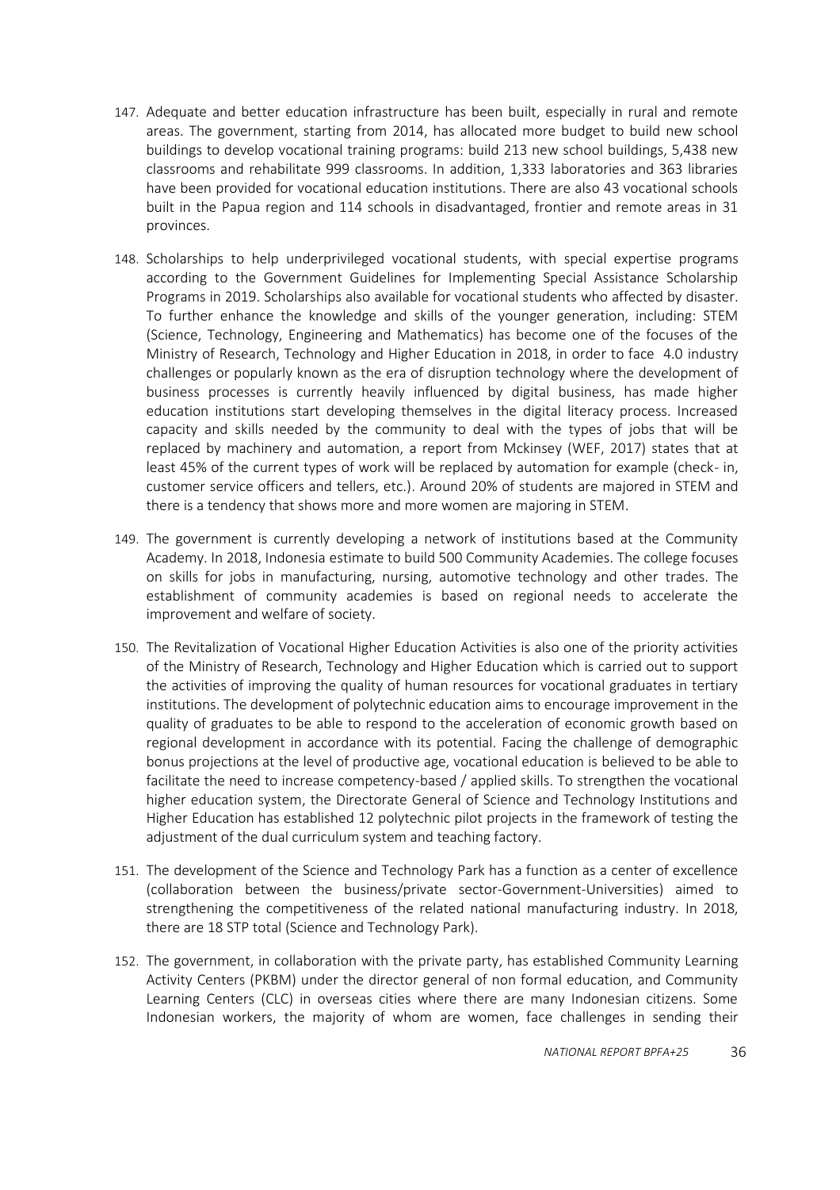147. Adequate and better education infrastructure has been built, especially in rural and remote areas. The government, starting from 2014, has allocated more budget to build new school buildings to develop vocational training programs: build 213 new school buildings, 5,438 new classrooms and rehabilitate 999 classrooms. In addition, 1,333 laboratories and 363 libraries have been provided for vocational education institutions. There are also 43 vocational schools built in the Papua region and 114 schools in disadvantaged, frontier and remote areas in 31 provinces.

148. Scholarships to help underprivileged vocational students, with special expertise programs according to the Government Guidelines for Implementing Special Assistance Scholarship Programs in 2019. Scholarships also available for vocational students who affected by disaster. To further enhance the knowledge and skills of the younger generation, including: STEM (Science, Technology, Engineering and Mathematics) has become one of the focuses of the Ministry of Research, Technology and Higher Education in 2018, in order to face 4.0 industry challenges or popularly known as the era of disruption technology where the development of business processes is currently heavily influenced by digital business, has made higher education institutions start developing themselves in the digital literacy process. Increased capacity and skills needed by the community to deal with the types of jobs that will be replaced by machinery and automation, a report from Mckinsey (WEF, 2017) states that at least 45% of the current types of work will be replaced by automation for example (check- in, customer service officers and tellers, etc.). Around 20% of students are majored in STEM and there is a tendency that shows more and more women are majoring in STEM.

149. The government is currently developing a network of institutions based at the Community Academy. In 2018, Indonesia estimate to build 500 Community Academies. The college focuses on skills for jobs in manufacturing, nursing, automotive technology and other trades. The establishment of community academies is based on regional needs to accelerate the improvement and welfare of society.

150. The Revitalization of Vocational Higher Education Activities is also one of the priority activities of the Ministry of Research, Technology and Higher Education which is carried out to support the activities of improving the quality of human resources for vocational graduates in tertiary institutions. The development of polytechnic education aims to encourage improvement in the quality of graduates to be able to respond to the acceleration of economic growth based on regional development in accordance with its potential. Facing the challenge of demographic bonus projections at the level of productive age, vocational education is believed to be able to facilitate the need to increase competency-based / applied skills. To strengthen the vocational higher education system, the Directorate General of Science and Technology Institutions and Higher Education has established 12 polytechnic pilot projects in the framework of testing the adjustment of the dual curriculum system and teaching factory.

151. The development of the Science and Technology Park has a function as a center of excellence (collaboration between the business/private sector-Government-Universities) aimed to strengthening the competitiveness of the related national manufacturing industry. In 2018, there are 18 STP total (Science and Technology Park).

152. The government, in collaboration with the private party, has established Community Learning Activity Centers (PKBM) under the director general of non formal education, and Community Learning Centers (CLC) in overseas cities where there are many Indonesian citizens. Some Indonesian workers, the majority of whom are women, face challenges in sending their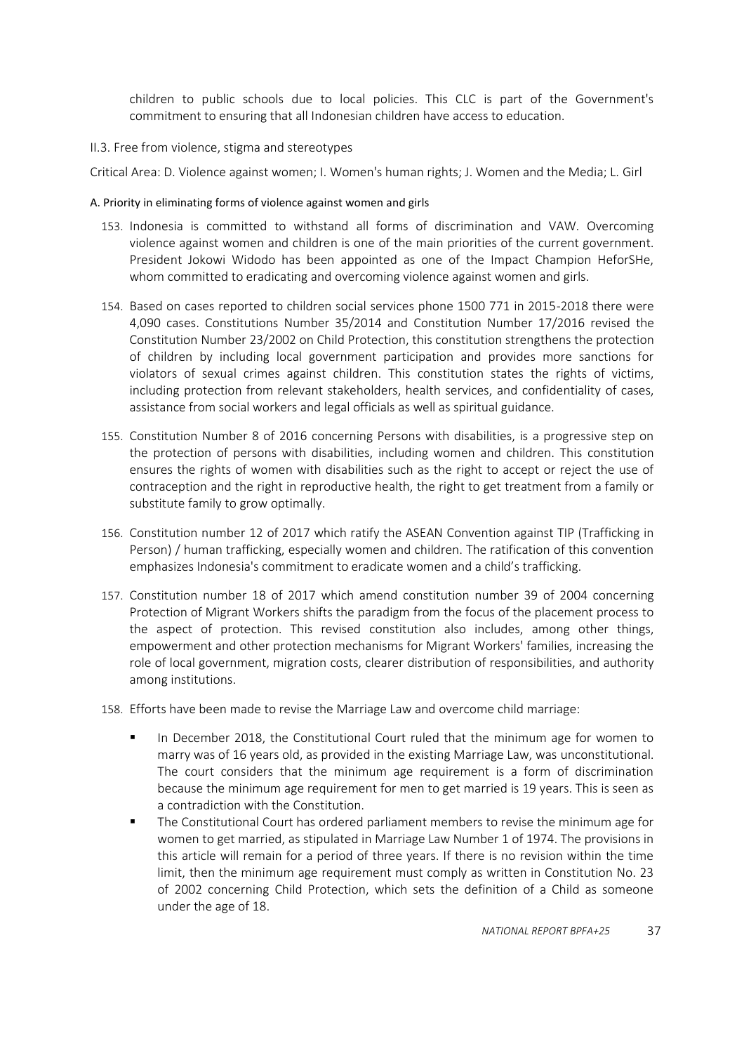children to public schools due to local policies. This CLC is part of the Government's commitment to ensuring that all Indonesian children have access to education.

## II.3. Free from violence, stigma and stereotypes

Critical Area: D. Violence against women; I. Women's human rights; J. Women and the Media; L. Girl

### A. Priority in eliminating forms of violence against women and girls

153. Indonesia is committed to withstand all forms of discrimination and VAW. Overcoming violence against women and children is one of the main priorities of the current government. President Jokowi Widodo has been appointed as one of the Impact Champion HeforSHe, whom committed to eradicating and overcoming violence against women and girls.

154. Based on cases reported to children social services phone 1500 771 in 2015-2018 there were 4,090 cases. Constitutions Number 35/2014 and Constitution Number 17/2016 revised the Constitution Number 23/2002 on Child Protection, this constitution strengthens the protection of children by including local government participation and provides more sanctions for violators of sexual crimes against children. This constitution states the rights of victims, including protection from relevant stakeholders, health services, and confidentiality of cases, assistance from social workers and legal officials as well as spiritual guidance.

155. Constitution Number 8 of 2016 concerning Persons with disabilities, is a progressive step on the protection of persons with disabilities, including women and children. This constitution ensures the rights of women with disabilities such as the right to accept or reject the use of contraception and the right in reproductive health, the right to get treatment from a family or substitute family to grow optimally.

156. Constitution number 12 of 2017 which ratify the ASEAN Convention against TIP (Trafficking in Person) / human trafficking, especially women and children. The ratification of this convention emphasizes Indonesia's commitment to eradicate women and a child's trafficking.

157. Constitution number 18 of 2017 which amend constitution number 39 of 2004 concerning Protection of Migrant Workers shifts the paradigm from the focus of the placement process to the aspect of protection. This revised constitution also includes, among other things, empowerment and other protection mechanisms for Migrant Workers' families, increasing the role of local government, migration costs, clearer distribution of responsibilities, and authority among institutions.

158. Efforts have been made to revise the Marriage Law and overcome child marriage:
    - In December 2018, the Constitutional Court ruled that the minimum age for women to marry was of 16 years old, as provided in the existing Marriage Law, was unconstitutional. The court considers that the minimum age requirement is a form of discrimination because the minimum age requirement for men to get married is 19 years. This is seen as a contradiction with the Constitution.
    - The Constitutional Court has ordered parliament members to revise the minimum age for women to get married, as stipulated in Marriage Law Number 1 of 1974. The provisions in this article will remain for a period of three years. If there is no revision within the time limit, then the minimum age requirement must comply as written in Constitution No. 23 of 2002 concerning Child Protection, which sets the definition of a Child as someone under the age of 18.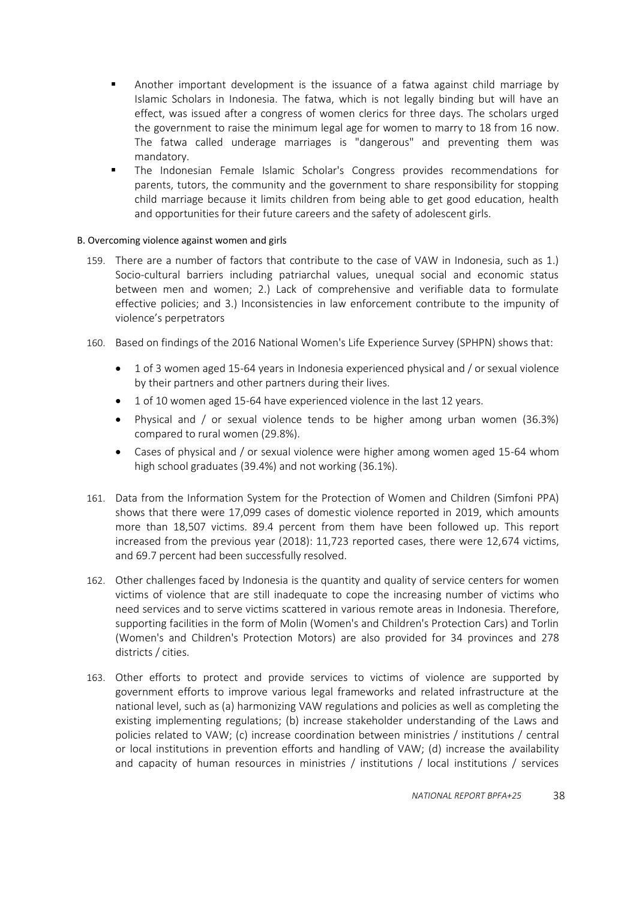- Another important development is the issuance of a fatwa against child marriage by Islamic Scholars in Indonesia. The fatwa, which is not legally binding but will have an effect, was issued after a congress of women clerics for three days. The scholars urged the government to raise the minimum legal age for women to marry to 18 from 16 now. The fatwa called underage marriages is "dangerous" and preventing them was mandatory.
- The Indonesian Female Islamic Scholar's Congress provides recommendations for parents, tutors, the community and the government to share responsibility for stopping child marriage because it limits children from being able to get good education, health and opportunities for their future careers and the safety of adolescent girls.

### B. Overcoming violence against women and girls

159. There are a number of factors that contribute to the case of VAW in Indonesia, such as 1.) Socio-cultural barriers including patriarchal values, unequal social and economic status between men and women; 2.) Lack of comprehensive and verifiable data to formulate effective policies; and 3.) Inconsistencies in law enforcement contribute to the impunity of violence's perpetrators

160. Based on findings of the 2016 National Women's Life Experience Survey (SPHPN) shows that:
    - 1 of 3 women aged 15-64 years in Indonesia experienced physical and / or sexual violence by their partners and other partners during their lives.
    - 1 of 10 women aged 15-64 have experienced violence in the last 12 years.
    - Physical and / or sexual violence tends to be higher among urban women (36.3%) compared to rural women (29.8%).
    - Cases of physical and / or sexual violence were higher among women aged 15-64 whom high school graduates (39.4%) and not working (36.1%).

161. Data from the Information System for the Protection of Women and Children (Simfoni PPA) shows that there were 17,099 cases of domestic violence reported in 2019, which amounts more than 18,507 victims. 89.4 percent from them have been followed up. This report increased from the previous year (2018): 11,723 reported cases, there were 12,674 victims, and 69.7 percent had been successfully resolved.

162. Other challenges faced by Indonesia is the quantity and quality of service centers for women victims of violence that are still inadequate to cope the increasing number of victims who need services and to serve victims scattered in various remote areas in Indonesia. Therefore, supporting facilities in the form of Molin (Women's and Children's Protection Cars) and Torlin (Women's and Children's Protection Motors) are also provided for 34 provinces and 278 districts / cities.

163. Other efforts to protect and provide services to victims of violence are supported by government efforts to improve various legal frameworks and related infrastructure at the national level, such as (a) harmonizing VAW regulations and policies as well as completing the existing implementing regulations; (b) increase stakeholder understanding of the Laws and policies related to VAW; (c) increase coordination between ministries / institutions / central or local institutions in prevention efforts and handling of VAW; (d) increase the availability and capacity of human resources in ministries / institutions / local institutions / services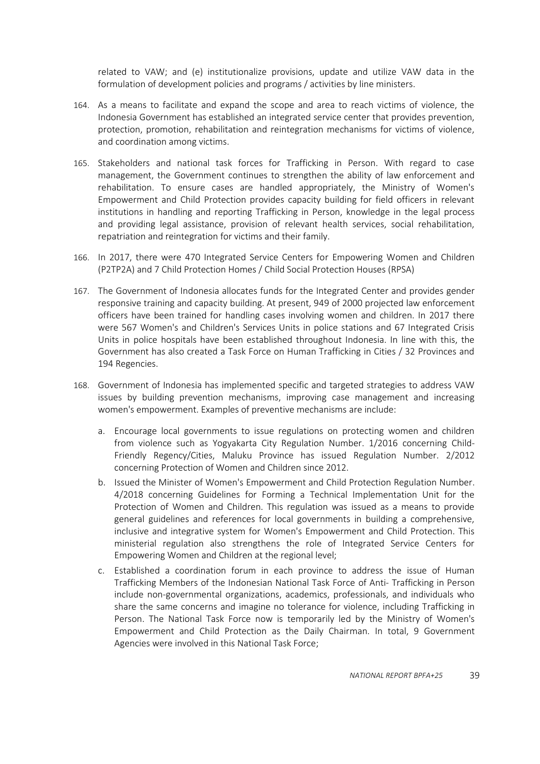related to VAW; and (e) institutionalize provisions, update and utilize VAW data in the formulation of development policies and programs / activities by line ministers.

164. As a means to facilitate and expand the scope and area to reach victims of violence, the Indonesia Government has established an integrated service center that provides prevention, protection, promotion, rehabilitation and reintegration mechanisms for victims of violence, and coordination among victims.

165. Stakeholders and national task forces for Trafficking in Person. With regard to case management, the Government continues to strengthen the ability of law enforcement and rehabilitation. To ensure cases are handled appropriately, the Ministry of Women's Empowerment and Child Protection provides capacity building for field officers in relevant institutions in handling and reporting Trafficking in Person, knowledge in the legal process and providing legal assistance, provision of relevant health services, social rehabilitation, repatriation and reintegration for victims and their family.

166. In 2017, there were 470 Integrated Service Centers for Empowering Women and Children (P2TP2A) and 7 Child Protection Homes / Child Social Protection Houses (RPSA)

167. The Government of Indonesia allocates funds for the Integrated Center and provides gender responsive training and capacity building. At present, 949 of 2000 projected law enforcement officers have been trained for handling cases involving women and children. In 2017 there were 567 Women's and Children's Services Units in police stations and 67 Integrated Crisis Units in police hospitals have been established throughout Indonesia. In line with this, the Government has also created a Task Force on Human Trafficking in Cities / 32 Provinces and 194 Regencies.

168. Government of Indonesia has implemented specific and targeted strategies to address VAW issues by building prevention mechanisms, improving case management and increasing women's empowerment. Examples of preventive mechanisms are include:

    a. Encourage local governments to issue regulations on protecting women and children from violence such as Yogyakarta City Regulation Number. 1/2016 concerning Child-Friendly Regency/Cities, Maluku Province has issued Regulation Number. 2/2012 concerning Protection of Women and Children since 2012.
    b. Issued the Minister of Women's Empowerment and Child Protection Regulation Number. 4/2018 concerning Guidelines for Forming a Technical Implementation Unit for the Protection of Women and Children. This regulation was issued as a means to provide general guidelines and references for local governments in building a comprehensive, inclusive and integrative system for Women's Empowerment and Child Protection. This ministerial regulation also strengthens the role of Integrated Service Centers for Empowering Women and Children at the regional level;
    c. Established a coordination forum in each province to address the issue of Human Trafficking Members of the Indonesian National Task Force of Anti- Trafficking in Person include non-governmental organizations, academics, professionals, and individuals who share the same concerns and imagine no tolerance for violence, including Trafficking in Person. The National Task Force now is temporarily led by the Ministry of Women's Empowerment and Child Protection as the Daily Chairman. In total, 9 Government Agencies were involved in this National Task Force;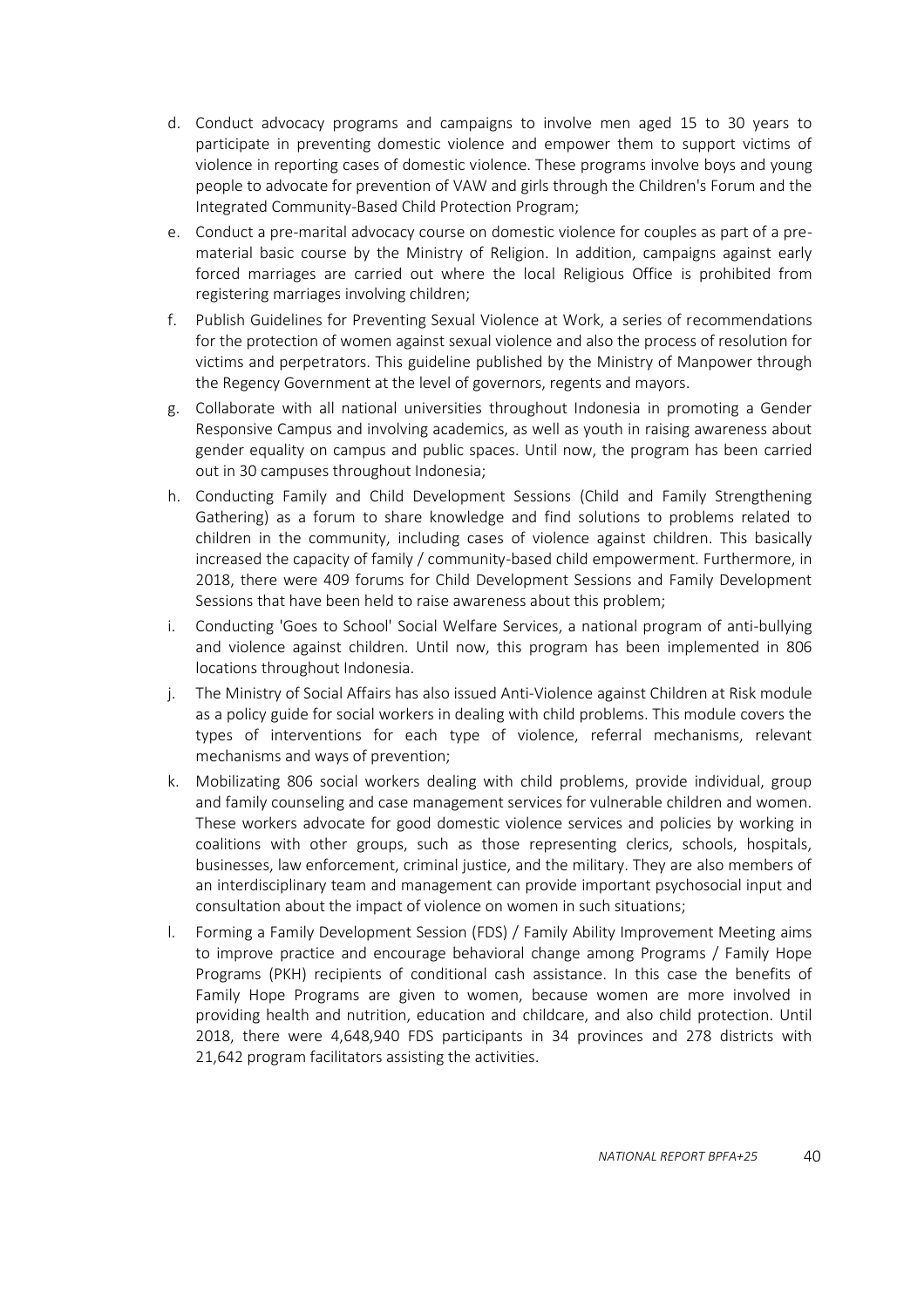d. Conduct advocacy programs and campaigns to involve men aged 15 to 30 years to participate in preventing domestic violence and empower them to support victims of violence in reporting cases of domestic violence. These programs involve boys and young people to advocate for prevention of VAW and girls through the Children's Forum and the Integrated Community-Based Child Protection Program;

e. Conduct a pre-marital advocacy course on domestic violence for couples as part of a pre-material basic course by the Ministry of Religion. In addition, campaigns against early forced marriages are carried out where the local Religious Office is prohibited from registering marriages involving children;

f. Publish Guidelines for Preventing Sexual Violence at Work, a series of recommendations for the protection of women against sexual violence and also the process of resolution for victims and perpetrators. This guideline published by the Ministry of Manpower through the Regency Government at the level of governors, regents and mayors.

g. Collaborate with all national universities throughout Indonesia in promoting a Gender Responsive Campus and involving academics, as well as youth in raising awareness about gender equality on campus and public spaces. Until now, the program has been carried out in 30 campuses throughout Indonesia;

h. Conducting Family and Child Development Sessions (Child and Family Strengthening Gathering) as a forum to share knowledge and find solutions to problems related to children in the community, including cases of violence against children. This basically increased the capacity of family / community-based child empowerment. Furthermore, in 2018, there were 409 forums for Child Development Sessions and Family Development Sessions that have been held to raise awareness about this problem;

i. Conducting 'Goes to School' Social Welfare Services, a national program of anti-bullying and violence against children. Until now, this program has been implemented in 806 locations throughout Indonesia.

j. The Ministry of Social Affairs has also issued Anti-Violence against Children at Risk module as a policy guide for social workers in dealing with child problems. This module covers the types of interventions for each type of violence, referral mechanisms, relevant mechanisms and ways of prevention;

k. Mobilizating 806 social workers dealing with child problems, provide individual, group and family counseling and case management services for vulnerable children and women. These workers advocate for good domestic violence services and policies by working in coalitions with other groups, such as those representing clerics, schools, hospitals, businesses, law enforcement, criminal justice, and the military. They are also members of an interdisciplinary team and management can provide important psychosocial input and consultation about the impact of violence on women in such situations;

l. Forming a Family Development Session (FDS) / Family Ability Improvement Meeting aims to improve practice and encourage behavioral change among Programs / Family Hope Programs (PKH) recipients of conditional cash assistance. In this case the benefits of Family Hope Programs are given to women, because women are more involved in providing health and nutrition, education and childcare, and also child protection. Until 2018, there were 4,648,940 FDS participants in 34 provinces and 278 districts with 21,642 program facilitators assisting the activities.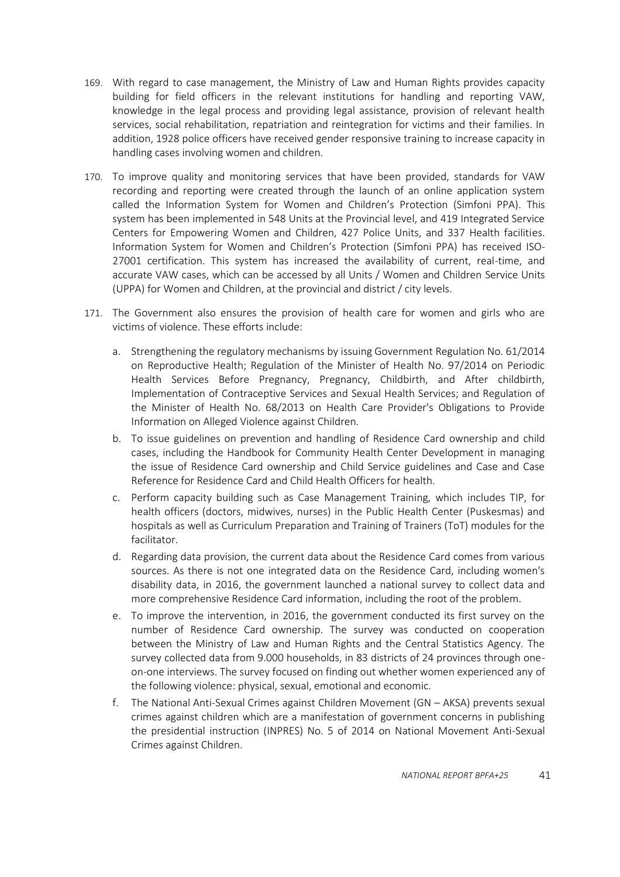169. With regard to case management, the Ministry of Law and Human Rights provides capacity building for field officers in the relevant institutions for handling and reporting VAW, knowledge in the legal process and providing legal assistance, provision of relevant health services, social rehabilitation, repatriation and reintegration for victims and their families. In addition, 1928 police officers have received gender responsive training to increase capacity in handling cases involving women and children.

170. To improve quality and monitoring services that have been provided, standards for VAW recording and reporting were created through the launch of an online application system called the Information System for Women and Children's Protection (Simfoni PPA). This system has been implemented in 548 Units at the Provincial level, and 419 Integrated Service Centers for Empowering Women and Children, 427 Police Units, and 337 Health facilities. Information System for Women and Children's Protection (Simfoni PPA) has received ISO-27001 certification. This system has increased the availability of current, real-time, and accurate VAW cases, which can be accessed by all Units / Women and Children Service Units (UPPA) for Women and Children, at the provincial and district / city levels.

171. The Government also ensures the provision of health care for women and girls who are victims of violence. These efforts include:

    a. Strengthening the regulatory mechanisms by issuing Government Regulation No. 61/2014 on Reproductive Health; Regulation of the Minister of Health No. 97/2014 on Periodic Health Services Before Pregnancy, Pregnancy, Childbirth, and After childbirth, Implementation of Contraceptive Services and Sexual Health Services; and Regulation of the Minister of Health No. 68/2013 on Health Care Provider's Obligations to Provide Information on Alleged Violence against Children.
    b. To issue guidelines on prevention and handling of Residence Card ownership and child cases, including the Handbook for Community Health Center Development in managing the issue of Residence Card ownership and Child Service guidelines and Case and Case Reference for Residence Card and Child Health Officers for health.
    c. Perform capacity building such as Case Management Training, which includes TIP, for health officers (doctors, midwives, nurses) in the Public Health Center (Puskesmas) and hospitals as well as Curriculum Preparation and Training of Trainers (ToT) modules for the facilitator.
    d. Regarding data provision, the current data about the Residence Card comes from various sources. As there is not one integrated data on the Residence Card, including women's disability data, in 2016, the government launched a national survey to collect data and more comprehensive Residence Card information, including the root of the problem.
    e. To improve the intervention, in 2016, the government conducted its first survey on the number of Residence Card ownership. The survey was conducted on cooperation between the Ministry of Law and Human Rights and the Central Statistics Agency. The survey collected data from 9.000 households, in 83 districts of 24 provinces through one-on-one interviews. The survey focused on finding out whether women experienced any of the following violence: physical, sexual, emotional and economic.
    f. The National Anti-Sexual Crimes against Children Movement (GN – AKSA) prevents sexual crimes against children which are a manifestation of government concerns in publishing the presidential instruction (INPRES) No. 5 of 2014 on National Movement Anti-Sexual Crimes against Children.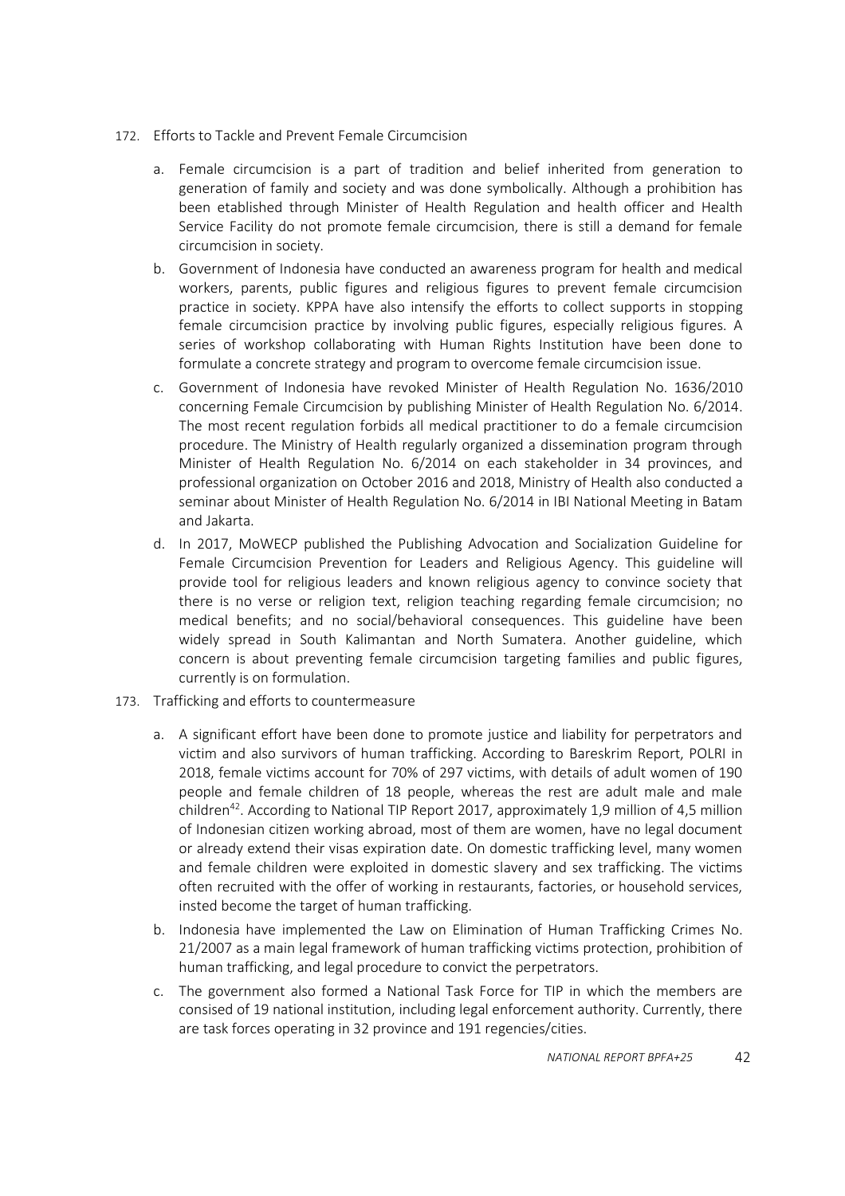172. Efforts to Tackle and Prevent Female Circumcision

   a. Female circumcision is a part of tradition and belief inherited from generation to generation of family and society and was done symbolically. Although a prohibition has been etablished through Minister of Health Regulation and health officer and Health Service Facility do not promote female circumcision, there is still a demand for female circumcision in society.

   b. Government of Indonesia have conducted an awareness program for health and medical workers, parents, public figures and religious figures to prevent female circumcision practice in society. KPPA have also intensify the efforts to collect supports in stopping female circumcision practice by involving public figures, especially religious figures. A series of workshop collaborating with Human Rights Institution have been done to formulate a concrete strategy and program to overcome female circumcision issue.

   c. Government of Indonesia have revoked Minister of Health Regulation No. 1636/2010 concerning Female Circumcision by publishing Minister of Health Regulation No. 6/2014. The most recent regulation forbids all medical practitioner to do a female circumcision procedure. The Ministry of Health regularly organized a dissemination program through Minister of Health Regulation No. 6/2014 on each stakeholder in 34 provinces, and professional organization on October 2016 and 2018, Ministry of Health also conducted a seminar about Minister of Health Regulation No. 6/2014 in IBI National Meeting in Batam and Jakarta.

   d. In 2017, MoWECP published the Publishing Advocation and Socialization Guideline for Female Circumcision Prevention for Leaders and Religious Agency. This guideline will provide tool for religious leaders and known religious agency to convince society that there is no verse or religion text, religion teaching regarding female circumcision; no medical benefits; and no social/behavioral consequences. This guideline have been widely spread in South Kalimantan and North Sumatera. Another guideline, which concern is about preventing female circumcision targeting families and public figures, currently is on formulation.

173. Trafficking and efforts to countermeasure

   a. A significant effort have been done to promote justice and liability for perpetrators and victim and also survivors of human trafficking. According to Bareskrim Report, POLRI in 2018, female victims account for 70% of 297 victims, with details of adult women of 190 people and female children of 18 people, whereas the rest are adult male and male children[42]. According to National TIP Report 2017, approximately 1,9 million of 4,5 million of Indonesian citizen working abroad, most of them are women, have no legal document or already extend their visas expiration date. On domestic trafficking level, many women and female children were exploited in domestic slavery and sex trafficking. The victims often recruited with the offer of working in restaurants, factories, or household services, insted become the target of human trafficking.

   b. Indonesia have implemented the Law on Elimination of Human Trafficking Crimes No. 21/2007 as a main legal framework of human trafficking victims protection, prohibition of human trafficking, and legal procedure to convict the perpetrators.

   c. The government also formed a National Task Force for TIP in which the members are consised of 19 national institution, including legal enforcement authority. Currently, there are task forces operating in 32 province and 191 regencies/cities.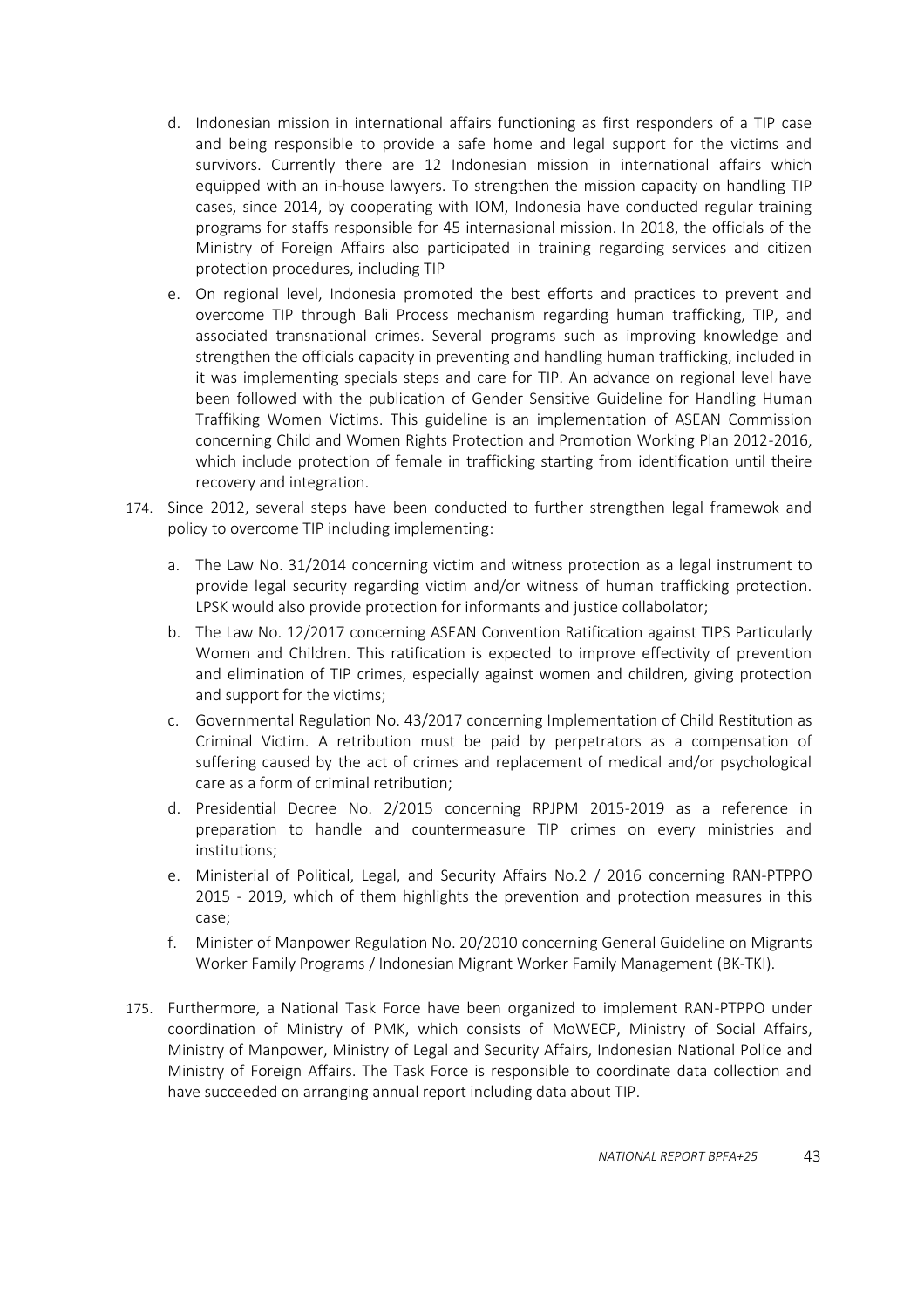d. Indonesian mission in international affairs functioning as first responders of a TIP case and being responsible to provide a safe home and legal support for the victims and survivors. Currently there are 12 Indonesian mission in international affairs which equipped with an in-house lawyers. To strengthen the mission capacity on handling TIP cases, since 2014, by cooperating with IOM, Indonesia have conducted regular training programs for staffs responsible for 45 internasional mission. In 2018, the officials of the Ministry of Foreign Affairs also participated in training regarding services and citizen protection procedures, including TIP

e. On regional level, Indonesia promoted the best efforts and practices to prevent and overcome TIP through Bali Process mechanism regarding human trafficking, TIP, and associated transnational crimes. Several programs such as improving knowledge and strengthen the officials capacity in preventing and handling human trafficking, included in it was implementing specials steps and care for TIP. An advance on regional level have been followed with the publication of Gender Sensitive Guideline for Handling Human Traffiking Women Victims. This guideline is an implementation of ASEAN Commission concerning Child and Women Rights Protection and Promotion Working Plan 2012-2016, which include protection of female in trafficking starting from identification until theire recovery and integration.

174. Since 2012, several steps have been conducted to further strengthen legal framewok and policy to overcome TIP including implementing:

a. The Law No. 31/2014 concerning victim and witness protection as a legal instrument to provide legal security regarding victim and/or witness of human trafficking protection. LPSK would also provide protection for informants and justice collabolator;

b. The Law No. 12/2017 concerning ASEAN Convention Ratification against TIPS Particularly Women and Children. This ratification is expected to improve effectivity of prevention and elimination of TIP crimes, especially against women and children, giving protection and support for the victims;

c. Governmental Regulation No. 43/2017 concerning Implementation of Child Restitution as Criminal Victim. A retribution must be paid by perpetrators as a compensation of suffering caused by the act of crimes and replacement of medical and/or psychological care as a form of criminal retribution;

d. Presidential Decree No. 2/2015 concerning RPJPM 2015-2019 as a reference in preparation to handle and countermeasure TIP crimes on every ministries and institutions;

e. Ministerial of Political, Legal, and Security Affairs No.2 / 2016 concerning RAN-PTPPO 2015 - 2019, which of them highlights the prevention and protection measures in this case;

f. Minister of Manpower Regulation No. 20/2010 concerning General Guideline on Migrants Worker Family Programs / Indonesian Migrant Worker Family Management (BK-TKI).

175. Furthermore, a National Task Force have been organized to implement RAN-PTPPO under coordination of Ministry of PMK, which consists of MoWECP, Ministry of Social Affairs, Ministry of Manpower, Ministry of Legal and Security Affairs, Indonesian National Police and Ministry of Foreign Affairs. The Task Force is responsible to coordinate data collection and have succeeded on arranging annual report including data about TIP.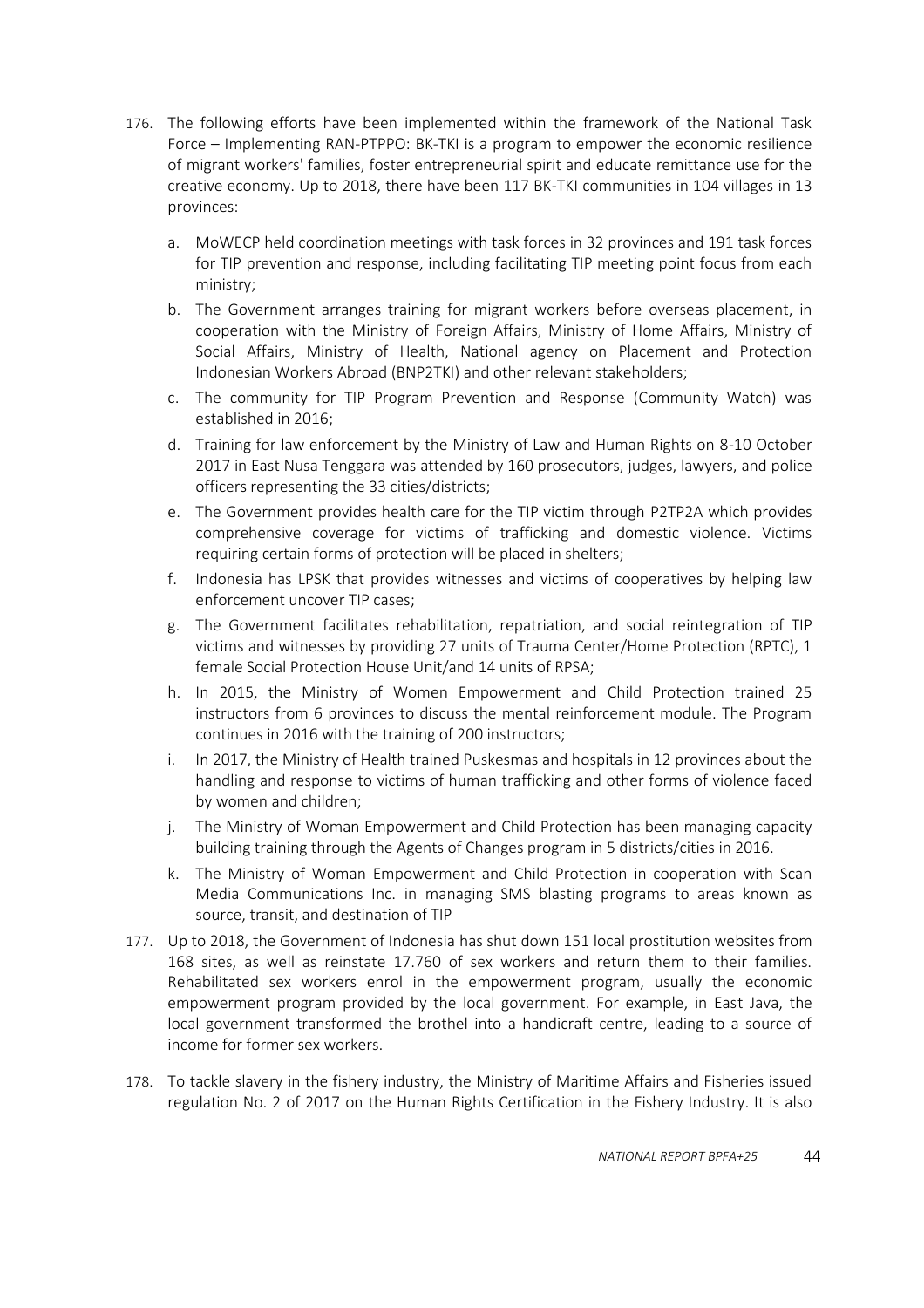176. The following efforts have been implemented within the framework of the National Task Force – Implementing RAN-PTPPO: BK-TKI is a program to empower the economic resilience of migrant workers' families, foster entrepreneurial spirit and educate remittance use for the creative economy. Up to 2018, there have been 117 BK-TKI communities in 104 villages in 13 provinces:

    a. MoWECP held coordination meetings with task forces in 32 provinces and 191 task forces for TIP prevention and response, including facilitating TIP meeting point focus from each ministry;

    b. The Government arranges training for migrant workers before overseas placement, in cooperation with the Ministry of Foreign Affairs, Ministry of Home Affairs, Ministry of Social Affairs, Ministry of Health, National agency on Placement and Protection Indonesian Workers Abroad (BNP2TKI) and other relevant stakeholders;

    c. The community for TIP Program Prevention and Response (Community Watch) was established in 2016;

    d. Training for law enforcement by the Ministry of Law and Human Rights on 8-10 October 2017 in East Nusa Tenggara was attended by 160 prosecutors, judges, lawyers, and police officers representing the 33 cities/districts;

    e. The Government provides health care for the TIP victim through P2TP2A which provides comprehensive coverage for victims of trafficking and domestic violence. Victims requiring certain forms of protection will be placed in shelters;

    f. Indonesia has LPSK that provides witnesses and victims of cooperatives by helping law enforcement uncover TIP cases;

    g. The Government facilitates rehabilitation, repatriation, and social reintegration of TIP victims and witnesses by providing 27 units of Trauma Center/Home Protection (RPTC), 1 female Social Protection House Unit/and 14 units of RPSA;

    h. In 2015, the Ministry of Women Empowerment and Child Protection trained 25 instructors from 6 provinces to discuss the mental reinforcement module. The Program continues in 2016 with the training of 200 instructors;

    i. In 2017, the Ministry of Health trained Puskesmas and hospitals in 12 provinces about the handling and response to victims of human trafficking and other forms of violence faced by women and children;

    j. The Ministry of Woman Empowerment and Child Protection has been managing capacity building training through the Agents of Changes program in 5 districts/cities in 2016.

    k. The Ministry of Woman Empowerment and Child Protection in cooperation with Scan Media Communications Inc. in managing SMS blasting programs to areas known as source, transit, and destination of TIP

177. Up to 2018, the Government of Indonesia has shut down 151 local prostitution websites from 168 sites, as well as reinstate 17.760 of sex workers and return them to their families. Rehabilitated sex workers enrol in the empowerment program, usually the economic empowerment program provided by the local government. For example, in East Java, the local government transformed the brothel into a handicraft centre, leading to a source of income for former sex workers.

178. To tackle slavery in the fishery industry, the Ministry of Maritime Affairs and Fisheries issued regulation No. 2 of 2017 on the Human Rights Certification in the Fishery Industry. It is also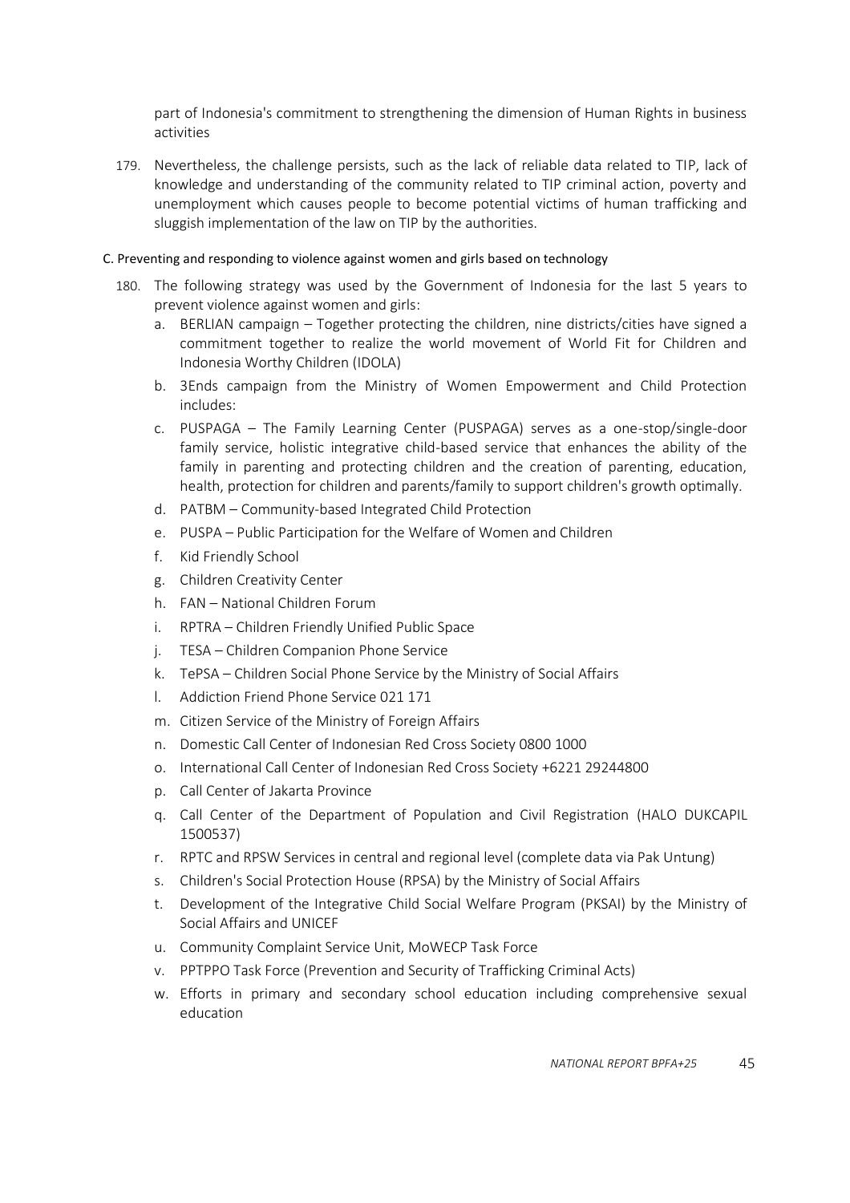part of Indonesia's commitment to strengthening the dimension of Human Rights in business activities

179. Nevertheless, the challenge persists, such as the lack of reliable data related to TIP, lack of knowledge and understanding of the community related to TIP criminal action, poverty and unemployment which causes people to become potential victims of human trafficking and sluggish implementation of the law on TIP by the authorities.

C. Preventing and responding to violence against women and girls based on technology

180. The following strategy was used by the Government of Indonesia for the last 5 years to prevent violence against women and girls:
    a. BERLIAN campaign – Together protecting the children, nine districts/cities have signed a commitment together to realize the world movement of World Fit for Children and Indonesia Worthy Children (IDOLA)
    b. 3Ends campaign from the Ministry of Women Empowerment and Child Protection includes:
    c. PUSPAGA – The Family Learning Center (PUSPAGA) serves as a one-stop/single-door family service, holistic integrative child-based service that enhances the ability of the family in parenting and protecting children and the creation of parenting, education, health, protection for children and parents/family to support children's growth optimally.
    d. PATBM – Community-based Integrated Child Protection
    e. PUSPA – Public Participation for the Welfare of Women and Children
    f. Kid Friendly School
    g. Children Creativity Center
    h. FAN – National Children Forum
    i. RPTRA – Children Friendly Unified Public Space
    j. TESA – Children Companion Phone Service
    k. TePSA – Children Social Phone Service by the Ministry of Social Affairs
    l. Addiction Friend Phone Service 021 171
    m. Citizen Service of the Ministry of Foreign Affairs
    n. Domestic Call Center of Indonesian Red Cross Society 0800 1000
    o. International Call Center of Indonesian Red Cross Society +6221 29244800
    p. Call Center of Jakarta Province
    q. Call Center of the Department of Population and Civil Registration (HALO DUKCAPIL 1500537)
    r. RPTC and RPSW Services in central and regional level (complete data via Pak Untung)
    s. Children's Social Protection House (RPSA) by the Ministry of Social Affairs
    t. Development of the Integrative Child Social Welfare Program (PKSAI) by the Ministry of Social Affairs and UNICEF
    u. Community Complaint Service Unit, MoWECP Task Force
    v. PPTPPO Task Force (Prevention and Security of Trafficking Criminal Acts)
    w. Efforts in primary and secondary school education including comprehensive sexual education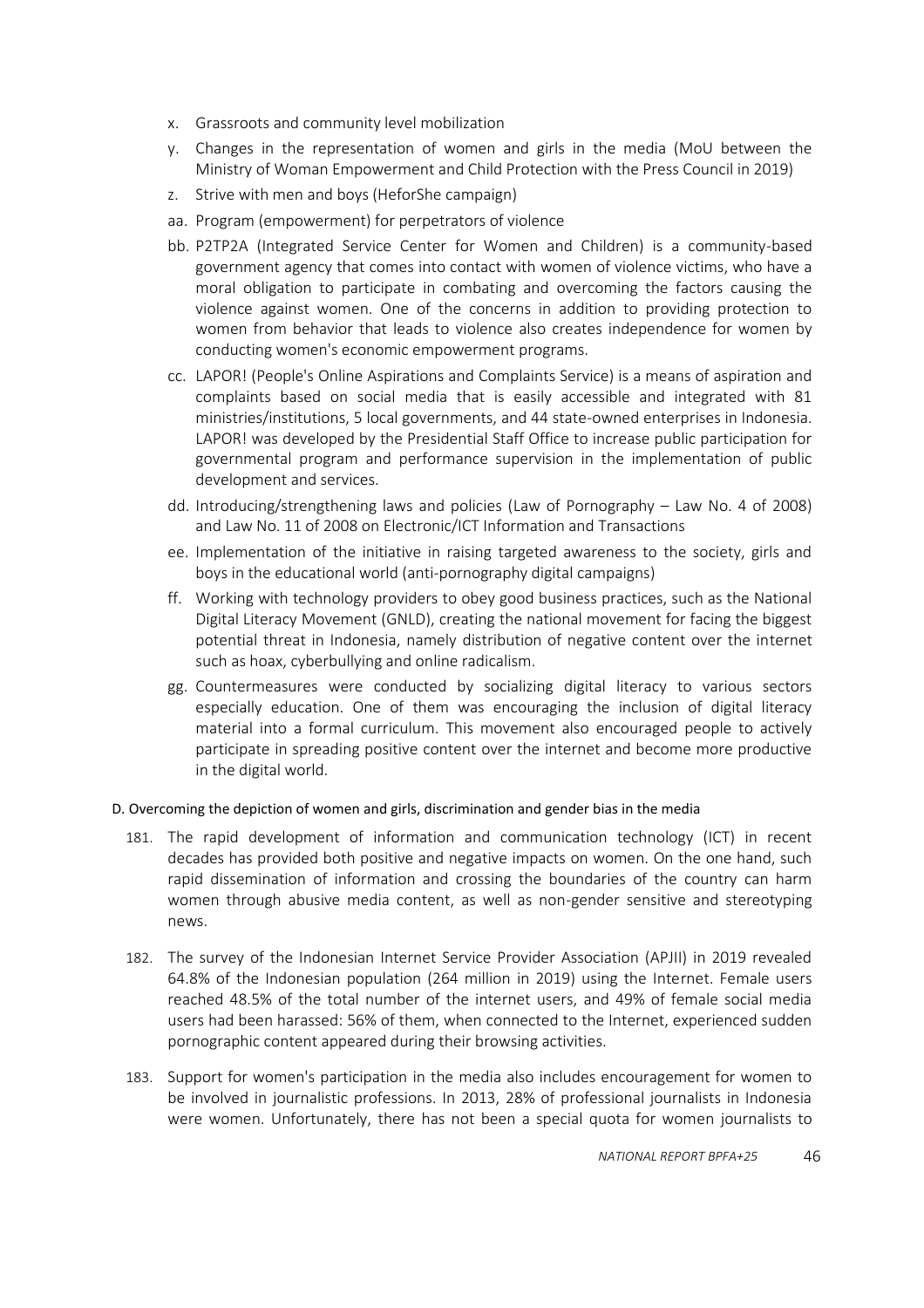x. Grassroots and community level mobilization
y. Changes in the representation of women and girls in the media (MoU between the Ministry of Woman Empowerment and Child Protection with the Press Council in 2019)
z. Strive with men and boys (HeforShe campaign)
aa. Program (empowerment) for perpetrators of violence
bb. P2TP2A (Integrated Service Center for Women and Children) is a community-based government agency that comes into contact with women of violence victims, who have a moral obligation to participate in combating and overcoming the factors causing the violence against women. One of the concerns in addition to providing protection to women from behavior that leads to violence also creates independence for women by conducting women's economic empowerment programs.
cc. LAPOR! (People's Online Aspirations and Complaints Service) is a means of aspiration and complaints based on social media that is easily accessible and integrated with 81 ministries/institutions, 5 local governments, and 44 state-owned enterprises in Indonesia. LAPOR! was developed by the Presidential Staff Office to increase public participation for governmental program and performance supervision in the implementation of public development and services.
dd. Introducing/strengthening laws and policies (Law of Pornography – Law No. 4 of 2008) and Law No. 11 of 2008 on Electronic/ICT Information and Transactions
ee. Implementation of the initiative in raising targeted awareness to the society, girls and boys in the educational world (anti-pornography digital campaigns)
ff. Working with technology providers to obey good business practices, such as the National Digital Literacy Movement (GNLD), creating the national movement for facing the biggest potential threat in Indonesia, namely distribution of negative content over the internet such as hoax, cyberbullying and online radicalism.
gg. Countermeasures were conducted by socializing digital literacy to various sectors especially education. One of them was encouraging the inclusion of digital literacy material into a formal curriculum. This movement also encouraged people to actively participate in spreading positive content over the internet and become more productive in the digital world.

### D. Overcoming the depiction of women and girls, discrimination and gender bias in the media

181. The rapid development of information and communication technology (ICT) in recent decades has provided both positive and negative impacts on women. On the one hand, such rapid dissemination of information and crossing the boundaries of the country can harm women through abusive media content, as well as non-gender sensitive and stereotyping news.

182. The survey of the Indonesian Internet Service Provider Association (APJII) in 2019 revealed 64.8% of the Indonesian population (264 million in 2019) using the Internet. Female users reached 48.5% of the total number of the internet users, and 49% of female social media users had been harassed: 56% of them, when connected to the Internet, experienced sudden pornographic content appeared during their browsing activities.

183. Support for women's participation in the media also includes encouragement for women to be involved in journalistic professions. In 2013, 28% of professional journalists in Indonesia were women. Unfortunately, there has not been a special quota for women journalists to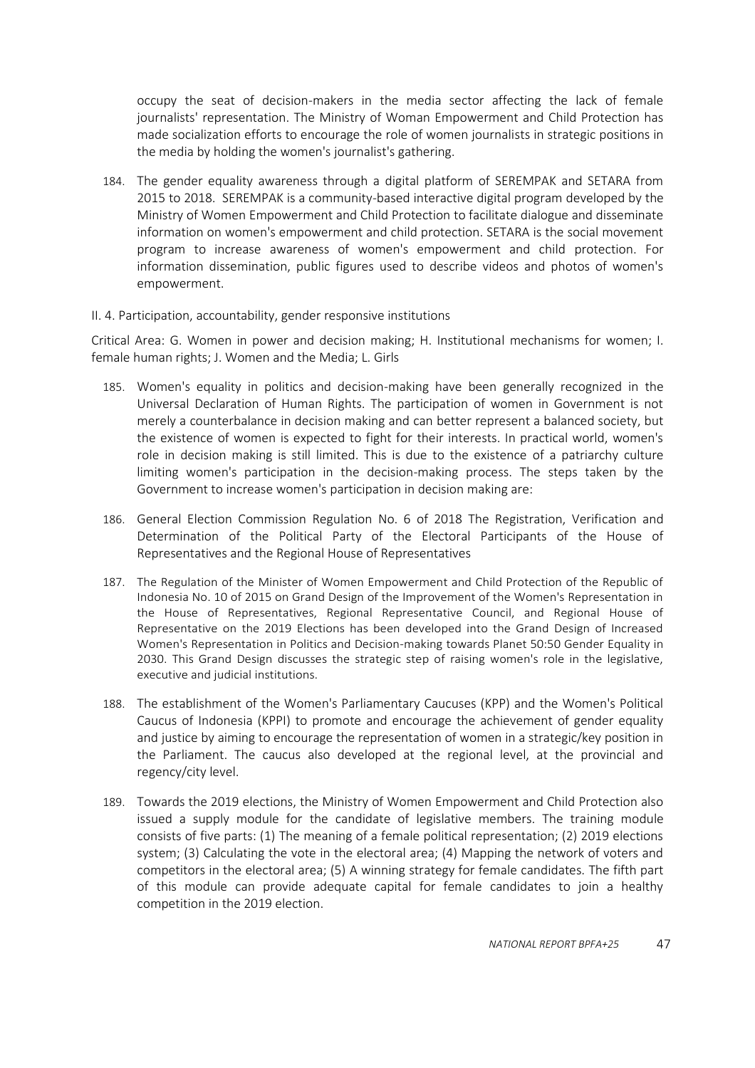occupy the seat of decision-makers in the media sector affecting the lack of female journalists' representation. The Ministry of Woman Empowerment and Child Protection has made socialization efforts to encourage the role of women journalists in strategic positions in the media by holding the women's journalist's gathering.

184. The gender equality awareness through a digital platform of SEREMPAK and SETARA from 2015 to 2018. SEREMPAK is a community-based interactive digital program developed by the Ministry of Women Empowerment and Child Protection to facilitate dialogue and disseminate information on women's empowerment and child protection. SETARA is the social movement program to increase awareness of women's empowerment and child protection. For information dissemination, public figures used to describe videos and photos of women's empowerment.

II. 4. Participation, accountability, gender responsive institutions

Critical Area: G. Women in power and decision making; H. Institutional mechanisms for women; I. female human rights; J. Women and the Media; L. Girls

185. Women's equality in politics and decision-making have been generally recognized in the Universal Declaration of Human Rights. The participation of women in Government is not merely a counterbalance in decision making and can better represent a balanced society, but the existence of women is expected to fight for their interests. In practical world, women's role in decision making is still limited. This is due to the existence of a patriarchy culture limiting women's participation in the decision-making process. The steps taken by the Government to increase women's participation in decision making are:

186. General Election Commission Regulation No. 6 of 2018 The Registration, Verification and Determination of the Political Party of the Electoral Participants of the House of Representatives and the Regional House of Representatives

187. The Regulation of the Minister of Women Empowerment and Child Protection of the Republic of Indonesia No. 10 of 2015 on Grand Design of the Improvement of the Women's Representation in the House of Representatives, Regional Representative Council, and Regional House of Representative on the 2019 Elections has been developed into the Grand Design of Increased Women's Representation in Politics and Decision-making towards Planet 50:50 Gender Equality in 2030. This Grand Design discusses the strategic step of raising women's role in the legislative, executive and judicial institutions.

188. The establishment of the Women's Parliamentary Caucuses (KPP) and the Women's Political Caucus of Indonesia (KPPI) to promote and encourage the achievement of gender equality and justice by aiming to encourage the representation of women in a strategic/key position in the Parliament. The caucus also developed at the regional level, at the provincial and regency/city level.

189. Towards the 2019 elections, the Ministry of Women Empowerment and Child Protection also issued a supply module for the candidate of legislative members. The training module consists of five parts: (1) The meaning of a female political representation; (2) 2019 elections system; (3) Calculating the vote in the electoral area; (4) Mapping the network of voters and competitors in the electoral area; (5) A winning strategy for female candidates. The fifth part of this module can provide adequate capital for female candidates to join a healthy competition in the 2019 election.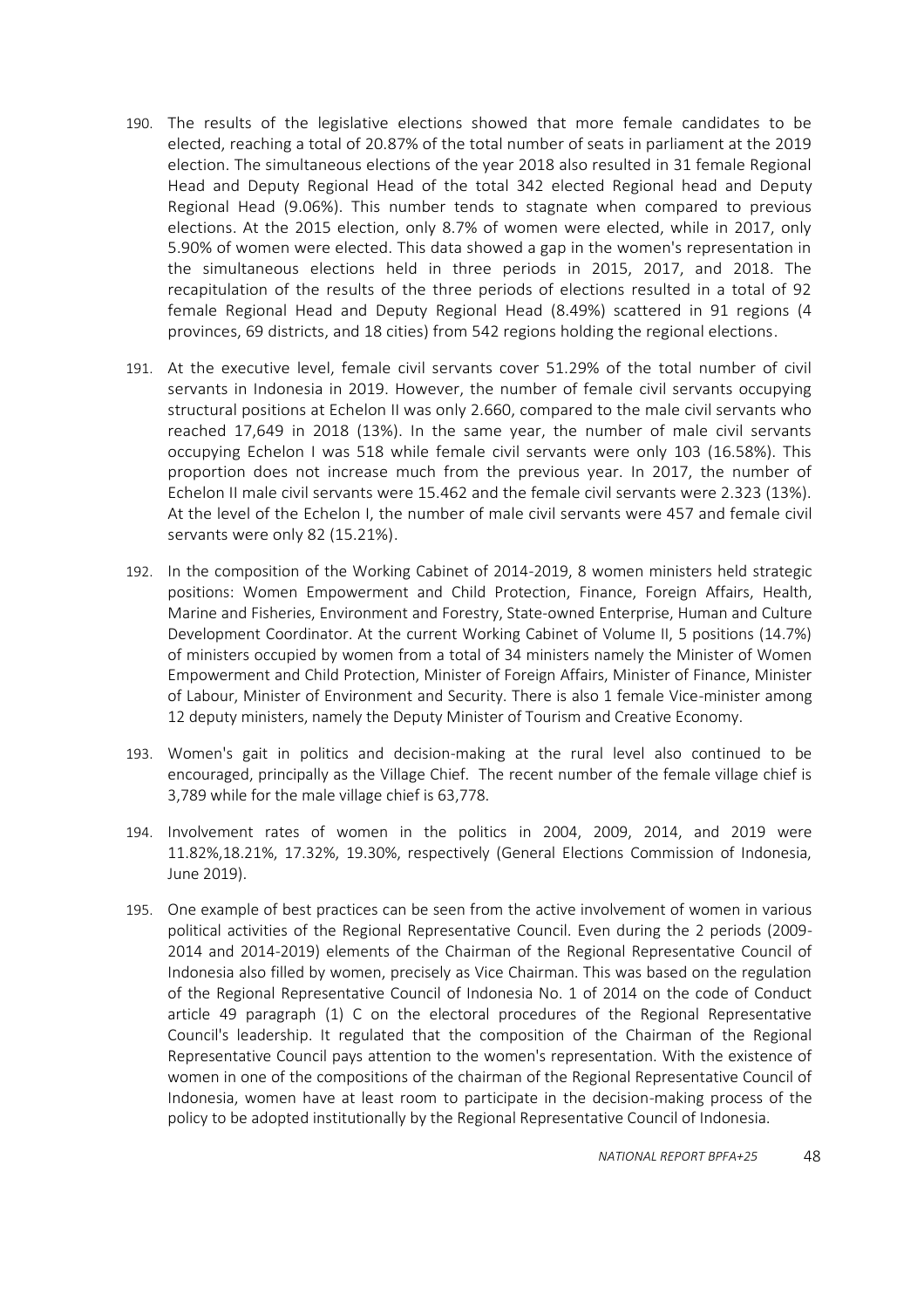190. The results of the legislative elections showed that more female candidates to be elected, reaching a total of 20.87% of the total number of seats in parliament at the 2019 election. The simultaneous elections of the year 2018 also resulted in 31 female Regional Head and Deputy Regional Head of the total 342 elected Regional head and Deputy Regional Head (9.06%). This number tends to stagnate when compared to previous elections. At the 2015 election, only 8.7% of women were elected, while in 2017, only 5.90% of women were elected. This data showed a gap in the women's representation in the simultaneous elections held in three periods in 2015, 2017, and 2018. The recapitulation of the results of the three periods of elections resulted in a total of 92 female Regional Head and Deputy Regional Head (8.49%) scattered in 91 regions (4 provinces, 69 districts, and 18 cities) from 542 regions holding the regional elections.

191. At the executive level, female civil servants cover 51.29% of the total number of civil servants in Indonesia in 2019. However, the number of female civil servants occupying structural positions at Echelon II was only 2.660, compared to the male civil servants who reached 17,649 in 2018 (13%). In the same year, the number of male civil servants occupying Echelon I was 518 while female civil servants were only 103 (16.58%). This proportion does not increase much from the previous year. In 2017, the number of Echelon II male civil servants were 15.462 and the female civil servants were 2.323 (13%). At the level of the Echelon I, the number of male civil servants were 457 and female civil servants were only 82 (15.21%).

192. In the composition of the Working Cabinet of 2014-2019, 8 women ministers held strategic positions: Women Empowerment and Child Protection, Finance, Foreign Affairs, Health, Marine and Fisheries, Environment and Forestry, State-owned Enterprise, Human and Culture Development Coordinator. At the current Working Cabinet of Volume II, 5 positions (14.7%) of ministers occupied by women from a total of 34 ministers namely the Minister of Women Empowerment and Child Protection, Minister of Foreign Affairs, Minister of Finance, Minister of Labour, Minister of Environment and Security. There is also 1 female Vice-minister among 12 deputy ministers, namely the Deputy Minister of Tourism and Creative Economy.

193. Women's gait in politics and decision-making at the rural level also continued to be encouraged, principally as the Village Chief. The recent number of the female village chief is 3,789 while for the male village chief is 63,778.

194. Involvement rates of women in the politics in 2004, 2009, 2014, and 2019 were 11.82%,18.21%, 17.32%, 19.30%, respectively (General Elections Commission of Indonesia, June 2019).

195. One example of best practices can be seen from the active involvement of women in various political activities of the Regional Representative Council. Even during the 2 periods (2009-2014 and 2014-2019) elements of the Chairman of the Regional Representative Council of Indonesia also filled by women, precisely as Vice Chairman. This was based on the regulation of the Regional Representative Council of Indonesia No. 1 of 2014 on the code of Conduct article 49 paragraph (1) C on the electoral procedures of the Regional Representative Council's leadership. It regulated that the composition of the Chairman of the Regional Representative Council pays attention to the women's representation. With the existence of women in one of the compositions of the chairman of the Regional Representative Council of Indonesia, women have at least room to participate in the decision-making process of the policy to be adopted institutionally by the Regional Representative Council of Indonesia.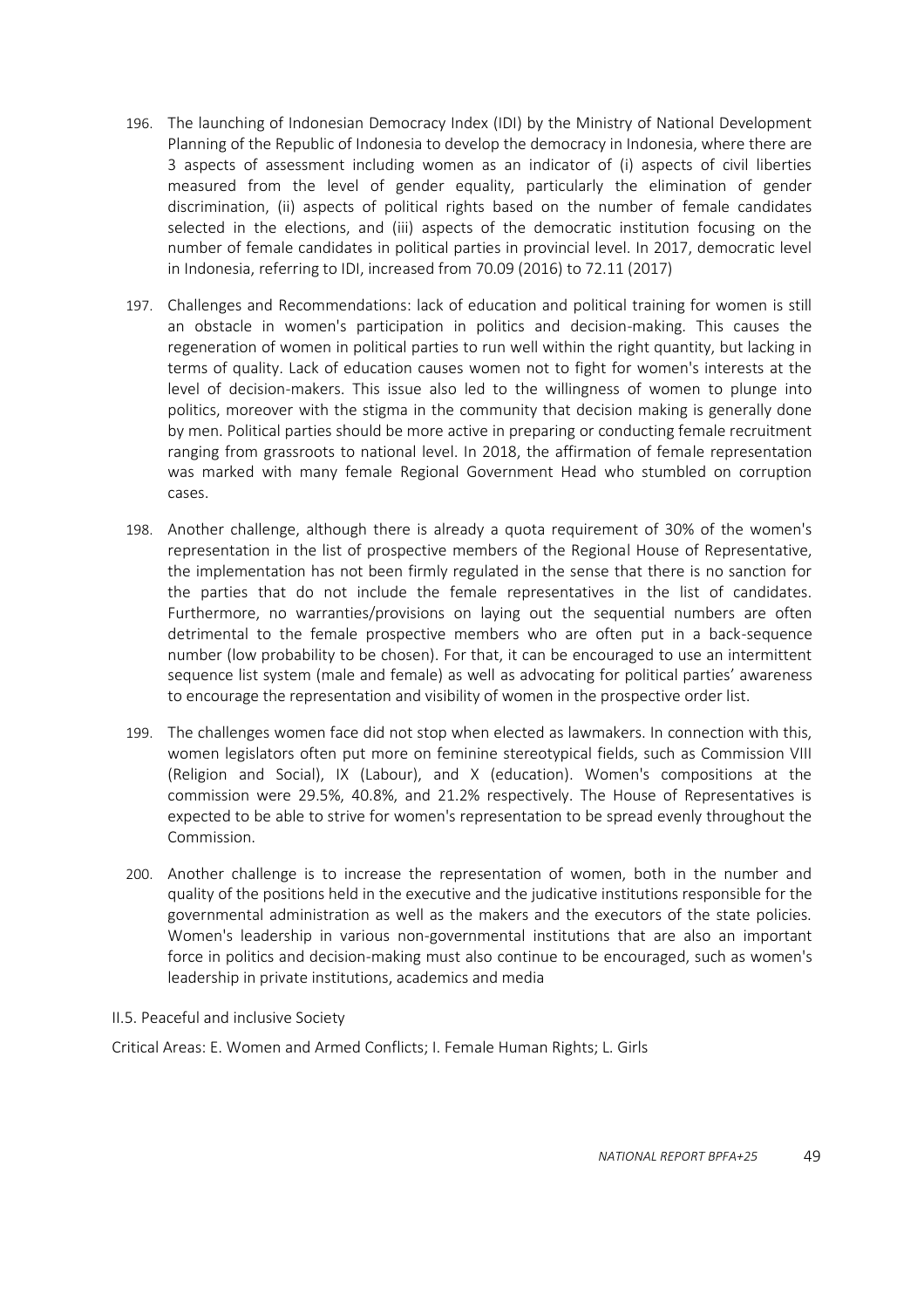196. The launching of Indonesian Democracy Index (IDI) by the Ministry of National Development Planning of the Republic of Indonesia to develop the democracy in Indonesia, where there are 3 aspects of assessment including women as an indicator of (i) aspects of civil liberties measured from the level of gender equality, particularly the elimination of gender discrimination, (ii) aspects of political rights based on the number of female candidates selected in the elections, and (iii) aspects of the democratic institution focusing on the number of female candidates in political parties in provincial level. In 2017, democratic level in Indonesia, referring to IDI, increased from 70.09 (2016) to 72.11 (2017)

197. Challenges and Recommendations: lack of education and political training for women is still an obstacle in women's participation in politics and decision-making. This causes the regeneration of women in political parties to run well within the right quantity, but lacking in terms of quality. Lack of education causes women not to fight for women's interests at the level of decision-makers. This issue also led to the willingness of women to plunge into politics, moreover with the stigma in the community that decision making is generally done by men. Political parties should be more active in preparing or conducting female recruitment ranging from grassroots to national level. In 2018, the affirmation of female representation was marked with many female Regional Government Head who stumbled on corruption cases.

198. Another challenge, although there is already a quota requirement of 30% of the women's representation in the list of prospective members of the Regional House of Representative, the implementation has not been firmly regulated in the sense that there is no sanction for the parties that do not include the female representatives in the list of candidates. Furthermore, no warranties/provisions on laying out the sequential numbers are often detrimental to the female prospective members who are often put in a back-sequence number (low probability to be chosen). For that, it can be encouraged to use an intermittent sequence list system (male and female) as well as advocating for political parties' awareness to encourage the representation and visibility of women in the prospective order list.

199. The challenges women face did not stop when elected as lawmakers. In connection with this, women legislators often put more on feminine stereotypical fields, such as Commission VIII (Religion and Social), IX (Labour), and X (education). Women's compositions at the commission were 29.5%, 40.8%, and 21.2% respectively. The House of Representatives is expected to be able to strive for women's representation to be spread evenly throughout the Commission.

200. Another challenge is to increase the representation of women, both in the number and quality of the positions held in the executive and the judicative institutions responsible for the governmental administration as well as the makers and the executors of the state policies. Women's leadership in various non-governmental institutions that are also an important force in politics and decision-making must also continue to be encouraged, such as women's leadership in private institutions, academics and media

## II.5. Peaceful and inclusive Society

Critical Areas: E. Women and Armed Conflicts; I. Female Human Rights; L. Girls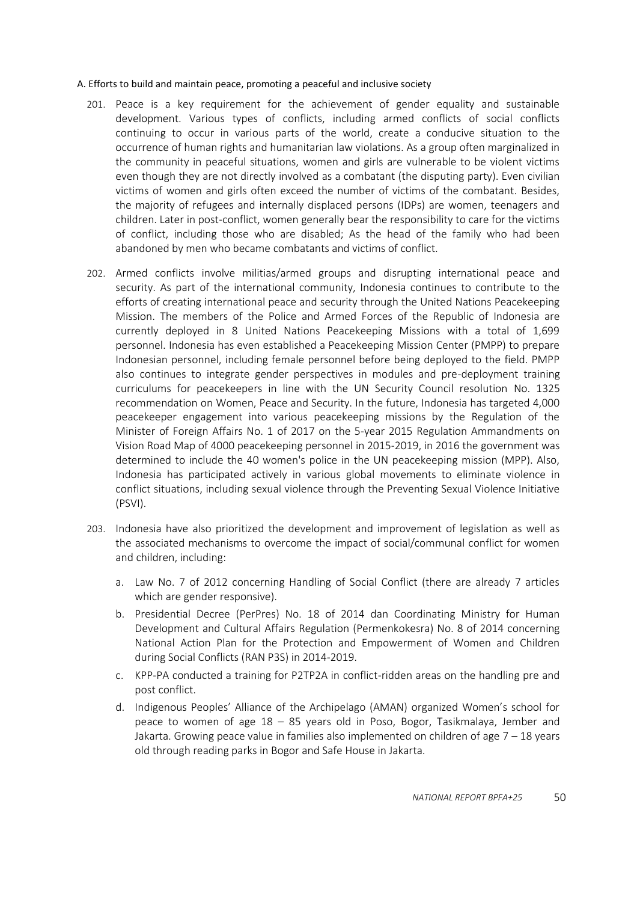A. Efforts to build and maintain peace, promoting a peaceful and inclusive society

201. Peace is a key requirement for the achievement of gender equality and sustainable development. Various types of conflicts, including armed conflicts of social conflicts continuing to occur in various parts of the world, create a conducive situation to the occurrence of human rights and humanitarian law violations. As a group often marginalized in the community in peaceful situations, women and girls are vulnerable to be violent victims even though they are not directly involved as a combatant (the disputing party). Even civilian victims of women and girls often exceed the number of victims of the combatant. Besides, the majority of refugees and internally displaced persons (IDPs) are women, teenagers and children. Later in post-conflict, women generally bear the responsibility to care for the victims of conflict, including those who are disabled; As the head of the family who had been abandoned by men who became combatants and victims of conflict.

202. Armed conflicts involve militias/armed groups and disrupting international peace and security. As part of the international community, Indonesia continues to contribute to the efforts of creating international peace and security through the United Nations Peacekeeping Mission. The members of the Police and Armed Forces of the Republic of Indonesia are currently deployed in 8 United Nations Peacekeeping Missions with a total of 1,699 personnel. Indonesia has even established a Peacekeeping Mission Center (PMPP) to prepare Indonesian personnel, including female personnel before being deployed to the field. PMPP also continues to integrate gender perspectives in modules and pre-deployment training curriculums for peacekeepers in line with the UN Security Council resolution No. 1325 recommendation on Women, Peace and Security. In the future, Indonesia has targeted 4,000 peacekeeper engagement into various peacekeeping missions by the Regulation of the Minister of Foreign Affairs No. 1 of 2017 on the 5-year 2015 Regulation Ammandments on Vision Road Map of 4000 peacekeeping personnel in 2015-2019, in 2016 the government was determined to include the 40 women's police in the UN peacekeeping mission (MPP). Also, Indonesia has participated actively in various global movements to eliminate violence in conflict situations, including sexual violence through the Preventing Sexual Violence Initiative (PSVI).

203. Indonesia have also prioritized the development and improvement of legislation as well as the associated mechanisms to overcome the impact of social/communal conflict for women and children, including:

    a. Law No. 7 of 2012 concerning Handling of Social Conflict (there are already 7 articles which are gender responsive).

    b. Presidential Decree (PerPres) No. 18 of 2014 dan Coordinating Ministry for Human Development and Cultural Affairs Regulation (Permenkokesra) No. 8 of 2014 concerning National Action Plan for the Protection and Empowerment of Women and Children during Social Conflicts (RAN P3S) in 2014-2019.

    c. KPP-PA conducted a training for P2TP2A in conflict-ridden areas on the handling pre and post conflict.

    d. Indigenous Peoples' Alliance of the Archipelago (AMAN) organized Women's school for peace to women of age 18 – 85 years old in Poso, Bogor, Tasikmalaya, Jember and Jakarta. Growing peace value in families also implemented on children of age 7 – 18 years old through reading parks in Bogor and Safe House in Jakarta.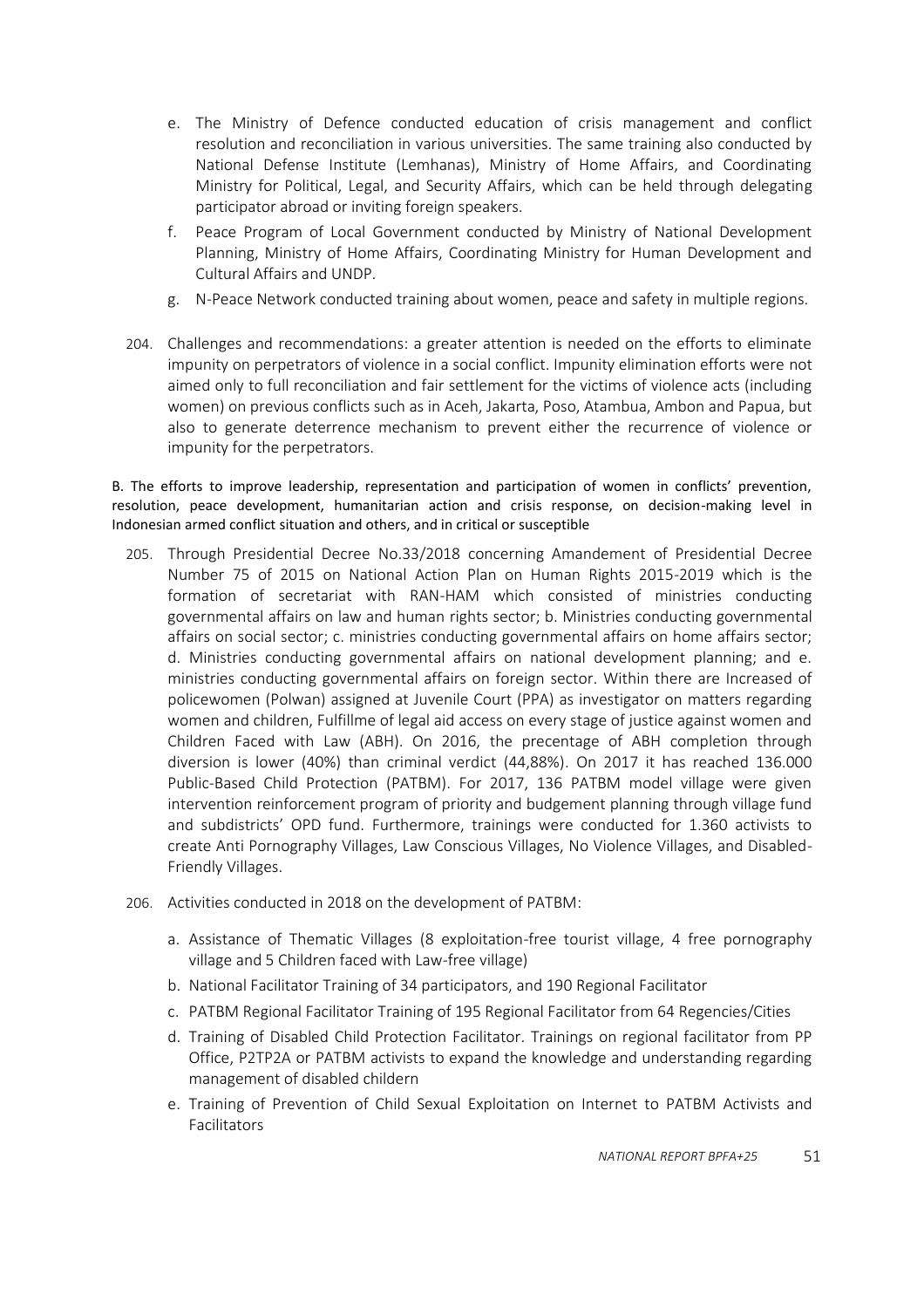e. The Ministry of Defence conducted education of crisis management and conflict resolution and reconciliation in various universities. The same training also conducted by National Defense Institute (Lemhanas), Ministry of Home Affairs, and Coordinating Ministry for Political, Legal, and Security Affairs, which can be held through delegating participator abroad or inviting foreign speakers.

f. Peace Program of Local Government conducted by Ministry of National Development Planning, Ministry of Home Affairs, Coordinating Ministry for Human Development and Cultural Affairs and UNDP.

g. N-Peace Network conducted training about women, peace and safety in multiple regions.

204. Challenges and recommendations: a greater attention is needed on the efforts to eliminate impunity on perpetrators of violence in a social conflict. Impunity elimination efforts were not aimed only to full reconciliation and fair settlement for the victims of violence acts (including women) on previous conflicts such as in Aceh, Jakarta, Poso, Atambua, Ambon and Papua, but also to generate deterrence mechanism to prevent either the recurrence of violence or impunity for the perpetrators.

B. The efforts to improve leadership, representation and participation of women in conflicts' prevention, resolution, peace development, humanitarian action and crisis response, on decision-making level in Indonesian armed conflict situation and others, and in critical or susceptible

205. Through Presidential Decree No.33/2018 concerning Amandement of Presidential Decree Number 75 of 2015 on National Action Plan on Human Rights 2015-2019 which is the formation of secretariat with RAN-HAM which consisted of ministries conducting governmental affairs on law and human rights sector; b. Ministries conducting governmental affairs on social sector; c. ministries conducting governmental affairs on home affairs sector; d. Ministries conducting governmental affairs on national development planning; and e. ministries conducting governmental affairs on foreign sector. Within there are Increased of policewomen (Polwan) assigned at Juvenile Court (PPA) as investigator on matters regarding women and children, Fulfillme of legal aid access on every stage of justice against women and Children Faced with Law (ABH). On 2016, the precentage of ABH completion through diversion is lower (40%) than criminal verdict (44,88%). On 2017 it has reached 136.000 Public-Based Child Protection (PATBM). For 2017, 136 PATBM model village were given intervention reinforcement program of priority and budgement planning through village fund and subdistricts' OPD fund. Furthermore, trainings were conducted for 1.360 activists to create Anti Pornography Villages, Law Conscious Villages, No Violence Villages, and Disabled-Friendly Villages.

206. Activities conducted in 2018 on the development of PATBM:

a. Assistance of Thematic Villages (8 exploitation-free tourist village, 4 free pornography village and 5 Children faced with Law-free village)

b. National Facilitator Training of 34 participators, and 190 Regional Facilitator

c. PATBM Regional Facilitator Training of 195 Regional Facilitator from 64 Regencies/Cities

d. Training of Disabled Child Protection Facilitator. Trainings on regional facilitator from PP Office, P2TP2A or PATBM activists to expand the knowledge and understanding regarding management of disabled childern

e. Training of Prevention of Child Sexual Exploitation on Internet to PATBM Activists and Facilitators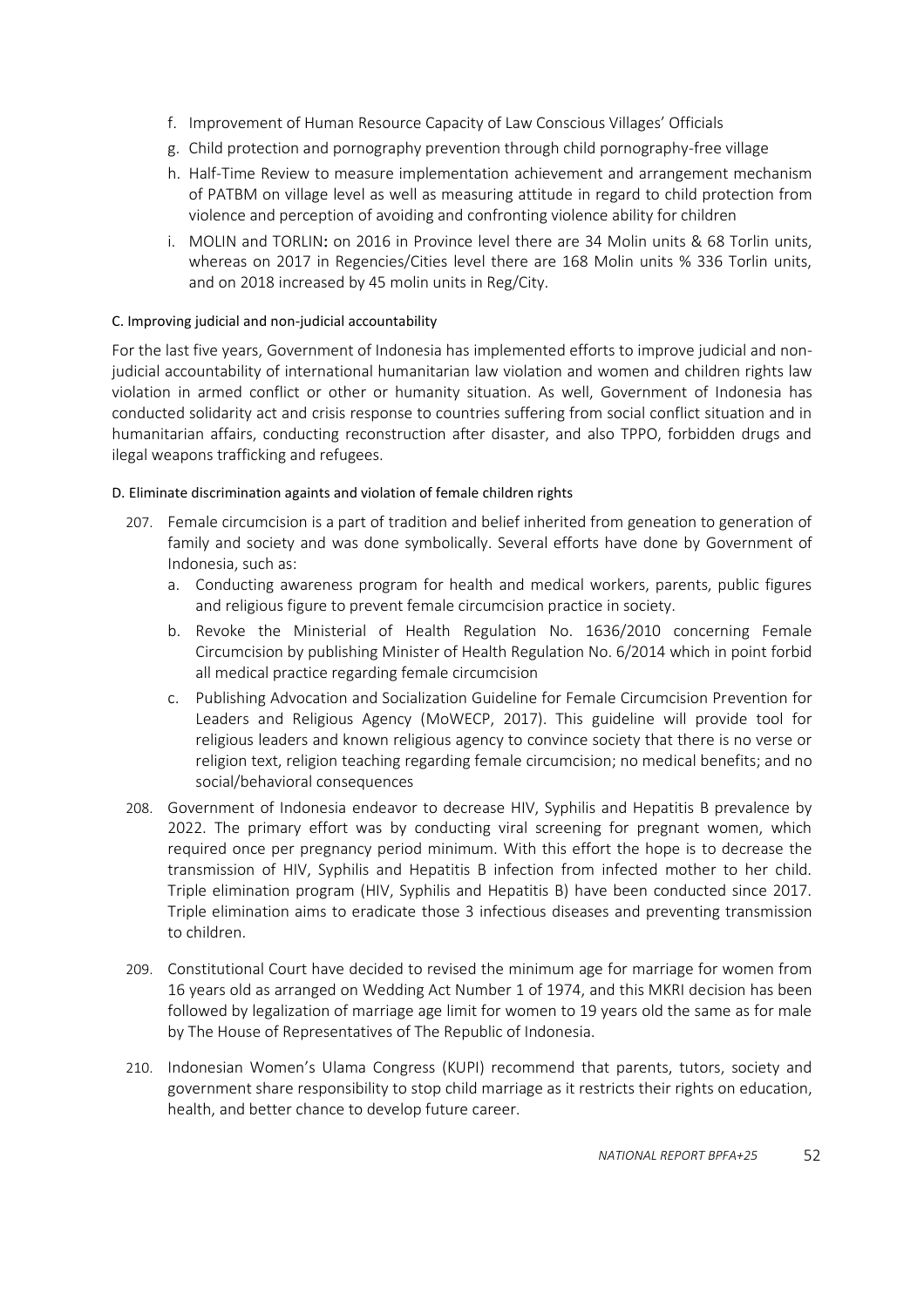f. Improvement of Human Resource Capacity of Law Conscious Villages' Officials
g. Child protection and pornography prevention through child pornography-free village
h. Half-Time Review to measure implementation achievement and arrangement mechanism of PATBM on village level as well as measuring attitude in regard to child protection from violence and perception of avoiding and confronting violence ability for children
i. MOLIN and TORLIN**:** on 2016 in Province level there are 34 Molin units & 68 Torlin units, whereas on 2017 in Regencies/Cities level there are 168 Molin units % 336 Torlin units, and on 2018 increased by 45 molin units in Reg/City.

C. Improving judicial and non-judicial accountability

For the last five years, Government of Indonesia has implemented efforts to improve judicial and non-judicial accountability of international humanitarian law violation and women and children rights law violation in armed conflict or other or humanity situation. As well, Government of Indonesia has conducted solidarity act and crisis response to countries suffering from social conflict situation and in humanitarian affairs, conducting reconstruction after disaster, and also TPPO, forbidden drugs and ilegal weapons trafficking and refugees.

D. Eliminate discrimination againts and violation of female children rights

207. Female circumcision is a part of tradition and belief inherited from geneation to generation of family and society and was done symbolically. Several efforts have done by Government of Indonesia, such as:
    a. Conducting awareness program for health and medical workers, parents, public figures and religious figure to prevent female circumcision practice in society.
    b. Revoke the Ministerial of Health Regulation No. 1636/2010 concerning Female Circumcision by publishing Minister of Health Regulation No. 6/2014 which in point forbid all medical practice regarding female circumcision
    c. Publishing Advocation and Socialization Guideline for Female Circumcision Prevention for Leaders and Religious Agency (MoWECP, 2017). This guideline will provide tool for religious leaders and known religious agency to convince society that there is no verse or religion text, religion teaching regarding female circumcision; no medical benefits; and no social/behavioral consequences
208. Government of Indonesia endeavor to decrease HIV, Syphilis and Hepatitis B prevalence by 2022. The primary effort was by conducting viral screening for pregnant women, which required once per pregnancy period minimum. With this effort the hope is to decrease the transmission of HIV, Syphilis and Hepatitis B infection from infected mother to her child. Triple elimination program (HIV, Syphilis and Hepatitis B) have been conducted since 2017. Triple elimination aims to eradicate those 3 infectious diseases and preventing transmission to children.
209. Constitutional Court have decided to revised the minimum age for marriage for women from 16 years old as arranged on Wedding Act Number 1 of 1974, and this MKRI decision has been followed by legalization of marriage age limit for women to 19 years old the same as for male by The House of Representatives of The Republic of Indonesia.
210. Indonesian Women's Ulama Congress (KUPI) recommend that parents, tutors, society and government share responsibility to stop child marriage as it restricts their rights on education, health, and better chance to develop future career.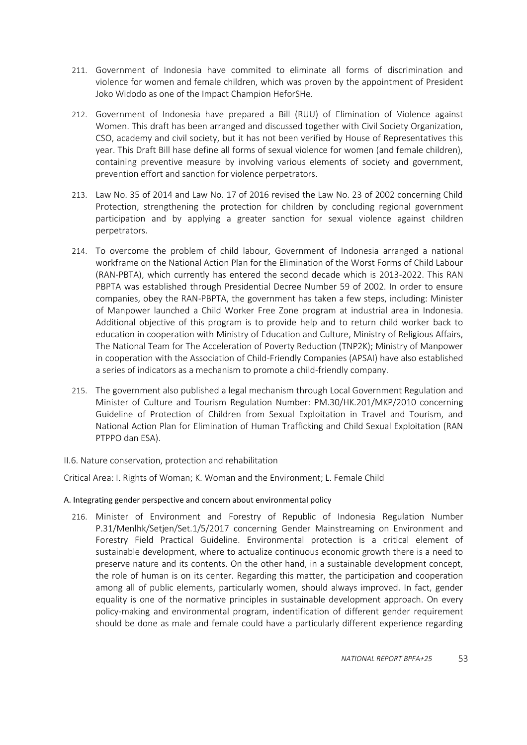211. Government of Indonesia have commited to eliminate all forms of discrimination and violence for women and female children, which was proven by the appointment of President Joko Widodo as one of the Impact Champion HeforSHe.

212. Government of Indonesia have prepared a Bill (RUU) of Elimination of Violence against Women. This draft has been arranged and discussed together with Civil Society Organization, CSO, academy and civil society, but it has not been verified by House of Representatives this year. This Draft Bill hase define all forms of sexual violence for women (and female children), containing preventive measure by involving various elements of society and government, prevention effort and sanction for violence perpetrators.

213. Law No. 35 of 2014 and Law No. 17 of 2016 revised the Law No. 23 of 2002 concerning Child Protection, strengthening the protection for children by concluding regional government participation and by applying a greater sanction for sexual violence against children perpetrators.

214. To overcome the problem of child labour, Government of Indonesia arranged a national workframe on the National Action Plan for the Elimination of the Worst Forms of Child Labour (RAN-PBTA), which currently has entered the second decade which is 2013-2022. This RAN PBPTA was established through Presidential Decree Number 59 of 2002. In order to ensure companies, obey the RAN-PBPTA, the government has taken a few steps, including: Minister of Manpower launched a Child Worker Free Zone program at industrial area in Indonesia. Additional objective of this program is to provide help and to return child worker back to education in cooperation with Ministry of Education and Culture, Ministry of Religious Affairs, The National Team for The Acceleration of Poverty Reduction (TNP2K); Ministry of Manpower in cooperation with the Association of Child-Friendly Companies (APSAI) have also established a series of indicators as a mechanism to promote a child-friendly company.

215. The government also published a legal mechanism through Local Government Regulation and Minister of Culture and Tourism Regulation Number: PM.30/HK.201/MKP/2010 concerning Guideline of Protection of Children from Sexual Exploitation in Travel and Tourism, and National Action Plan for Elimination of Human Trafficking and Child Sexual Exploitation (RAN PTPPO dan ESA).

## II.6. Nature conservation, protection and rehabilitation

Critical Area: I. Rights of Woman; K. Woman and the Environment; L. Female Child

### A. Integrating gender perspective and concern about environmental policy

216. Minister of Environment and Forestry of Republic of Indonesia Regulation Number P.31/Menlhk/Setjen/Set.1/5/2017 concerning Gender Mainstreaming on Environment and Forestry Field Practical Guideline. Environmental protection is a critical element of sustainable development, where to actualize continuous economic growth there is a need to preserve nature and its contents. On the other hand, in a sustainable development concept, the role of human is on its center. Regarding this matter, the participation and cooperation among all of public elements, particularly women, should always improved. In fact, gender equality is one of the normative principles in sustainable development approach. On every policy-making and environmental program, indentification of different gender requirement should be done as male and female could have a particularly different experience regarding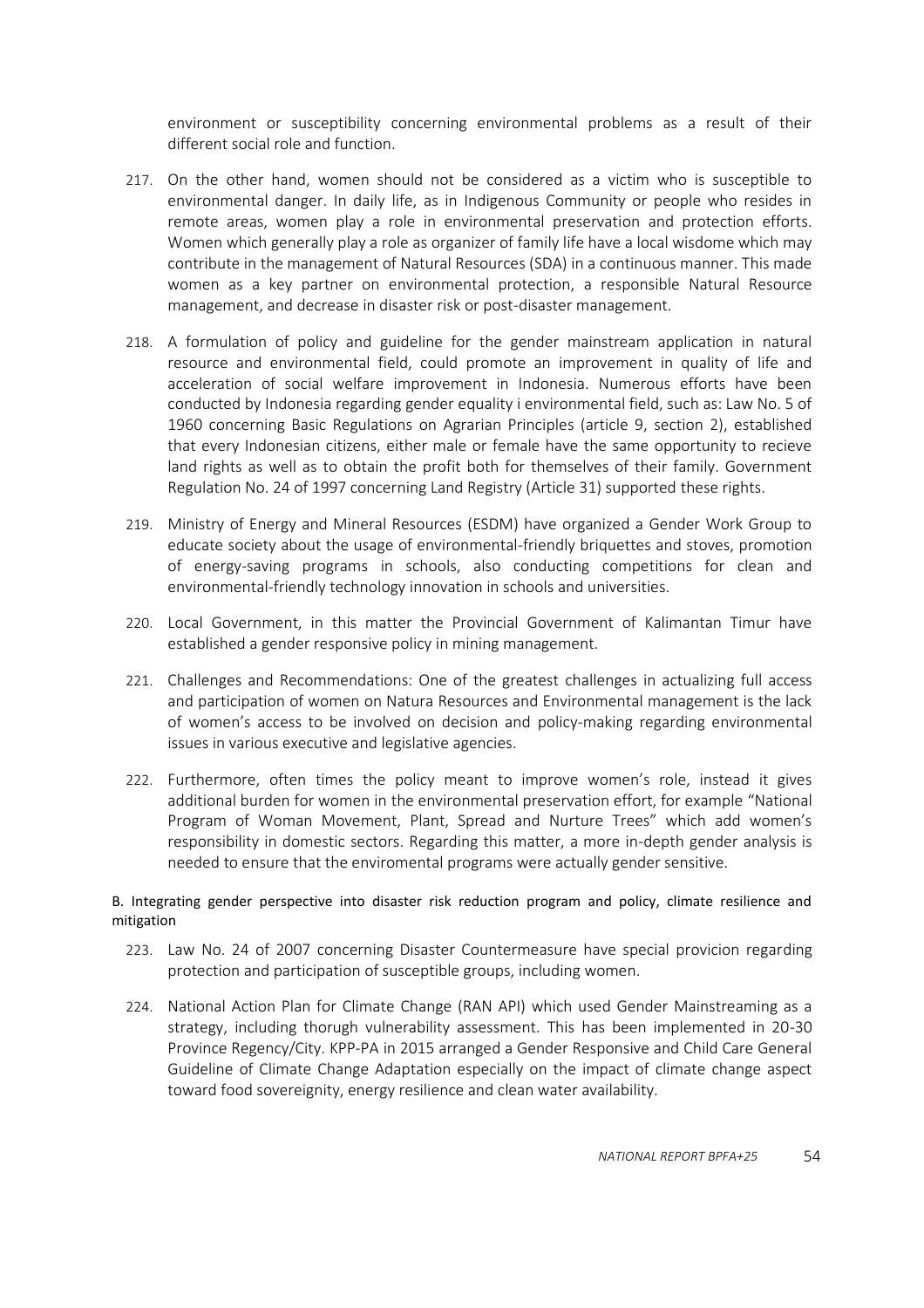environment or susceptibility concerning environmental problems as a result of their different social role and function.

217. On the other hand, women should not be considered as a victim who is susceptible to environmental danger. In daily life, as in Indigenous Community or people who resides in remote areas, women play a role in environmental preservation and protection efforts. Women which generally play a role as organizer of family life have a local wisdome which may contribute in the management of Natural Resources (SDA) in a continuous manner. This made women as a key partner on environmental protection, a responsible Natural Resource management, and decrease in disaster risk or post-disaster management.

218. A formulation of policy and guideline for the gender mainstream application in natural resource and environmental field, could promote an improvement in quality of life and acceleration of social welfare improvement in Indonesia. Numerous efforts have been conducted by Indonesia regarding gender equality i environmental field, such as: Law No. 5 of 1960 concerning Basic Regulations on Agrarian Principles (article 9, section 2), established that every Indonesian citizens, either male or female have the same opportunity to recieve land rights as well as to obtain the profit both for themselves of their family. Government Regulation No. 24 of 1997 concerning Land Registry (Article 31) supported these rights.

219. Ministry of Energy and Mineral Resources (ESDM) have organized a Gender Work Group to educate society about the usage of environmental-friendly briquettes and stoves, promotion of energy-saving programs in schools, also conducting competitions for clean and environmental-friendly technology innovation in schools and universities.

220. Local Government, in this matter the Provincial Government of Kalimantan Timur have established a gender responsive policy in mining management.

221. Challenges and Recommendations: One of the greatest challenges in actualizing full access and participation of women on Natura Resources and Environmental management is the lack of women's access to be involved on decision and policy-making regarding environmental issues in various executive and legislative agencies.

222. Furthermore, often times the policy meant to improve women's role, instead it gives additional burden for women in the environmental preservation effort, for example "National Program of Woman Movement, Plant, Spread and Nurture Trees" which add women's responsibility in domestic sectors. Regarding this matter, a more in-depth gender analysis is needed to ensure that the enviromental programs were actually gender sensitive.

B. Integrating gender perspective into disaster risk reduction program and policy, climate resilience and mitigation

223. Law No. 24 of 2007 concerning Disaster Countermeasure have special provicion regarding protection and participation of susceptible groups, including women.

224. National Action Plan for Climate Change (RAN API) which used Gender Mainstreaming as a strategy, including thorugh vulnerability assessment. This has been implemented in 20-30 Province Regency/City. KPP-PA in 2015 arranged a Gender Responsive and Child Care General Guideline of Climate Change Adaptation especially on the impact of climate change aspect toward food sovereignity, energy resilience and clean water availability.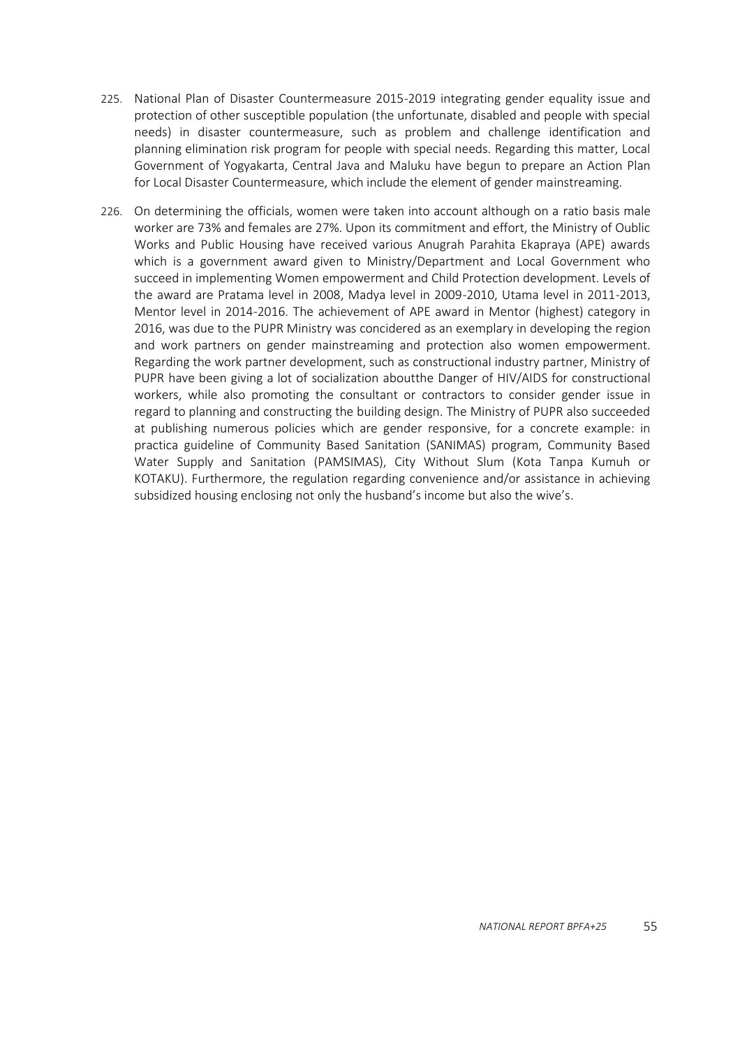225. National Plan of Disaster Countermeasure 2015-2019 integrating gender equality issue and protection of other susceptible population (the unfortunate, disabled and people with special needs) in disaster countermeasure, such as problem and challenge identification and planning elimination risk program for people with special needs. Regarding this matter, Local Government of Yogyakarta, Central Java and Maluku have begun to prepare an Action Plan for Local Disaster Countermeasure, which include the element of gender mainstreaming.

226. On determining the officials, women were taken into account although on a ratio basis male worker are 73% and females are 27%. Upon its commitment and effort, the Ministry of Oublic Works and Public Housing have received various Anugrah Parahita Ekapraya (APE) awards which is a government award given to Ministry/Department and Local Government who succeed in implementing Women empowerment and Child Protection development. Levels of the award are Pratama level in 2008, Madya level in 2009-2010, Utama level in 2011-2013, Mentor level in 2014-2016. The achievement of APE award in Mentor (highest) category in 2016, was due to the PUPR Ministry was concidered as an exemplary in developing the region and work partners on gender mainstreaming and protection also women empowerment. Regarding the work partner development, such as constructional industry partner, Ministry of PUPR have been giving a lot of socialization aboutthe Danger of HIV/AIDS for constructional workers, while also promoting the consultant or contractors to consider gender issue in regard to planning and constructing the building design. The Ministry of PUPR also succeeded at publishing numerous policies which are gender responsive, for a concrete example: in practica guideline of Community Based Sanitation (SANIMAS) program, Community Based Water Supply and Sanitation (PAMSIMAS), City Without Slum (Kota Tanpa Kumuh or KOTAKU). Furthermore, the regulation regarding convenience and/or assistance in achieving subsidized housing enclosing not only the husband's income but also the wive's.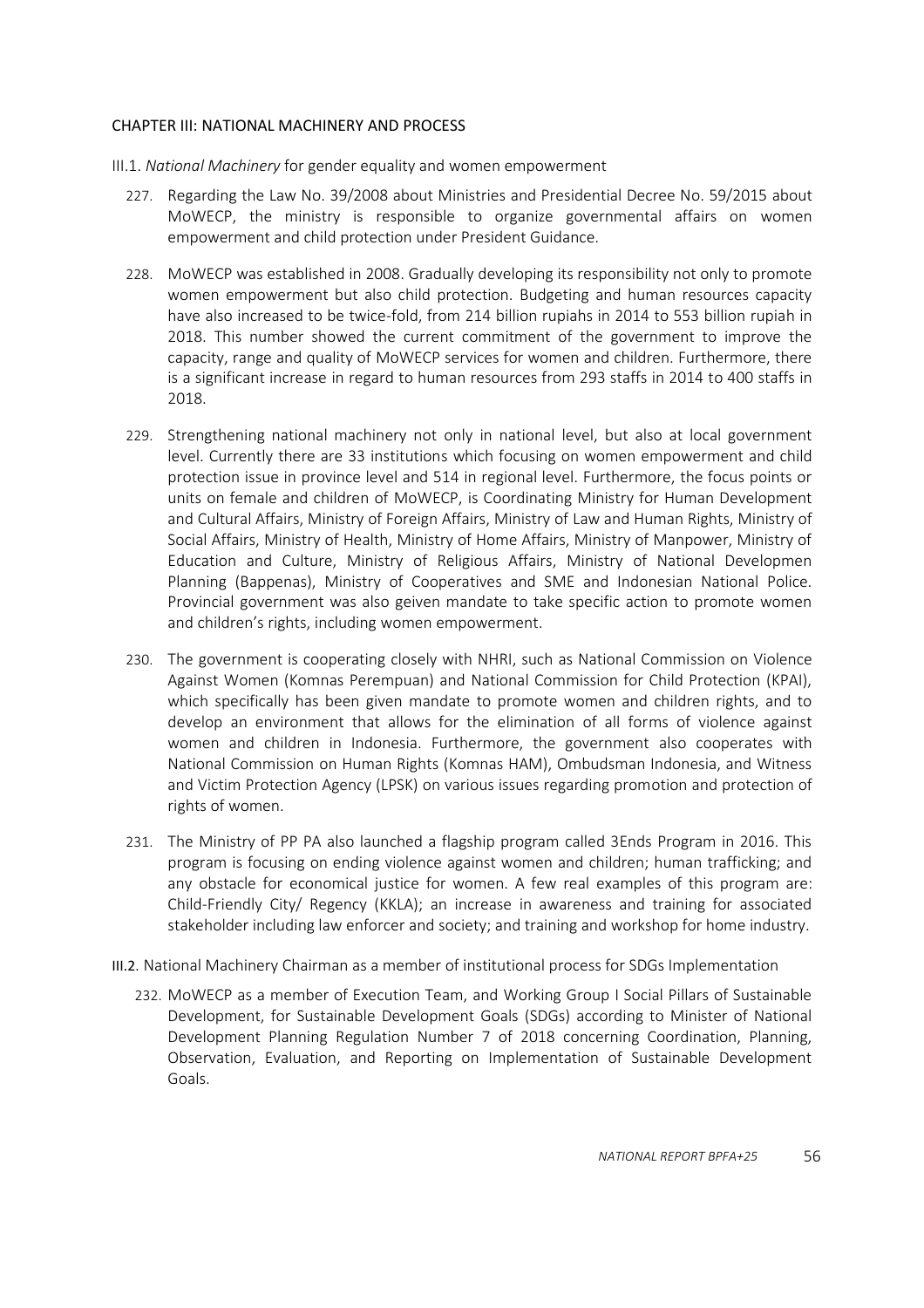## CHAPTER III: NATIONAL MACHINERY AND PROCESS

### III.1. *National Machinery* for gender equality and women empowerment

227. Regarding the Law No. 39/2008 about Ministries and Presidential Decree No. 59/2015 about MoWECP, the ministry is responsible to organize governmental affairs on women empowerment and child protection under President Guidance.

228. MoWECP was established in 2008. Gradually developing its responsibility not only to promote women empowerment but also child protection. Budgeting and human resources capacity have also increased to be twice-fold, from 214 billion rupiahs in 2014 to 553 billion rupiah in 2018. This number showed the current commitment of the government to improve the capacity, range and quality of MoWECP services for women and children. Furthermore, there is a significant increase in regard to human resources from 293 staffs in 2014 to 400 staffs in 2018.

229. Strengthening national machinery not only in national level, but also at local government level. Currently there are 33 institutions which focusing on women empowerment and child protection issue in province level and 514 in regional level. Furthermore, the focus points or units on female and children of MoWECP, is Coordinating Ministry for Human Development and Cultural Affairs, Ministry of Foreign Affairs, Ministry of Law and Human Rights, Ministry of Social Affairs, Ministry of Health, Ministry of Home Affairs, Ministry of Manpower, Ministry of Education and Culture, Ministry of Religious Affairs, Ministry of National Developmen Planning (Bappenas), Ministry of Cooperatives and SME and Indonesian National Police. Provincial government was also geiven mandate to take specific action to promote women and children's rights, including women empowerment.

230. The government is cooperating closely with NHRI, such as National Commission on Violence Against Women (Komnas Perempuan) and National Commission for Child Protection (KPAI), which specifically has been given mandate to promote women and children rights, and to develop an environment that allows for the elimination of all forms of violence against women and children in Indonesia. Furthermore, the government also cooperates with National Commission on Human Rights (Komnas HAM), Ombudsman Indonesia, and Witness and Victim Protection Agency (LPSK) on various issues regarding promotion and protection of rights of women.

231. The Ministry of PP PA also launched a flagship program called 3Ends Program in 2016. This program is focusing on ending violence against women and children; human trafficking; and any obstacle for economical justice for women. A few real examples of this program are: Child-Friendly City/ Regency (KKLA); an increase in awareness and training for associated stakeholder including law enforcer and society; and training and workshop for home industry.

### III.2. National Machinery Chairman as a member of institutional process for SDGs Implementation

232. MoWECP as a member of Execution Team, and Working Group I Social Pillars of Sustainable Development, for Sustainable Development Goals (SDGs) according to Minister of National Development Planning Regulation Number 7 of 2018 concerning Coordination, Planning, Observation, Evaluation, and Reporting on Implementation of Sustainable Development Goals.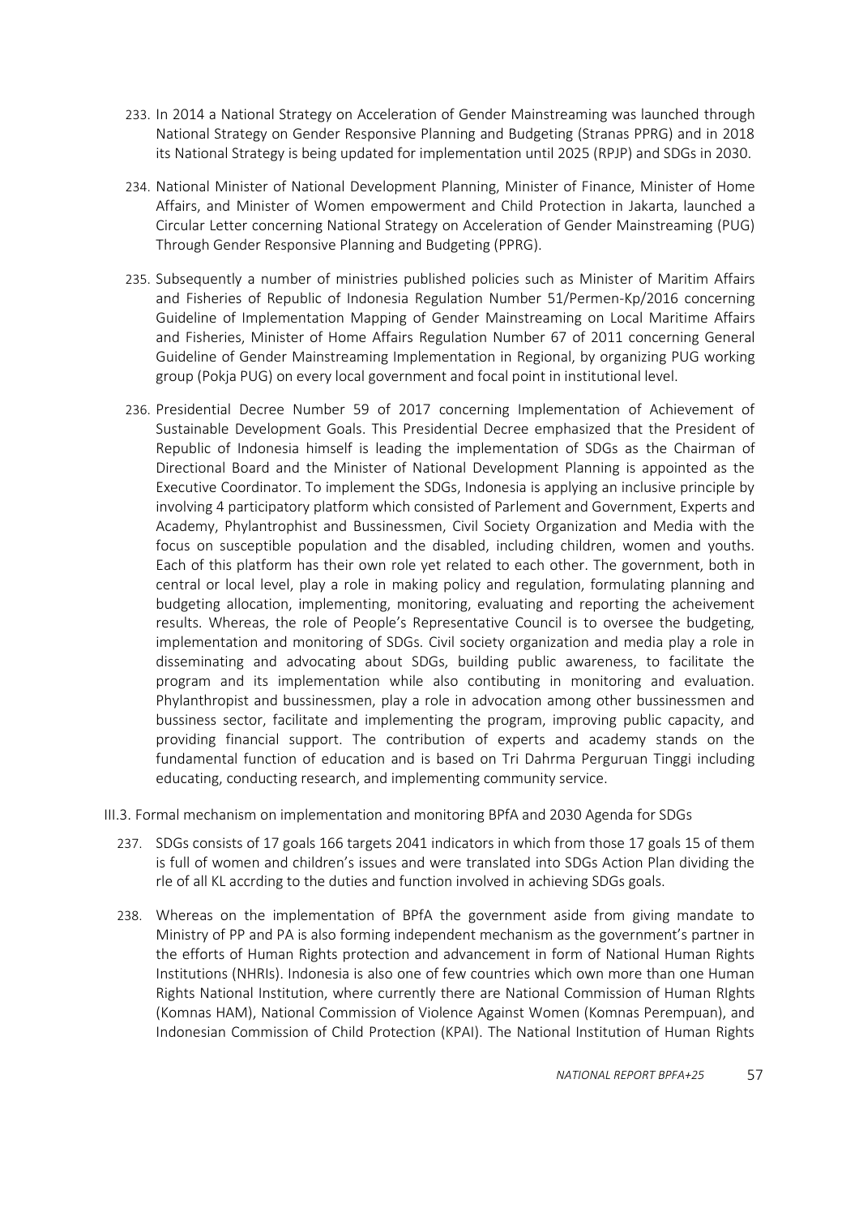233. In 2014 a National Strategy on Acceleration of Gender Mainstreaming was launched through National Strategy on Gender Responsive Planning and Budgeting (Stranas PPRG) and in 2018 its National Strategy is being updated for implementation until 2025 (RPJP) and SDGs in 2030.

234. National Minister of National Development Planning, Minister of Finance, Minister of Home Affairs, and Minister of Women empowerment and Child Protection in Jakarta, launched a Circular Letter concerning National Strategy on Acceleration of Gender Mainstreaming (PUG) Through Gender Responsive Planning and Budgeting (PPRG).

235. Subsequently a number of ministries published policies such as Minister of Maritim Affairs and Fisheries of Republic of Indonesia Regulation Number 51/Permen-Kp/2016 concerning Guideline of Implementation Mapping of Gender Mainstreaming on Local Maritime Affairs and Fisheries, Minister of Home Affairs Regulation Number 67 of 2011 concerning General Guideline of Gender Mainstreaming Implementation in Regional, by organizing PUG working group (Pokja PUG) on every local government and focal point in institutional level.

236. Presidential Decree Number 59 of 2017 concerning Implementation of Achievement of Sustainable Development Goals. This Presidential Decree emphasized that the President of Republic of Indonesia himself is leading the implementation of SDGs as the Chairman of Directional Board and the Minister of National Development Planning is appointed as the Executive Coordinator. To implement the SDGs, Indonesia is applying an inclusive principle by involving 4 participatory platform which consisted of Parlement and Government, Experts and Academy, Phylantrophist and Bussinessmen, Civil Society Organization and Media with the focus on susceptible population and the disabled, including children, women and youths. Each of this platform has their own role yet related to each other. The government, both in central or local level, play a role in making policy and regulation, formulating planning and budgeting allocation, implementing, monitoring, evaluating and reporting the acheivement results. Whereas, the role of People's Representative Council is to oversee the budgeting, implementation and monitoring of SDGs. Civil society organization and media play a role in disseminating and advocating about SDGs, building public awareness, to facilitate the program and its implementation while also contibuting in monitoring and evaluation. Phylanthropist and bussinessmen, play a role in advocation among other bussinessmen and bussiness sector, facilitate and implementing the program, improving public capacity, and providing financial support. The contribution of experts and academy stands on the fundamental function of education and is based on Tri Dahrma Perguruan Tinggi including educating, conducting research, and implementing community service.

### III.3. Formal mechanism on implementation and monitoring BPfA and 2030 Agenda for SDGs

237. SDGs consists of 17 goals 166 targets 2041 indicators in which from those 17 goals 15 of them is full of women and children's issues and were translated into SDGs Action Plan dividing the rle of all KL accrding to the duties and function involved in achieving SDGs goals.

238. Whereas on the implementation of BPfA the government aside from giving mandate to Ministry of PP and PA is also forming independent mechanism as the government's partner in the efforts of Human Rights protection and advancement in form of National Human Rights Institutions (NHRIs). Indonesia is also one of few countries which own more than one Human Rights National Institution, where currently there are National Commission of Human RIghts (Komnas HAM), National Commission of Violence Against Women (Komnas Perempuan), and Indonesian Commission of Child Protection (KPAI). The National Institution of Human Rights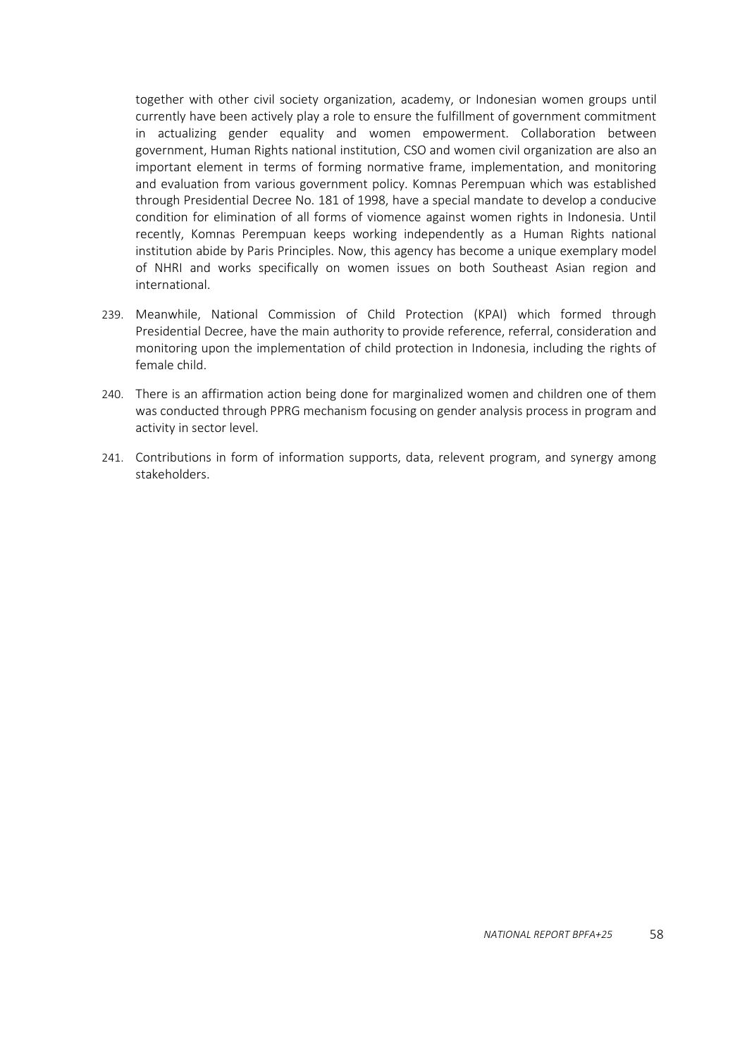together with other civil society organization, academy, or Indonesian women groups until currently have been actively play a role to ensure the fulfillment of government commitment in actualizing gender equality and women empowerment. Collaboration between government, Human Rights national institution, CSO and women civil organization are also an important element in terms of forming normative frame, implementation, and monitoring and evaluation from various government policy. Komnas Perempuan which was established through Presidential Decree No. 181 of 1998, have a special mandate to develop a conducive condition for elimination of all forms of viomence against women rights in Indonesia. Until recently, Komnas Perempuan keeps working independently as a Human Rights national institution abide by Paris Principles. Now, this agency has become a unique exemplary model of NHRI and works specifically on women issues on both Southeast Asian region and international.

239. Meanwhile, National Commission of Child Protection (KPAI) which formed through Presidential Decree, have the main authority to provide reference, referral, consideration and monitoring upon the implementation of child protection in Indonesia, including the rights of female child.

240. There is an affirmation action being done for marginalized women and children one of them was conducted through PPRG mechanism focusing on gender analysis process in program and activity in sector level.

241. Contributions in form of information supports, data, relevent program, and synergy among stakeholders.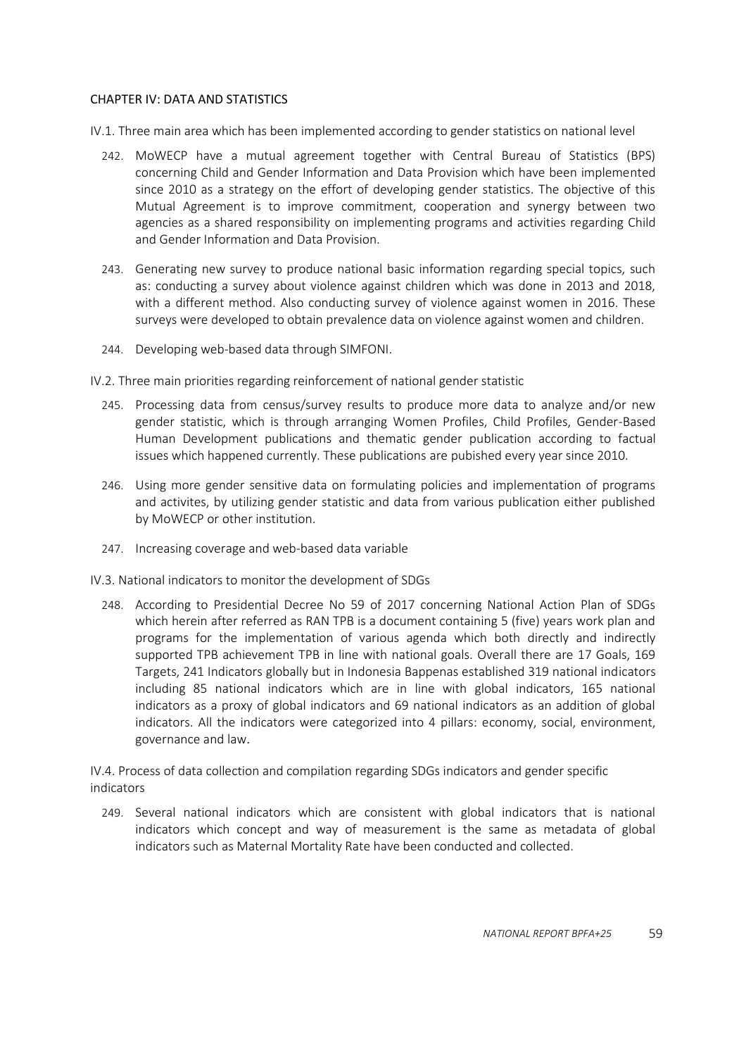## CHAPTER IV: DATA AND STATISTICS

### IV.1. Three main area which has been implemented according to gender statistics on national level

242. MoWECP have a mutual agreement together with Central Bureau of Statistics (BPS) concerning Child and Gender Information and Data Provision which have been implemented since 2010 as a strategy on the effort of developing gender statistics. The objective of this Mutual Agreement is to improve commitment, cooperation and synergy between two agencies as a shared responsibility on implementing programs and activities regarding Child and Gender Information and Data Provision.

243. Generating new survey to produce national basic information regarding special topics, such as: conducting a survey about violence against children which was done in 2013 and 2018, with a different method. Also conducting survey of violence against women in 2016. These surveys were developed to obtain prevalence data on violence against women and children.

244. Developing web-based data through SIMFONI.

### IV.2. Three main priorities regarding reinforcement of national gender statistic

245. Processing data from census/survey results to produce more data to analyze and/or new gender statistic, which is through arranging Women Profiles, Child Profiles, Gender-Based Human Development publications and thematic gender publication according to factual issues which happened currently. These publications are pubished every year since 2010.

246. Using more gender sensitive data on formulating policies and implementation of programs and activites, by utilizing gender statistic and data from various publication either published by MoWECP or other institution.

247. Increasing coverage and web-based data variable

### IV.3. National indicators to monitor the development of SDGs

248. According to Presidential Decree No 59 of 2017 concerning National Action Plan of SDGs which herein after referred as RAN TPB is a document containing 5 (five) years work plan and programs for the implementation of various agenda which both directly and indirectly supported TPB achievement TPB in line with national goals. Overall there are 17 Goals, 169 Targets, 241 Indicators globally but in Indonesia Bappenas established 319 national indicators including 85 national indicators which are in line with global indicators, 165 national indicators as a proxy of global indicators and 69 national indicators as an addition of global indicators. All the indicators were categorized into 4 pillars: economy, social, environment, governance and law.

### IV.4. Process of data collection and compilation regarding SDGs indicators and gender specific indicators

249. Several national indicators which are consistent with global indicators that is national indicators which concept and way of measurement is the same as metadata of global indicators such as Maternal Mortality Rate have been conducted and collected.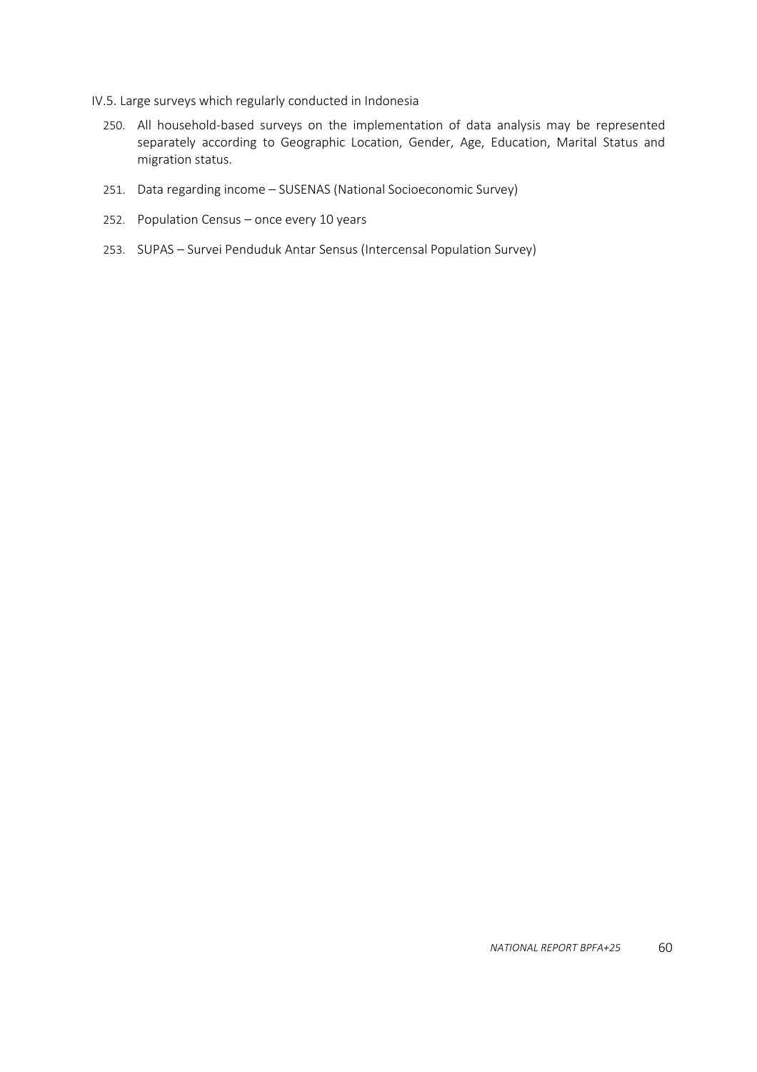IV.5. Large surveys which regularly conducted in Indonesia

250. All household-based surveys on the implementation of data analysis may be represented separately according to Geographic Location, Gender, Age, Education, Marital Status and migration status.

251. Data regarding income – SUSENAS (National Socioeconomic Survey)

252. Population Census – once every 10 years

253. SUPAS – Survei Penduduk Antar Sensus (Intercensal Population Survey)